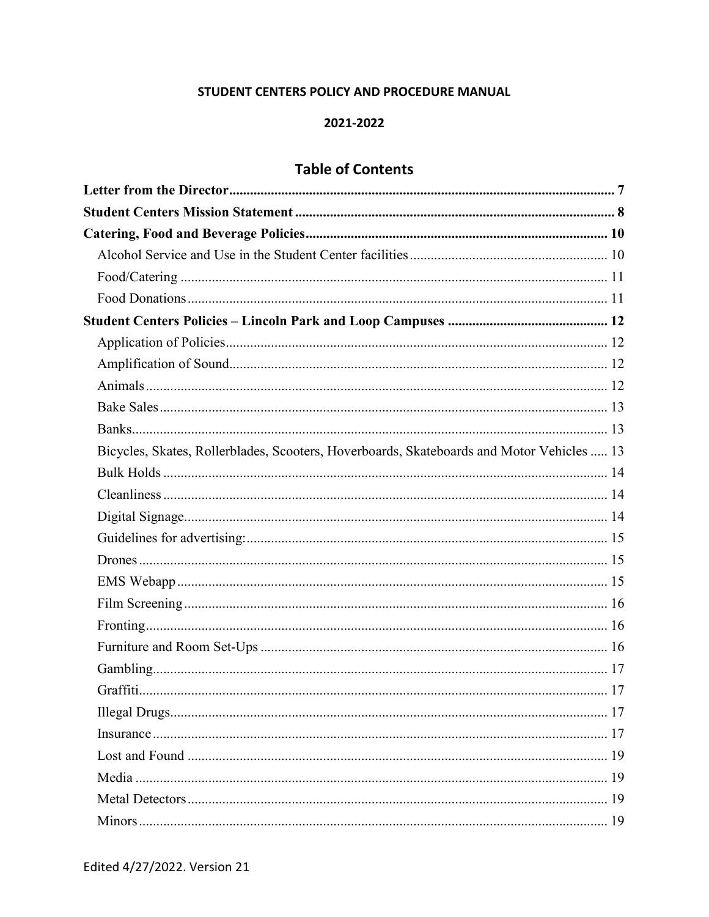# STUDENT CENTERS POLICY AND PROCEDURE MANUAL

## 2021-2022

## Table of Contents

**Letter from the Director** .......... 7

**Student Centers Mission Statement** .......... 8

**Catering, Food and Beverage Policies** .......... 10

- Alcohol Service and Use in the Student Center facilities .......... 10
- Food/Catering .......... 11
- Food Donations .......... 11

**Student Centers Policies – Lincoln Park and Loop Campuses** .......... 12

- Application of Policies .......... 12
- Amplification of Sound .......... 12
- Animals .......... 12
- Bake Sales .......... 13
- Banks .......... 13
- Bicycles, Skates, Rollerblades, Scooters, Hoverboards, Skateboards and Motor Vehicles .......... 13
- Bulk Holds .......... 14
- Cleanliness .......... 14
- Digital Signage .......... 14
- Guidelines for advertising: .......... 15
- Drones .......... 15
- EMS Webapp .......... 15
- Film Screening .......... 16
- Fronting .......... 16
- Furniture and Room Set-Ups .......... 16
- Gambling .......... 17
- Graffiti .......... 17
- Illegal Drugs .......... 17
- Insurance .......... 17
- Lost and Found .......... 19
- Media .......... 19
- Metal Detectors .......... 19
- Minors .......... 19

Edited 4/27/2022. Version 21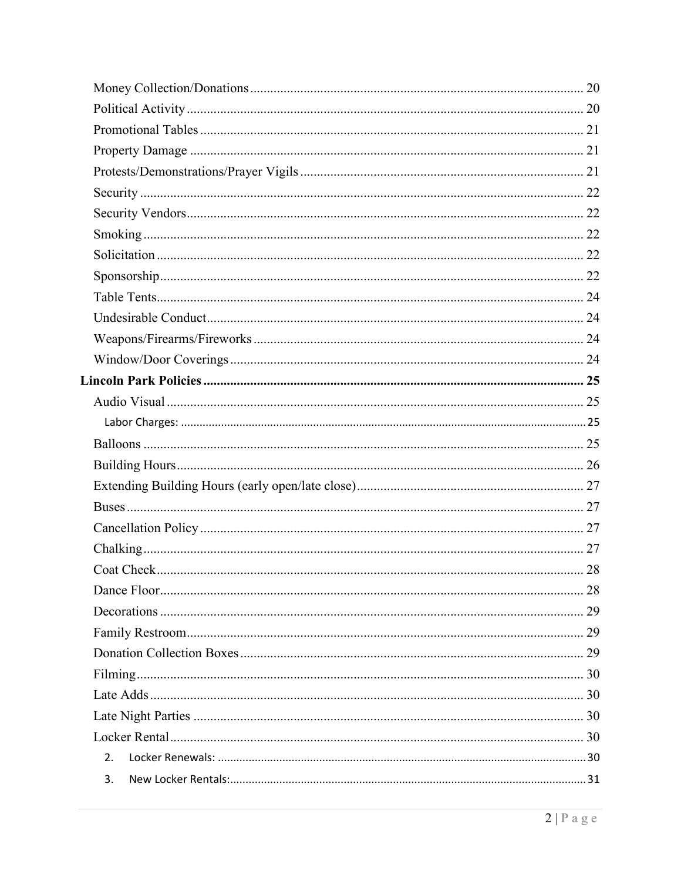- Money Collection/Donations ... 20
- Political Activity ... 20
- Promotional Tables ... 21
- Property Damage ... 21
- Protests/Demonstrations/Prayer Vigils ... 21
- Security ... 22
- Security Vendors ... 22
- Smoking ... 22
- Solicitation ... 22
- Sponsorship ... 22
- Table Tents ... 24
- Undesirable Conduct ... 24
- Weapons/Firearms/Fireworks ... 24
- Window/Door Coverings ... 24

**Lincoln Park Policies ... 25**

- Audio Visual ... 25
  - Labor Charges: ... 25
- Balloons ... 25
- Building Hours ... 26
- Extending Building Hours (early open/late close) ... 27
- Buses ... 27
- Cancellation Policy ... 27
- Chalking ... 27
- Coat Check ... 28
- Dance Floor ... 28
- Decorations ... 29
- Family Restroom ... 29
- Donation Collection Boxes ... 29
- Filming ... 30
- Late Adds ... 30
- Late Night Parties ... 30
- Locker Rental ... 30
  2. Locker Renewals: ... 30
  3. New Locker Rentals: ... 31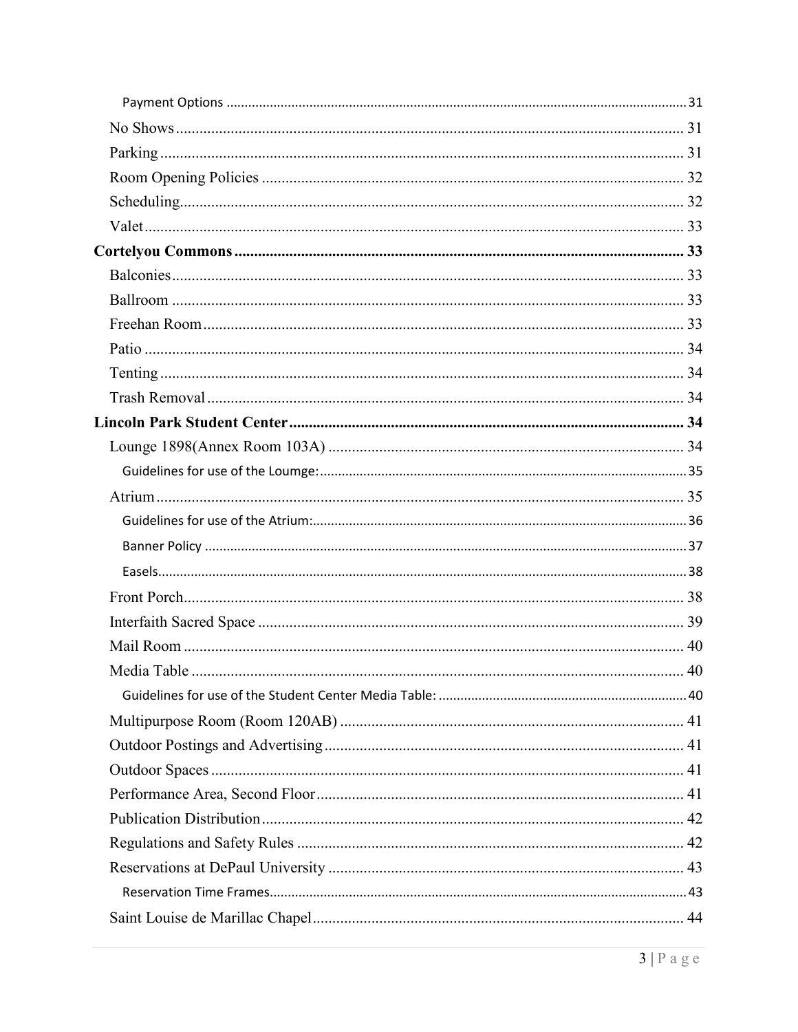- Payment Options ... 31
- No Shows ... 31
- Parking ... 31
- Room Opening Policies ... 32
- Scheduling ... 32
- Valet ... 33

**Cortelyou Commons ... 33**

- Balconies ... 33
- Ballroom ... 33
- Freehan Room ... 33
- Patio ... 34
- Tenting ... 34
- Trash Removal ... 34

**Lincoln Park Student Center ... 34**

- Lounge 1898(Annex Room 103A) ... 34
  - Guidelines for use of the Loumge: ... 35
- Atrium ... 35
  - Guidelines for use of the Atrium: ... 36
  - Banner Policy ... 37
  - Easels ... 38
- Front Porch ... 38
- Interfaith Sacred Space ... 39
- Mail Room ... 40
- Media Table ... 40
  - Guidelines for use of the Student Center Media Table: ... 40
- Multipurpose Room (Room 120AB) ... 41
- Outdoor Postings and Advertising ... 41
- Outdoor Spaces ... 41
- Performance Area, Second Floor ... 41
- Publication Distribution ... 42
- Regulations and Safety Rules ... 42
- Reservations at DePaul University ... 43
  - Reservation Time Frames ... 43
- Saint Louise de Marillac Chapel ... 44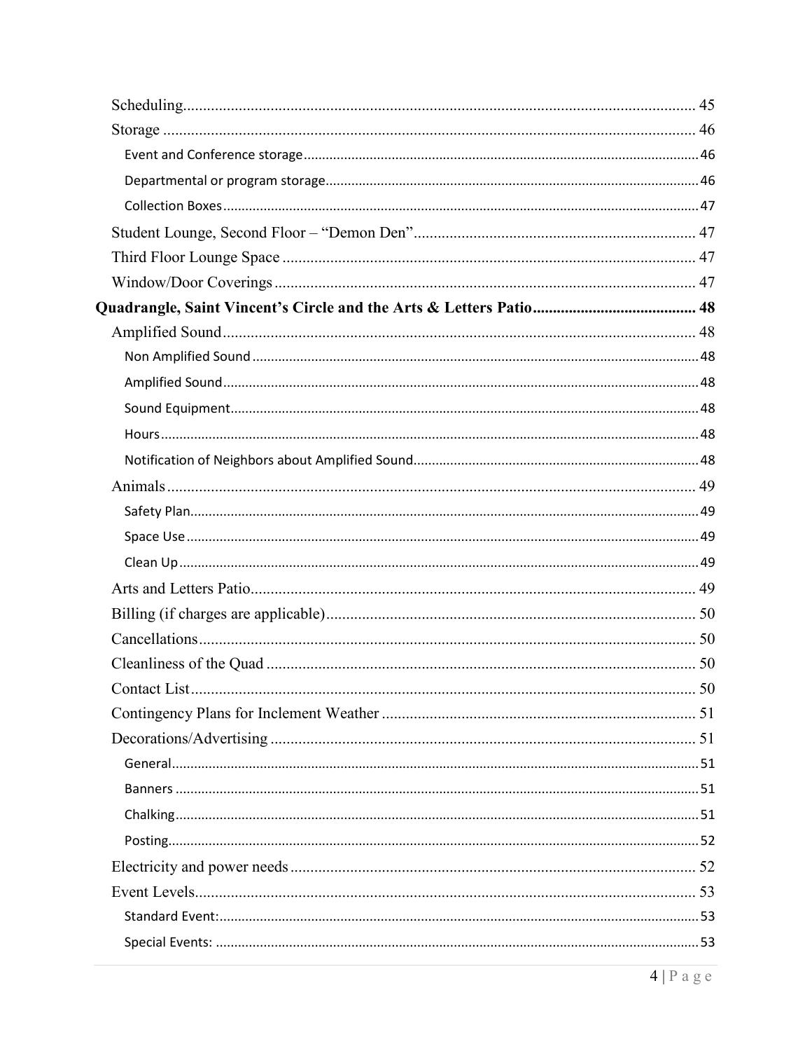Scheduling 45
Storage 46
Event and Conference storage 46
Departmental or program storage 46
Collection Boxes 47
Student Lounge, Second Floor – "Demon Den" 47
Third Floor Lounge Space 47
Window/Door Coverings 47
**Quadrangle, Saint Vincent's Circle and the Arts & Letters Patio 48**
Amplified Sound 48
Non Amplified Sound 48
Amplified Sound 48
Sound Equipment 48
Hours 48
Notification of Neighbors about Amplified Sound 48
Animals 49
Safety Plan 49
Space Use 49
Clean Up 49
Arts and Letters Patio 49
Billing (if charges are applicable) 50
Cancellations 50
Cleanliness of the Quad 50
Contact List 50
Contingency Plans for Inclement Weather 51
Decorations/Advertising 51
General 51
Banners 51
Chalking 51
Posting 52
Electricity and power needs 52
Event Levels 53
Standard Event: 53
Special Events: 53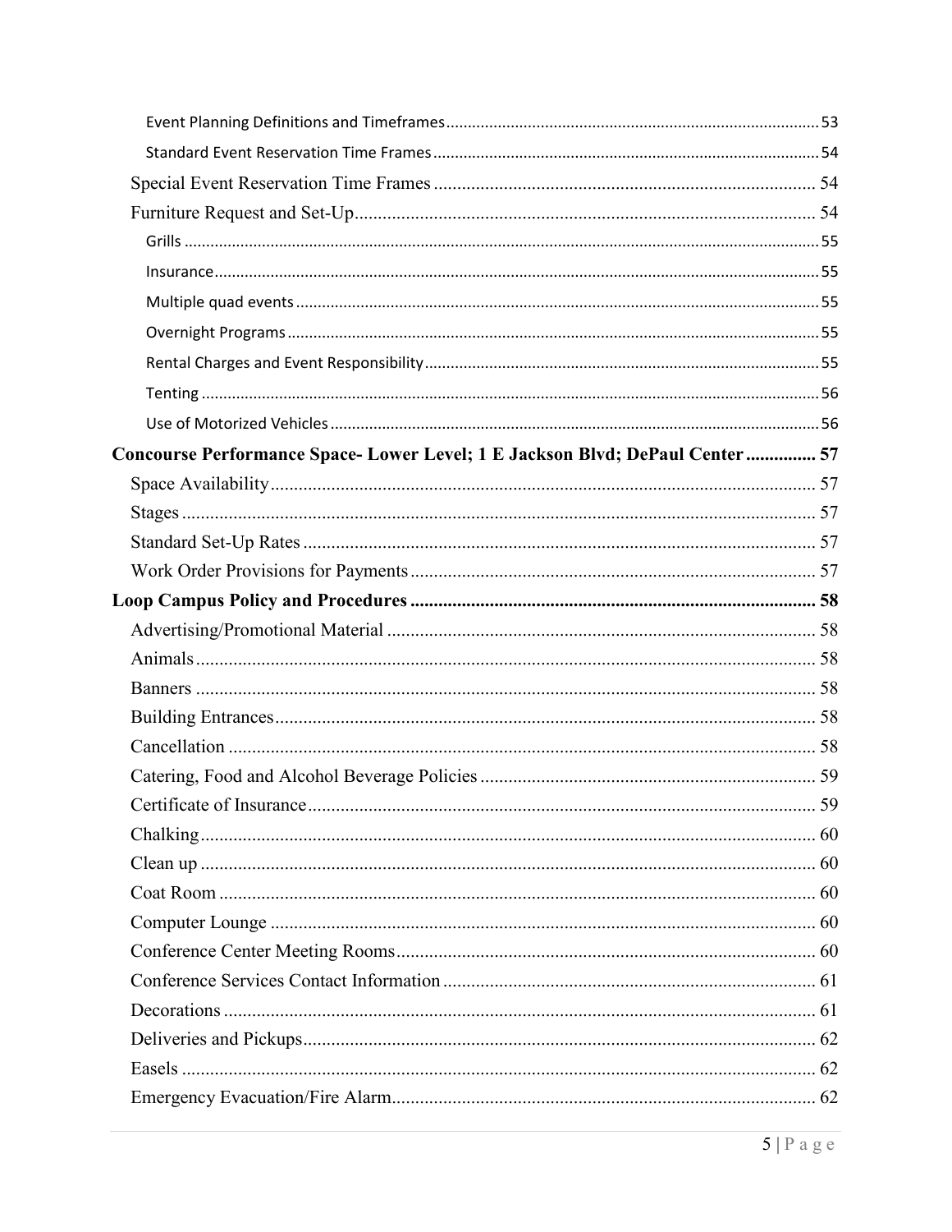- Event Planning Definitions and Timeframes ..... 53
- Standard Event Reservation Time Frames ..... 54
- Special Event Reservation Time Frames ..... 54
- Furniture Request and Set-Up ..... 54
  - Grills ..... 55
  - Insurance ..... 55
  - Multiple quad events ..... 55
  - Overnight Programs ..... 55
  - Rental Charges and Event Responsibility ..... 55
  - Tenting ..... 56
  - Use of Motorized Vehicles ..... 56

**Concourse Performance Space- Lower Level; 1 E Jackson Blvd; DePaul Center ..... 57**

- Space Availability ..... 57
- Stages ..... 57
- Standard Set-Up Rates ..... 57
- Work Order Provisions for Payments ..... 57

**Loop Campus Policy and Procedures ..... 58**

- Advertising/Promotional Material ..... 58
- Animals ..... 58
- Banners ..... 58
- Building Entrances ..... 58
- Cancellation ..... 58
- Catering, Food and Alcohol Beverage Policies ..... 59
- Certificate of Insurance ..... 59
- Chalking ..... 60
- Clean up ..... 60
- Coat Room ..... 60
- Computer Lounge ..... 60
- Conference Center Meeting Rooms ..... 60
- Conference Services Contact Information ..... 61
- Decorations ..... 61
- Deliveries and Pickups ..... 62
- Easels ..... 62
- Emergency Evacuation/Fire Alarm ..... 62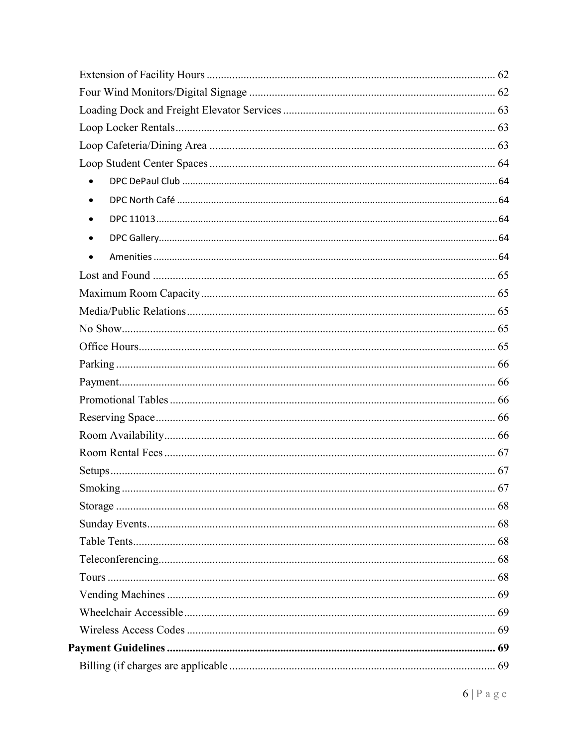Extension of Facility Hours ........................................................................................................ 62
Four Wind Monitors/Digital Signage ........................................................................................ 62
Loading Dock and Freight Elevator Services ............................................................................ 63
Loop Locker Rentals .................................................................................................................. 63
Loop Cafeteria/Dining Area ...................................................................................................... 63
Loop Student Center Spaces ...................................................................................................... 64

- DPC DePaul Club ........................................................................................................................ 64
- DPC North Café .......................................................................................................................... 64
- DPC 11013 .................................................................................................................................. 64
- DPC Gallery ................................................................................................................................. 64
- Amenities .................................................................................................................................... 64

Lost and Found ........................................................................................................................... 65
Maximum Room Capacity ......................................................................................................... 65
Media/Public Relations .............................................................................................................. 65
No Show ..................................................................................................................................... 65
Office Hours ............................................................................................................................... 65
Parking ....................................................................................................................................... 66
Payment ...................................................................................................................................... 66
Promotional Tables .................................................................................................................... 66
Reserving Space ......................................................................................................................... 66
Room Availability ...................................................................................................................... 66
Room Rental Fees ...................................................................................................................... 67
Setups ......................................................................................................................................... 67
Smoking ..................................................................................................................................... 67
Storage ....................................................................................................................................... 68
Sunday Events ............................................................................................................................ 68
Table Tents ................................................................................................................................. 68
Teleconferencing ........................................................................................................................ 68
Tours .......................................................................................................................................... 68
Vending Machines ..................................................................................................................... 69
Wheelchair Accessible ............................................................................................................... 69
Wireless Access Codes .............................................................................................................. 69

**Payment Guidelines ................................................................................................................. 69**

Billing (if charges are applicable ............................................................................................... 69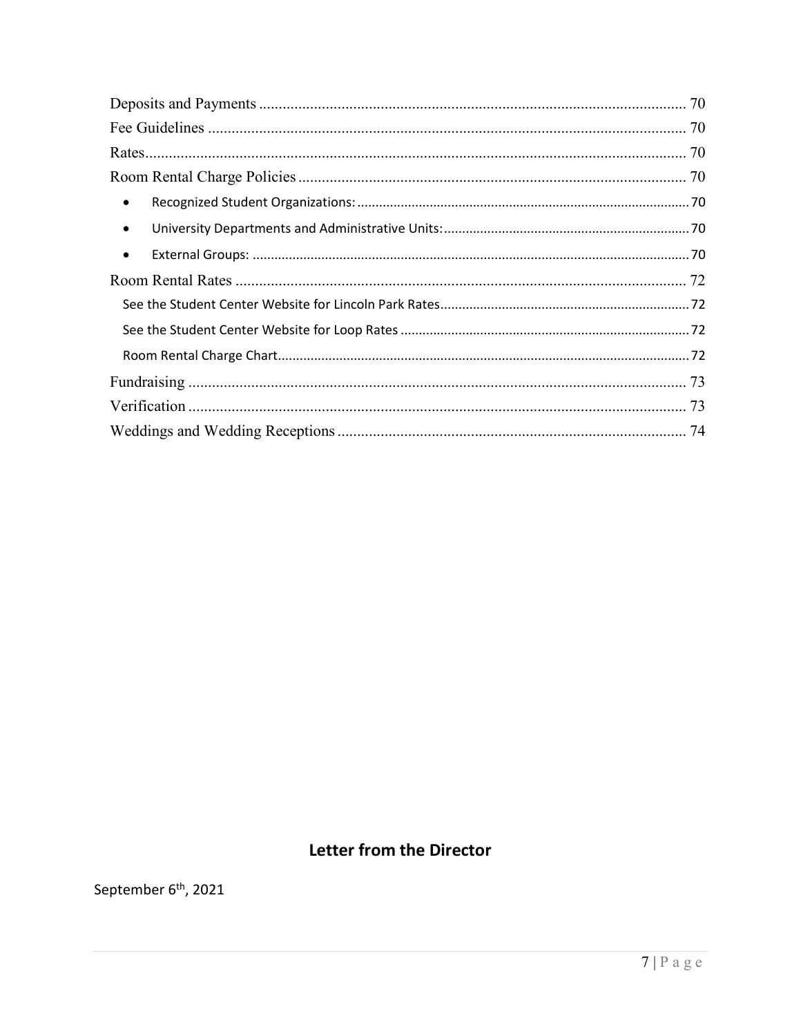Deposits and Payments ... 70
Fee Guidelines ... 70
Rates ... 70
Room Rental Charge Policies ... 70
- Recognized Student Organizations: ... 70
- University Departments and Administrative Units: ... 70
- External Groups: ... 70

Room Rental Rates ... 72
  See the Student Center Website for Lincoln Park Rates ... 72
  See the Student Center Website for Loop Rates ... 72
  Room Rental Charge Chart ... 72
Fundraising ... 73
Verification ... 73
Weddings and Wedding Receptions ... 74

## Letter from the Director

September 6th, 2021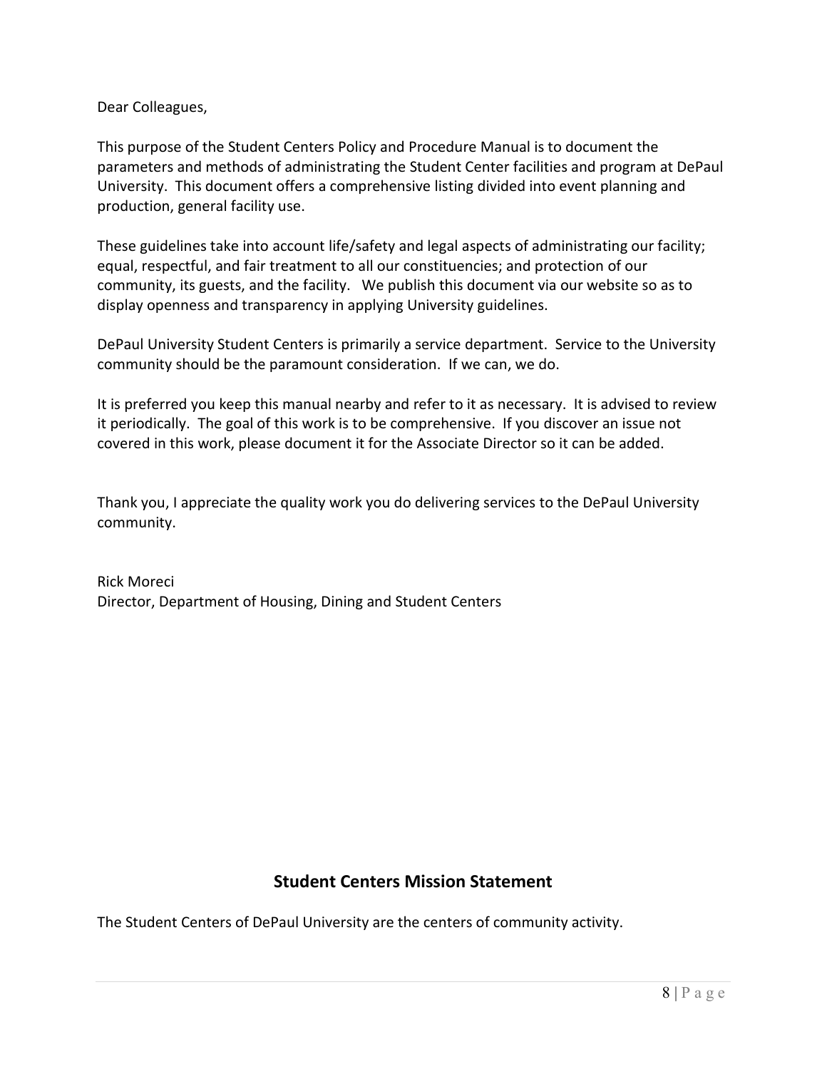Dear Colleagues,

This purpose of the Student Centers Policy and Procedure Manual is to document the parameters and methods of administrating the Student Center facilities and program at DePaul University. This document offers a comprehensive listing divided into event planning and production, general facility use.

These guidelines take into account life/safety and legal aspects of administrating our facility; equal, respectful, and fair treatment to all our constituencies; and protection of our community, its guests, and the facility. We publish this document via our website so as to display openness and transparency in applying University guidelines.

DePaul University Student Centers is primarily a service department. Service to the University community should be the paramount consideration. If we can, we do.

It is preferred you keep this manual nearby and refer to it as necessary. It is advised to review it periodically. The goal of this work is to be comprehensive. If you discover an issue not covered in this work, please document it for the Associate Director so it can be added.

Thank you, I appreciate the quality work you do delivering services to the DePaul University community.

Rick Moreci
Director, Department of Housing, Dining and Student Centers

## Student Centers Mission Statement

The Student Centers of DePaul University are the centers of community activity.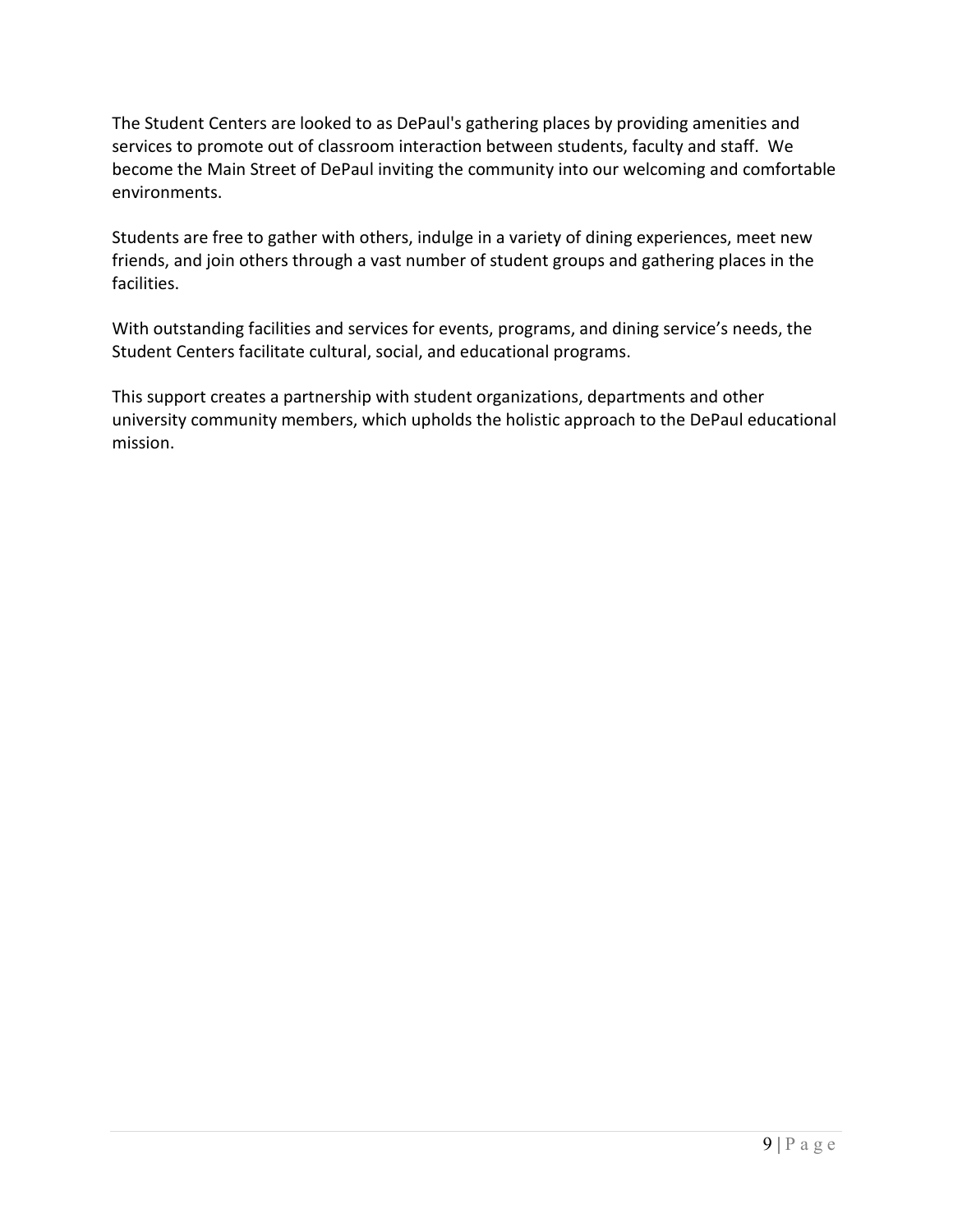The Student Centers are looked to as DePaul's gathering places by providing amenities and services to promote out of classroom interaction between students, faculty and staff.  We become the Main Street of DePaul inviting the community into our welcoming and comfortable environments.

Students are free to gather with others, indulge in a variety of dining experiences, meet new friends, and join others through a vast number of student groups and gathering places in the facilities.

With outstanding facilities and services for events, programs, and dining service’s needs, the Student Centers facilitate cultural, social, and educational programs.

This support creates a partnership with student organizations, departments and other university community members, which upholds the holistic approach to the DePaul educational mission.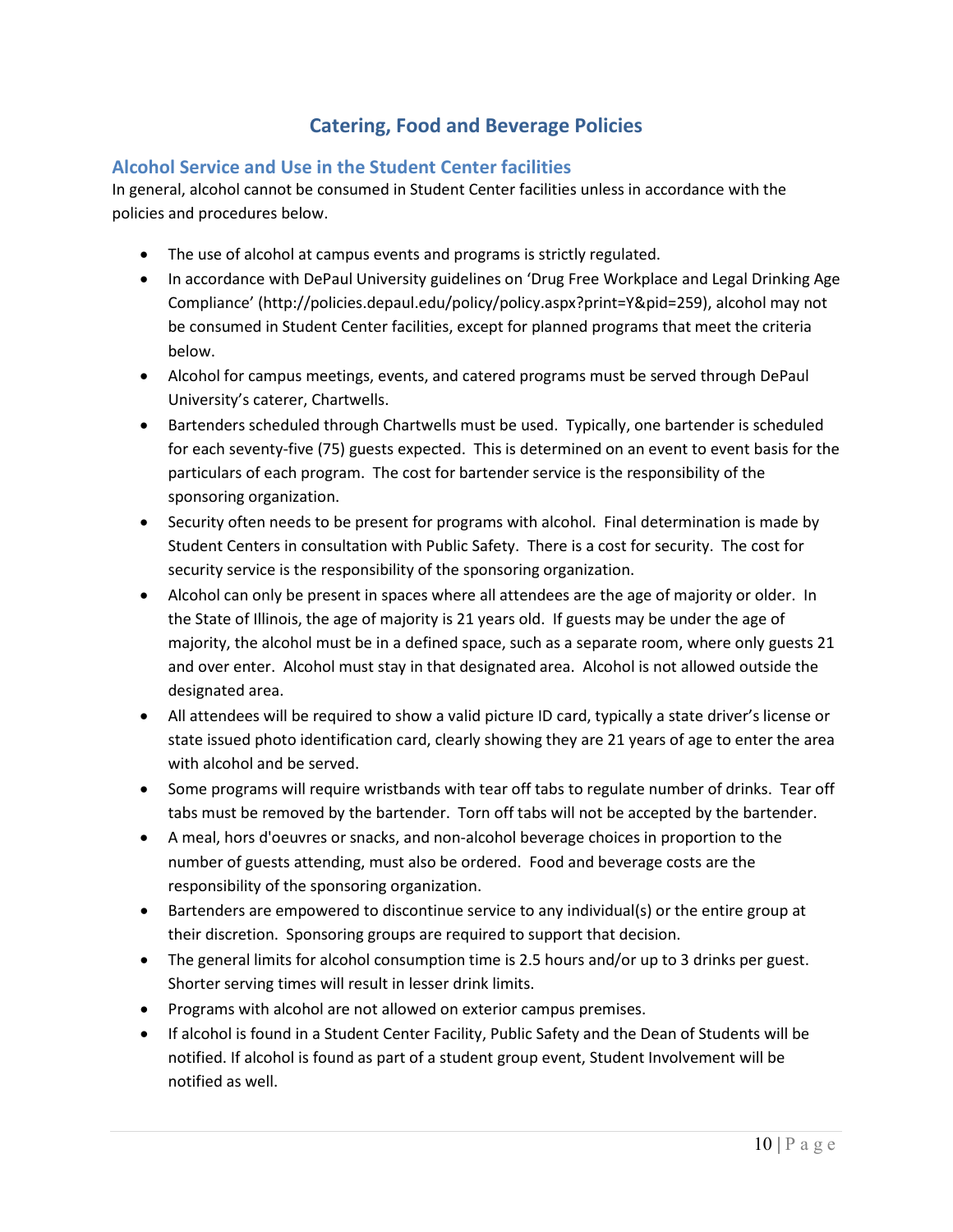# Catering, Food and Beverage Policies

## Alcohol Service and Use in the Student Center facilities

In general, alcohol cannot be consumed in Student Center facilities unless in accordance with the policies and procedures below.

- The use of alcohol at campus events and programs is strictly regulated.
- In accordance with DePaul University guidelines on 'Drug Free Workplace and Legal Drinking Age Compliance' (http://policies.depaul.edu/policy/policy.aspx?print=Y&pid=259), alcohol may not be consumed in Student Center facilities, except for planned programs that meet the criteria below.
- Alcohol for campus meetings, events, and catered programs must be served through DePaul University's caterer, Chartwells.
- Bartenders scheduled through Chartwells must be used. Typically, one bartender is scheduled for each seventy-five (75) guests expected. This is determined on an event to event basis for the particulars of each program. The cost for bartender service is the responsibility of the sponsoring organization.
- Security often needs to be present for programs with alcohol. Final determination is made by Student Centers in consultation with Public Safety. There is a cost for security. The cost for security service is the responsibility of the sponsoring organization.
- Alcohol can only be present in spaces where all attendees are the age of majority or older. In the State of Illinois, the age of majority is 21 years old. If guests may be under the age of majority, the alcohol must be in a defined space, such as a separate room, where only guests 21 and over enter. Alcohol must stay in that designated area. Alcohol is not allowed outside the designated area.
- All attendees will be required to show a valid picture ID card, typically a state driver's license or state issued photo identification card, clearly showing they are 21 years of age to enter the area with alcohol and be served.
- Some programs will require wristbands with tear off tabs to regulate number of drinks. Tear off tabs must be removed by the bartender. Torn off tabs will not be accepted by the bartender.
- A meal, hors d'oeuvres or snacks, and non-alcohol beverage choices in proportion to the number of guests attending, must also be ordered. Food and beverage costs are the responsibility of the sponsoring organization.
- Bartenders are empowered to discontinue service to any individual(s) or the entire group at their discretion. Sponsoring groups are required to support that decision.
- The general limits for alcohol consumption time is 2.5 hours and/or up to 3 drinks per guest. Shorter serving times will result in lesser drink limits.
- Programs with alcohol are not allowed on exterior campus premises.
- If alcohol is found in a Student Center Facility, Public Safety and the Dean of Students will be notified. If alcohol is found as part of a student group event, Student Involvement will be notified as well.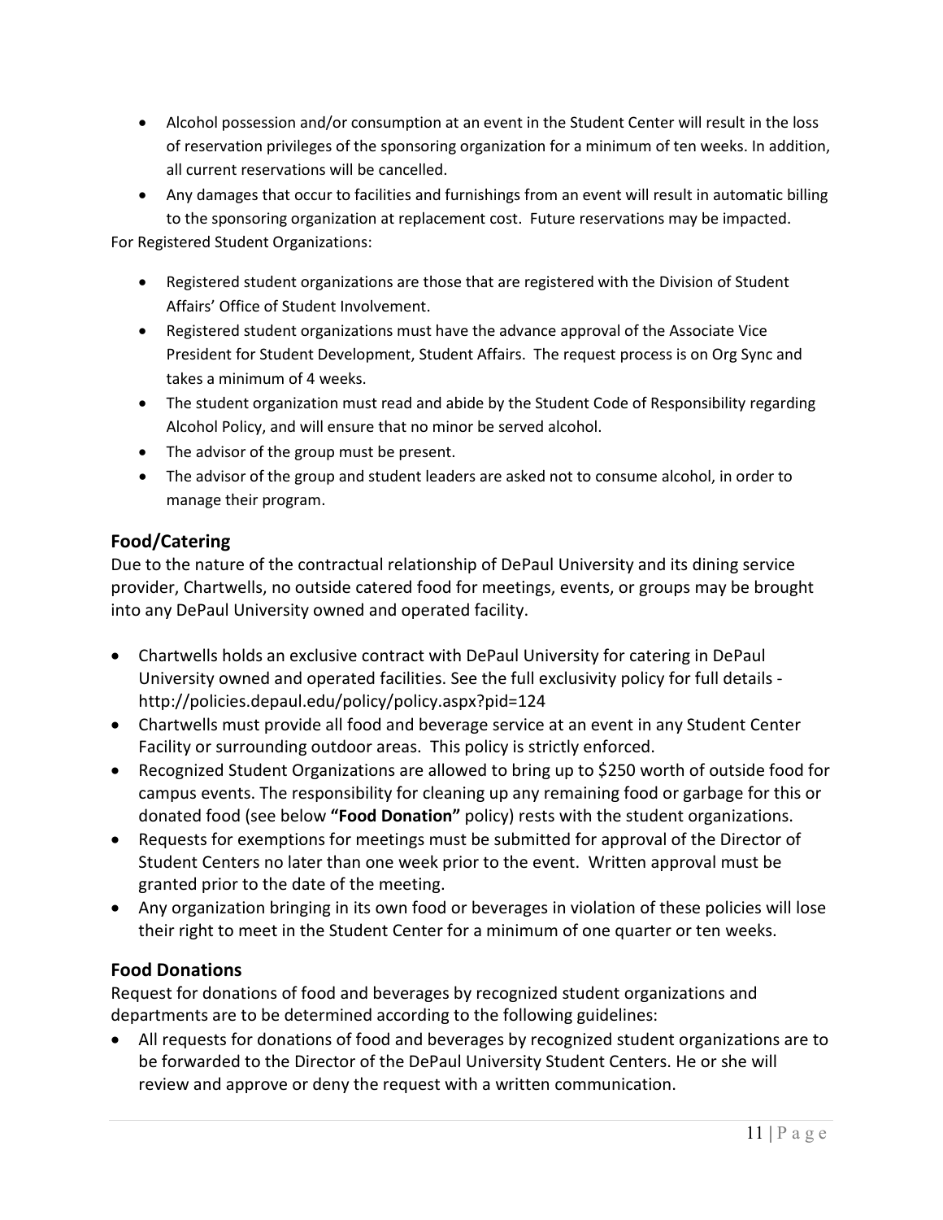- Alcohol possession and/or consumption at an event in the Student Center will result in the loss of reservation privileges of the sponsoring organization for a minimum of ten weeks. In addition, all current reservations will be cancelled.
- Any damages that occur to facilities and furnishings from an event will result in automatic billing to the sponsoring organization at replacement cost. Future reservations may be impacted.

For Registered Student Organizations:

- Registered student organizations are those that are registered with the Division of Student Affairs' Office of Student Involvement.
- Registered student organizations must have the advance approval of the Associate Vice President for Student Development, Student Affairs. The request process is on Org Sync and takes a minimum of 4 weeks.
- The student organization must read and abide by the Student Code of Responsibility regarding Alcohol Policy, and will ensure that no minor be served alcohol.
- The advisor of the group must be present.
- The advisor of the group and student leaders are asked not to consume alcohol, in order to manage their program.

## Food/Catering

Due to the nature of the contractual relationship of DePaul University and its dining service provider, Chartwells, no outside catered food for meetings, events, or groups may be brought into any DePaul University owned and operated facility.

- Chartwells holds an exclusive contract with DePaul University for catering in DePaul University owned and operated facilities. See the full exclusivity policy for full details - http://policies.depaul.edu/policy/policy.aspx?pid=124
- Chartwells must provide all food and beverage service at an event in any Student Center Facility or surrounding outdoor areas. This policy is strictly enforced.
- Recognized Student Organizations are allowed to bring up to $250 worth of outside food for campus events. The responsibility for cleaning up any remaining food or garbage for this or donated food (see below **"Food Donation"** policy) rests with the student organizations.
- Requests for exemptions for meetings must be submitted for approval of the Director of Student Centers no later than one week prior to the event. Written approval must be granted prior to the date of the meeting.
- Any organization bringing in its own food or beverages in violation of these policies will lose their right to meet in the Student Center for a minimum of one quarter or ten weeks.

## Food Donations

Request for donations of food and beverages by recognized student organizations and departments are to be determined according to the following guidelines:

- All requests for donations of food and beverages by recognized student organizations are to be forwarded to the Director of the DePaul University Student Centers. He or she will review and approve or deny the request with a written communication.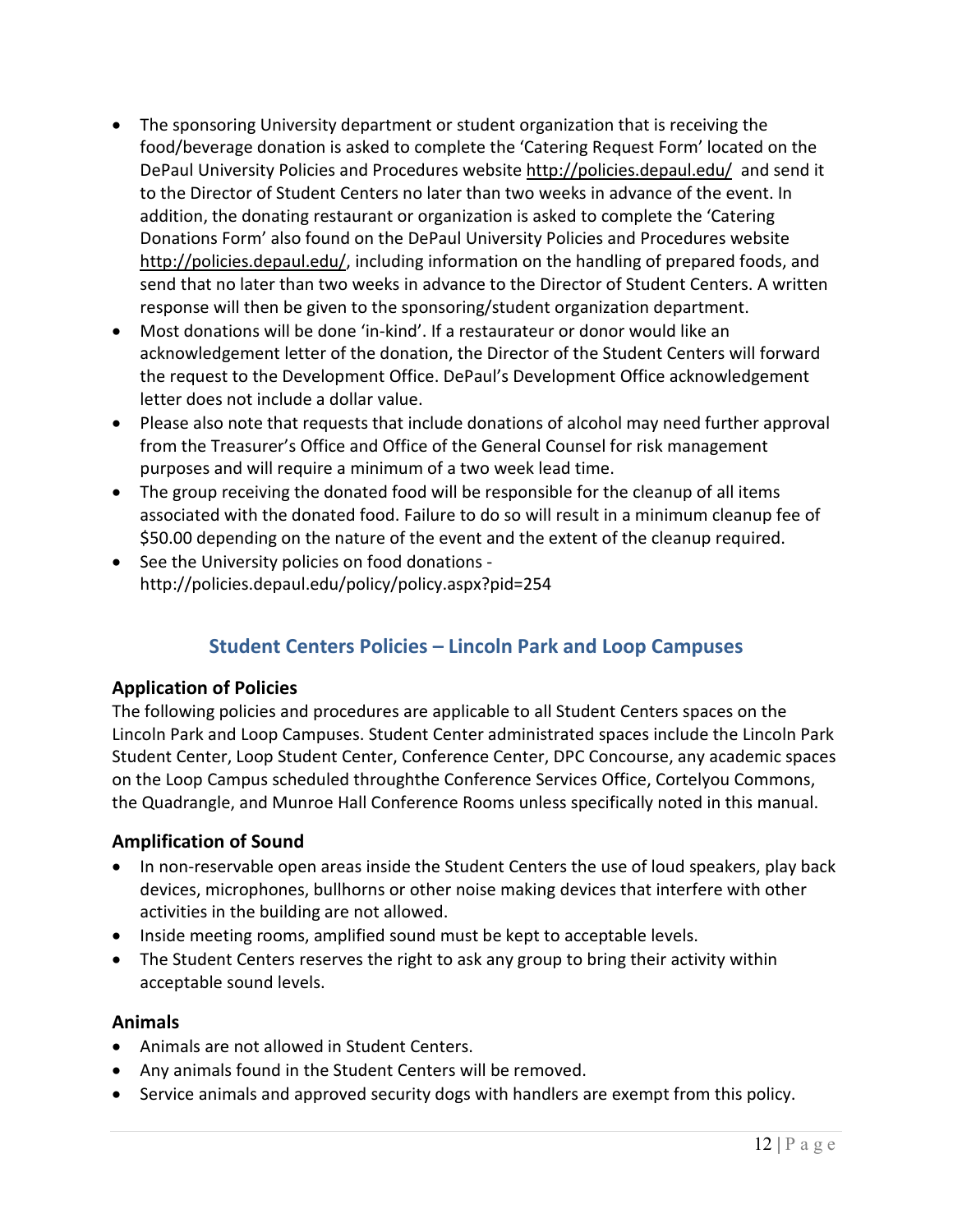- The sponsoring University department or student organization that is receiving the food/beverage donation is asked to complete the 'Catering Request Form' located on the DePaul University Policies and Procedures website http://policies.depaul.edu/ and send it to the Director of Student Centers no later than two weeks in advance of the event. In addition, the donating restaurant or organization is asked to complete the 'Catering Donations Form' also found on the DePaul University Policies and Procedures website http://policies.depaul.edu/, including information on the handling of prepared foods, and send that no later than two weeks in advance to the Director of Student Centers. A written response will then be given to the sponsoring/student organization department.
- Most donations will be done 'in-kind'. If a restaurateur or donor would like an acknowledgement letter of the donation, the Director of the Student Centers will forward the request to the Development Office. DePaul's Development Office acknowledgement letter does not include a dollar value.
- Please also note that requests that include donations of alcohol may need further approval from the Treasurer's Office and Office of the General Counsel for risk management purposes and will require a minimum of a two week lead time.
- The group receiving the donated food will be responsible for the cleanup of all items associated with the donated food. Failure to do so will result in a minimum cleanup fee of $50.00 depending on the nature of the event and the extent of the cleanup required.
- See the University policies on food donations - http://policies.depaul.edu/policy/policy.aspx?pid=254

## Student Centers Policies – Lincoln Park and Loop Campuses

### Application of Policies

The following policies and procedures are applicable to all Student Centers spaces on the Lincoln Park and Loop Campuses. Student Center administrated spaces include the Lincoln Park Student Center, Loop Student Center, Conference Center, DPC Concourse, any academic spaces on the Loop Campus scheduled throughthe Conference Services Office, Cortelyou Commons, the Quadrangle, and Munroe Hall Conference Rooms unless specifically noted in this manual.

### Amplification of Sound

- In non-reservable open areas inside the Student Centers the use of loud speakers, play back devices, microphones, bullhorns or other noise making devices that interfere with other activities in the building are not allowed.
- Inside meeting rooms, amplified sound must be kept to acceptable levels.
- The Student Centers reserves the right to ask any group to bring their activity within acceptable sound levels.

### Animals

- Animals are not allowed in Student Centers.
- Any animals found in the Student Centers will be removed.
- Service animals and approved security dogs with handlers are exempt from this policy.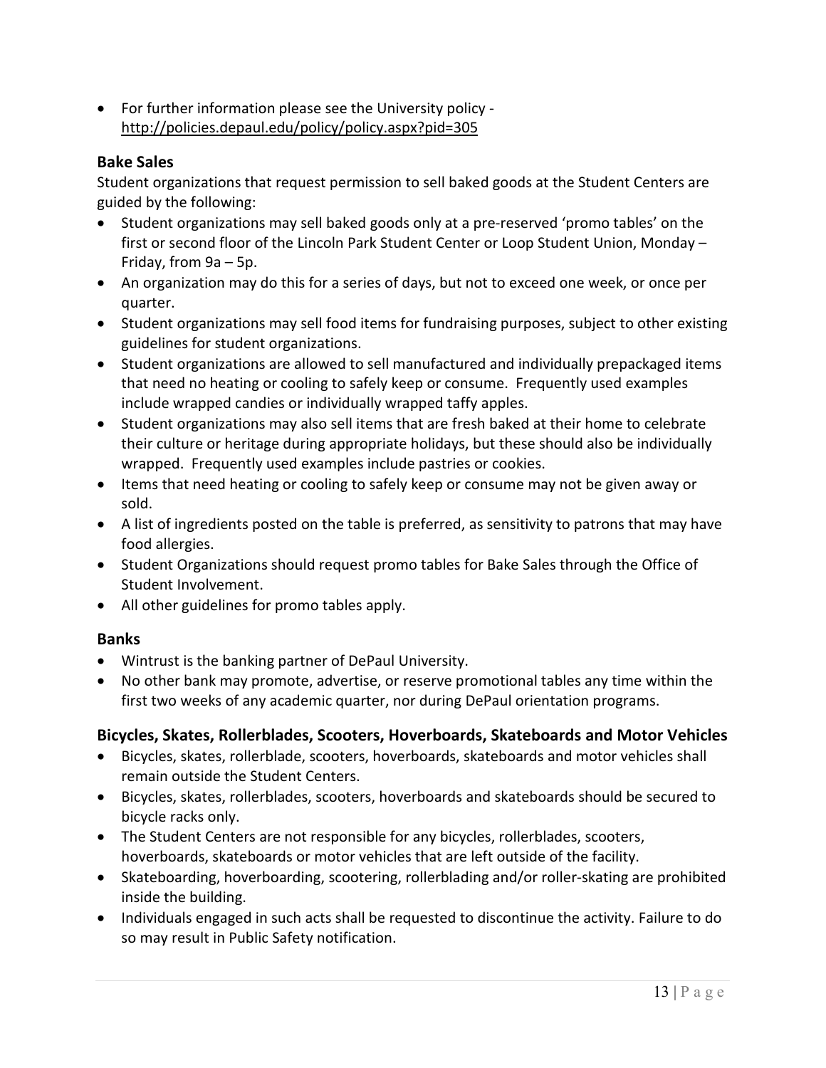- For further information please see the University policy - http://policies.depaul.edu/policy/policy.aspx?pid=305

### Bake Sales

Student organizations that request permission to sell baked goods at the Student Centers are guided by the following:

- Student organizations may sell baked goods only at a pre-reserved 'promo tables' on the first or second floor of the Lincoln Park Student Center or Loop Student Union, Monday – Friday, from 9a – 5p.
- An organization may do this for a series of days, but not to exceed one week, or once per quarter.
- Student organizations may sell food items for fundraising purposes, subject to other existing guidelines for student organizations.
- Student organizations are allowed to sell manufactured and individually prepackaged items that need no heating or cooling to safely keep or consume. Frequently used examples include wrapped candies or individually wrapped taffy apples.
- Student organizations may also sell items that are fresh baked at their home to celebrate their culture or heritage during appropriate holidays, but these should also be individually wrapped. Frequently used examples include pastries or cookies.
- Items that need heating or cooling to safely keep or consume may not be given away or sold.
- A list of ingredients posted on the table is preferred, as sensitivity to patrons that may have food allergies.
- Student Organizations should request promo tables for Bake Sales through the Office of Student Involvement.
- All other guidelines for promo tables apply.

### Banks

- Wintrust is the banking partner of DePaul University.
- No other bank may promote, advertise, or reserve promotional tables any time within the first two weeks of any academic quarter, nor during DePaul orientation programs.

### Bicycles, Skates, Rollerblades, Scooters, Hoverboards, Skateboards and Motor Vehicles

- Bicycles, skates, rollerblade, scooters, hoverboards, skateboards and motor vehicles shall remain outside the Student Centers.
- Bicycles, skates, rollerblades, scooters, hoverboards and skateboards should be secured to bicycle racks only.
- The Student Centers are not responsible for any bicycles, rollerblades, scooters, hoverboards, skateboards or motor vehicles that are left outside of the facility.
- Skateboarding, hoverboarding, scootering, rollerblading and/or roller-skating are prohibited inside the building.
- Individuals engaged in such acts shall be requested to discontinue the activity. Failure to do so may result in Public Safety notification.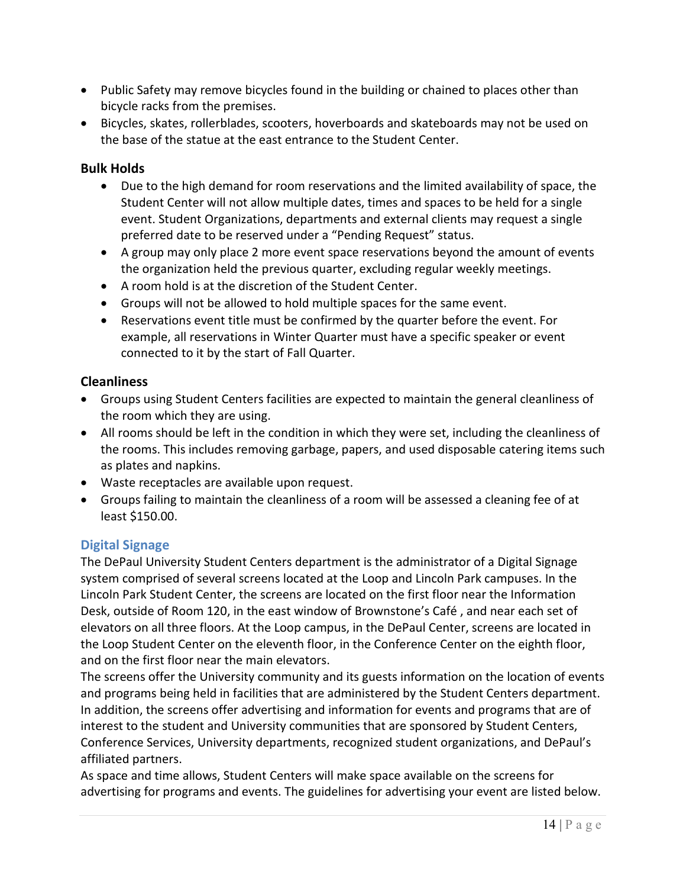- Public Safety may remove bicycles found in the building or chained to places other than bicycle racks from the premises.
- Bicycles, skates, rollerblades, scooters, hoverboards and skateboards may not be used on the base of the statue at the east entrance to the Student Center.

### Bulk Holds

- Due to the high demand for room reservations and the limited availability of space, the Student Center will not allow multiple dates, times and spaces to be held for a single event. Student Organizations, departments and external clients may request a single preferred date to be reserved under a "Pending Request" status.
- A group may only place 2 more event space reservations beyond the amount of events the organization held the previous quarter, excluding regular weekly meetings.
- A room hold is at the discretion of the Student Center.
- Groups will not be allowed to hold multiple spaces for the same event.
- Reservations event title must be confirmed by the quarter before the event. For example, all reservations in Winter Quarter must have a specific speaker or event connected to it by the start of Fall Quarter.

### Cleanliness

- Groups using Student Centers facilities are expected to maintain the general cleanliness of the room which they are using.
- All rooms should be left in the condition in which they were set, including the cleanliness of the rooms. This includes removing garbage, papers, and used disposable catering items such as plates and napkins.
- Waste receptacles are available upon request.
- Groups failing to maintain the cleanliness of a room will be assessed a cleaning fee of at least $150.00.

## Digital Signage

The DePaul University Student Centers department is the administrator of a Digital Signage system comprised of several screens located at the Loop and Lincoln Park campuses. In the Lincoln Park Student Center, the screens are located on the first floor near the Information Desk, outside of Room 120, in the east window of Brownstone's Café , and near each set of elevators on all three floors. At the Loop campus, in the DePaul Center, screens are located in the Loop Student Center on the eleventh floor, in the Conference Center on the eighth floor, and on the first floor near the main elevators.

The screens offer the University community and its guests information on the location of events and programs being held in facilities that are administered by the Student Centers department. In addition, the screens offer advertising and information for events and programs that are of interest to the student and University communities that are sponsored by Student Centers, Conference Services, University departments, recognized student organizations, and DePaul's affiliated partners.

As space and time allows, Student Centers will make space available on the screens for advertising for programs and events. The guidelines for advertising your event are listed below.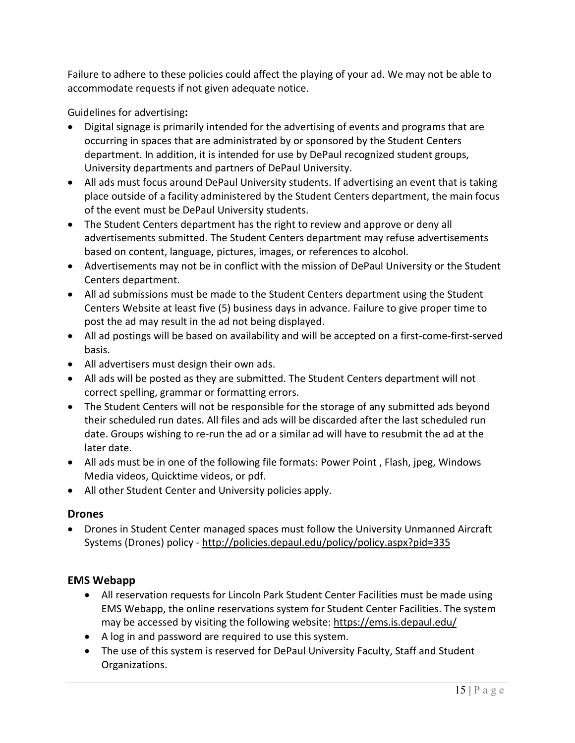Failure to adhere to these policies could affect the playing of your ad. We may not be able to accommodate requests if not given adequate notice.

Guidelines for advertising**:**

- Digital signage is primarily intended for the advertising of events and programs that are occurring in spaces that are administrated by or sponsored by the Student Centers department. In addition, it is intended for use by DePaul recognized student groups, University departments and partners of DePaul University.
- All ads must focus around DePaul University students. If advertising an event that is taking place outside of a facility administered by the Student Centers department, the main focus of the event must be DePaul University students.
- The Student Centers department has the right to review and approve or deny all advertisements submitted. The Student Centers department may refuse advertisements based on content, language, pictures, images, or references to alcohol.
- Advertisements may not be in conflict with the mission of DePaul University or the Student Centers department.
- All ad submissions must be made to the Student Centers department using the Student Centers Website at least five (5) business days in advance. Failure to give proper time to post the ad may result in the ad not being displayed.
- All ad postings will be based on availability and will be accepted on a first-come-first-served basis.
- All advertisers must design their own ads.
- All ads will be posted as they are submitted. The Student Centers department will not correct spelling, grammar or formatting errors.
- The Student Centers will not be responsible for the storage of any submitted ads beyond their scheduled run dates. All files and ads will be discarded after the last scheduled run date. Groups wishing to re-run the ad or a similar ad will have to resubmit the ad at the later date.
- All ads must be in one of the following file formats: Power Point , Flash, jpeg, Windows Media videos, Quicktime videos, or pdf.
- All other Student Center and University policies apply.

## Drones

- Drones in Student Center managed spaces must follow the University Unmanned Aircraft Systems (Drones) policy - http://policies.depaul.edu/policy/policy.aspx?pid=335

## EMS Webapp

- All reservation requests for Lincoln Park Student Center Facilities must be made using EMS Webapp, the online reservations system for Student Center Facilities. The system may be accessed by visiting the following website: https://ems.is.depaul.edu/
- A log in and password are required to use this system.
- The use of this system is reserved for DePaul University Faculty, Staff and Student Organizations.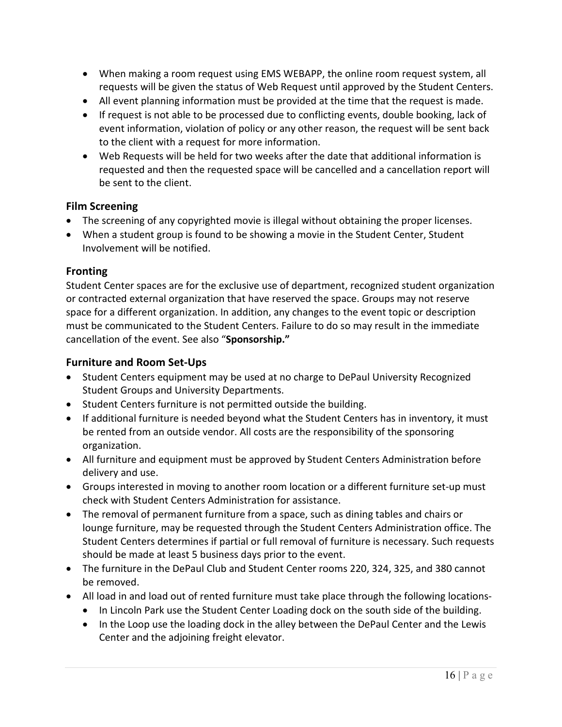- When making a room request using EMS WEBAPP, the online room request system, all requests will be given the status of Web Request until approved by the Student Centers.
- All event planning information must be provided at the time that the request is made.
- If request is not able to be processed due to conflicting events, double booking, lack of event information, violation of policy or any other reason, the request will be sent back to the client with a request for more information.
- Web Requests will be held for two weeks after the date that additional information is requested and then the requested space will be cancelled and a cancellation report will be sent to the client.

### Film Screening

- The screening of any copyrighted movie is illegal without obtaining the proper licenses.
- When a student group is found to be showing a movie in the Student Center, Student Involvement will be notified.

### Fronting

Student Center spaces are for the exclusive use of department, recognized student organization or contracted external organization that have reserved the space. Groups may not reserve space for a different organization. In addition, any changes to the event topic or description must be communicated to the Student Centers. Failure to do so may result in the immediate cancellation of the event. See also "**Sponsorship.**"

### Furniture and Room Set-Ups

- Student Centers equipment may be used at no charge to DePaul University Recognized Student Groups and University Departments.
- Student Centers furniture is not permitted outside the building.
- If additional furniture is needed beyond what the Student Centers has in inventory, it must be rented from an outside vendor. All costs are the responsibility of the sponsoring organization.
- All furniture and equipment must be approved by Student Centers Administration before delivery and use.
- Groups interested in moving to another room location or a different furniture set-up must check with Student Centers Administration for assistance.
- The removal of permanent furniture from a space, such as dining tables and chairs or lounge furniture, may be requested through the Student Centers Administration office. The Student Centers determines if partial or full removal of furniture is necessary. Such requests should be made at least 5 business days prior to the event.
- The furniture in the DePaul Club and Student Center rooms 220, 324, 325, and 380 cannot be removed.
- All load in and load out of rented furniture must take place through the following locations-
  - In Lincoln Park use the Student Center Loading dock on the south side of the building.
  - In the Loop use the loading dock in the alley between the DePaul Center and the Lewis Center and the adjoining freight elevator.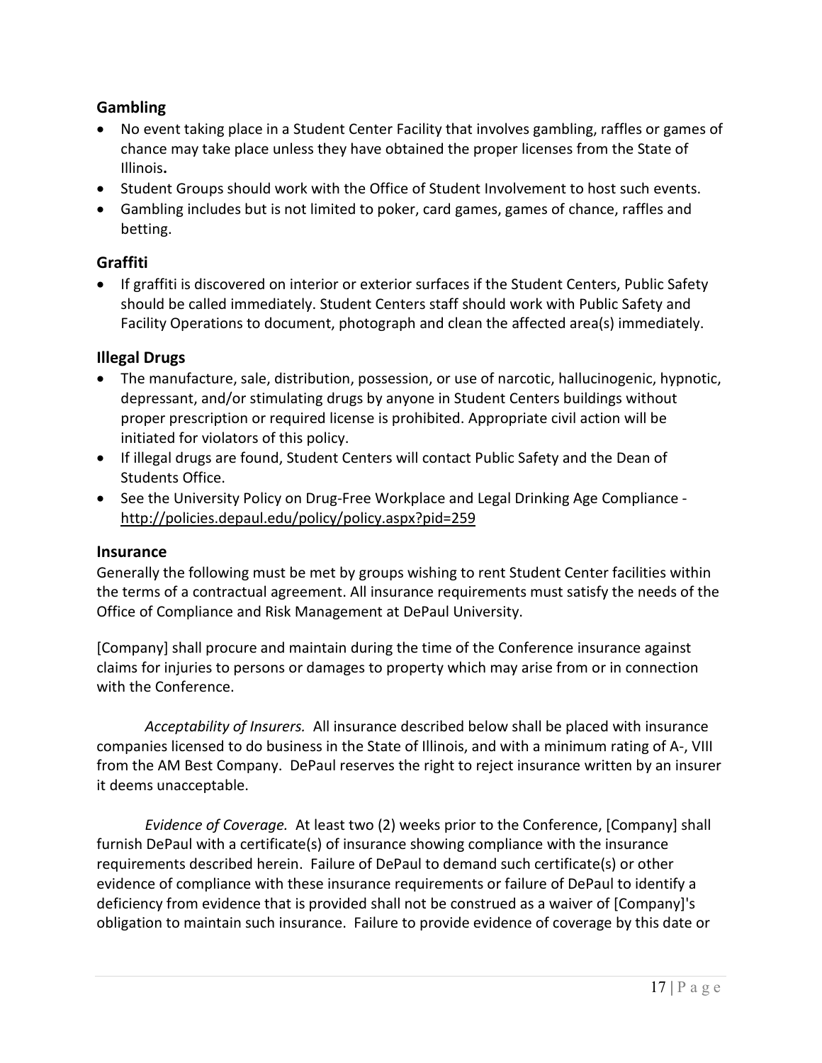### Gambling

- No event taking place in a Student Center Facility that involves gambling, raffles or games of chance may take place unless they have obtained the proper licenses from the State of Illinois**.**
- Student Groups should work with the Office of Student Involvement to host such events.
- Gambling includes but is not limited to poker, card games, games of chance, raffles and betting.

### Graffiti

- If graffiti is discovered on interior or exterior surfaces if the Student Centers, Public Safety should be called immediately. Student Centers staff should work with Public Safety and Facility Operations to document, photograph and clean the affected area(s) immediately.

### Illegal Drugs

- The manufacture, sale, distribution, possession, or use of narcotic, hallucinogenic, hypnotic, depressant, and/or stimulating drugs by anyone in Student Centers buildings without proper prescription or required license is prohibited. Appropriate civil action will be initiated for violators of this policy.
- If illegal drugs are found, Student Centers will contact Public Safety and the Dean of Students Office.
- See the University Policy on Drug-Free Workplace and Legal Drinking Age Compliance - http://policies.depaul.edu/policy/policy.aspx?pid=259

### Insurance

Generally the following must be met by groups wishing to rent Student Center facilities within the terms of a contractual agreement. All insurance requirements must satisfy the needs of the Office of Compliance and Risk Management at DePaul University.

[Company] shall procure and maintain during the time of the Conference insurance against claims for injuries to persons or damages to property which may arise from or in connection with the Conference.

*Acceptability of Insurers.* All insurance described below shall be placed with insurance companies licensed to do business in the State of Illinois, and with a minimum rating of A-, VIII from the AM Best Company. DePaul reserves the right to reject insurance written by an insurer it deems unacceptable.

*Evidence of Coverage.* At least two (2) weeks prior to the Conference, [Company] shall furnish DePaul with a certificate(s) of insurance showing compliance with the insurance requirements described herein. Failure of DePaul to demand such certificate(s) or other evidence of compliance with these insurance requirements or failure of DePaul to identify a deficiency from evidence that is provided shall not be construed as a waiver of [Company]'s obligation to maintain such insurance. Failure to provide evidence of coverage by this date or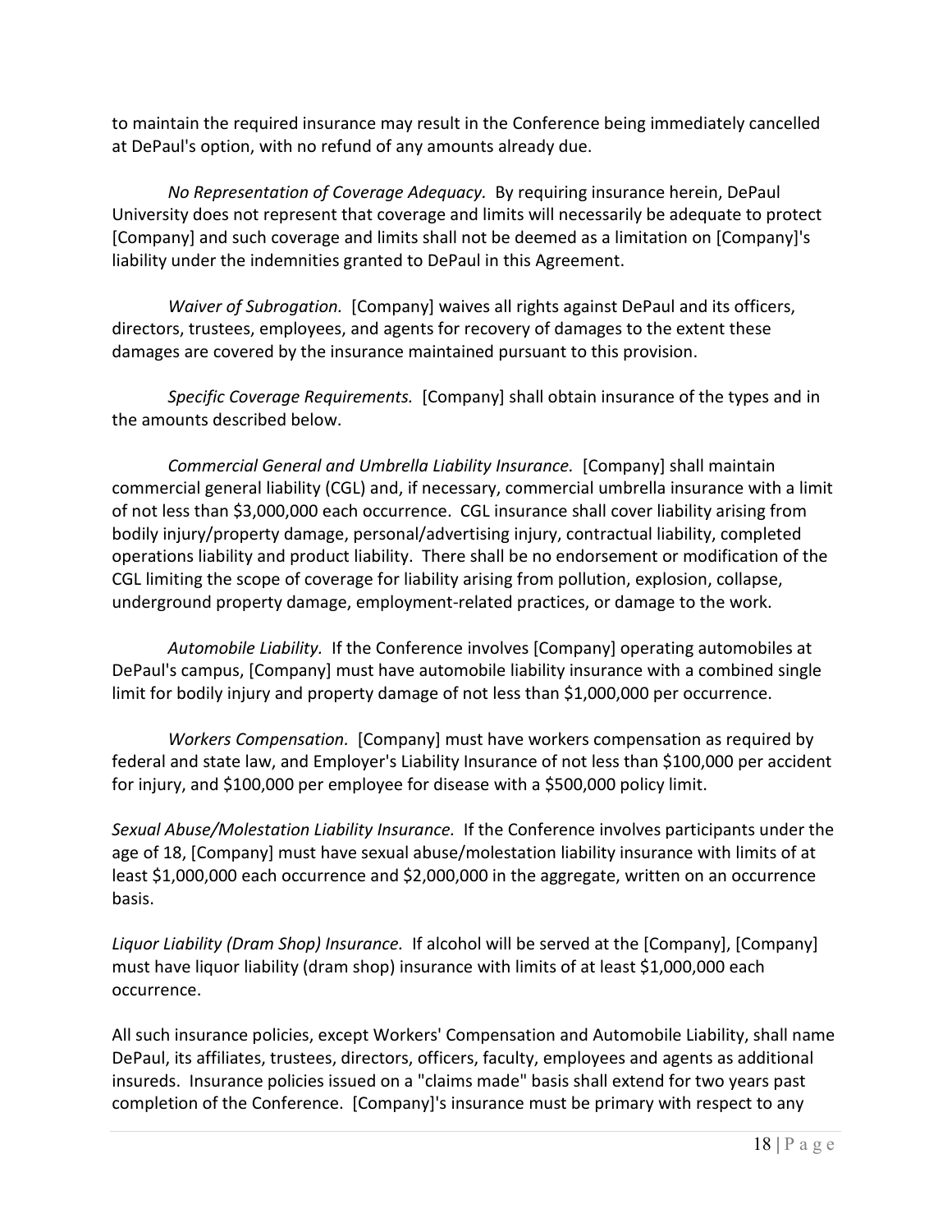to maintain the required insurance may result in the Conference being immediately cancelled at DePaul's option, with no refund of any amounts already due.

*No Representation of Coverage Adequacy.* By requiring insurance herein, DePaul University does not represent that coverage and limits will necessarily be adequate to protect [Company] and such coverage and limits shall not be deemed as a limitation on [Company]'s liability under the indemnities granted to DePaul in this Agreement.

*Waiver of Subrogation.* [Company] waives all rights against DePaul and its officers, directors, trustees, employees, and agents for recovery of damages to the extent these damages are covered by the insurance maintained pursuant to this provision.

*Specific Coverage Requirements.* [Company] shall obtain insurance of the types and in the amounts described below.

*Commercial General and Umbrella Liability Insurance.* [Company] shall maintain commercial general liability (CGL) and, if necessary, commercial umbrella insurance with a limit of not less than $3,000,000 each occurrence. CGL insurance shall cover liability arising from bodily injury/property damage, personal/advertising injury, contractual liability, completed operations liability and product liability. There shall be no endorsement or modification of the CGL limiting the scope of coverage for liability arising from pollution, explosion, collapse, underground property damage, employment-related practices, or damage to the work.

*Automobile Liability.* If the Conference involves [Company] operating automobiles at DePaul's campus, [Company] must have automobile liability insurance with a combined single limit for bodily injury and property damage of not less than $1,000,000 per occurrence.

*Workers Compensation.* [Company] must have workers compensation as required by federal and state law, and Employer's Liability Insurance of not less than $100,000 per accident for injury, and $100,000 per employee for disease with a $500,000 policy limit.

*Sexual Abuse/Molestation Liability Insurance.* If the Conference involves participants under the age of 18, [Company] must have sexual abuse/molestation liability insurance with limits of at least $1,000,000 each occurrence and $2,000,000 in the aggregate, written on an occurrence basis.

*Liquor Liability (Dram Shop) Insurance.* If alcohol will be served at the [Company], [Company] must have liquor liability (dram shop) insurance with limits of at least $1,000,000 each occurrence.

All such insurance policies, except Workers' Compensation and Automobile Liability, shall name DePaul, its affiliates, trustees, directors, officers, faculty, employees and agents as additional insureds. Insurance policies issued on a "claims made" basis shall extend for two years past completion of the Conference. [Company]'s insurance must be primary with respect to any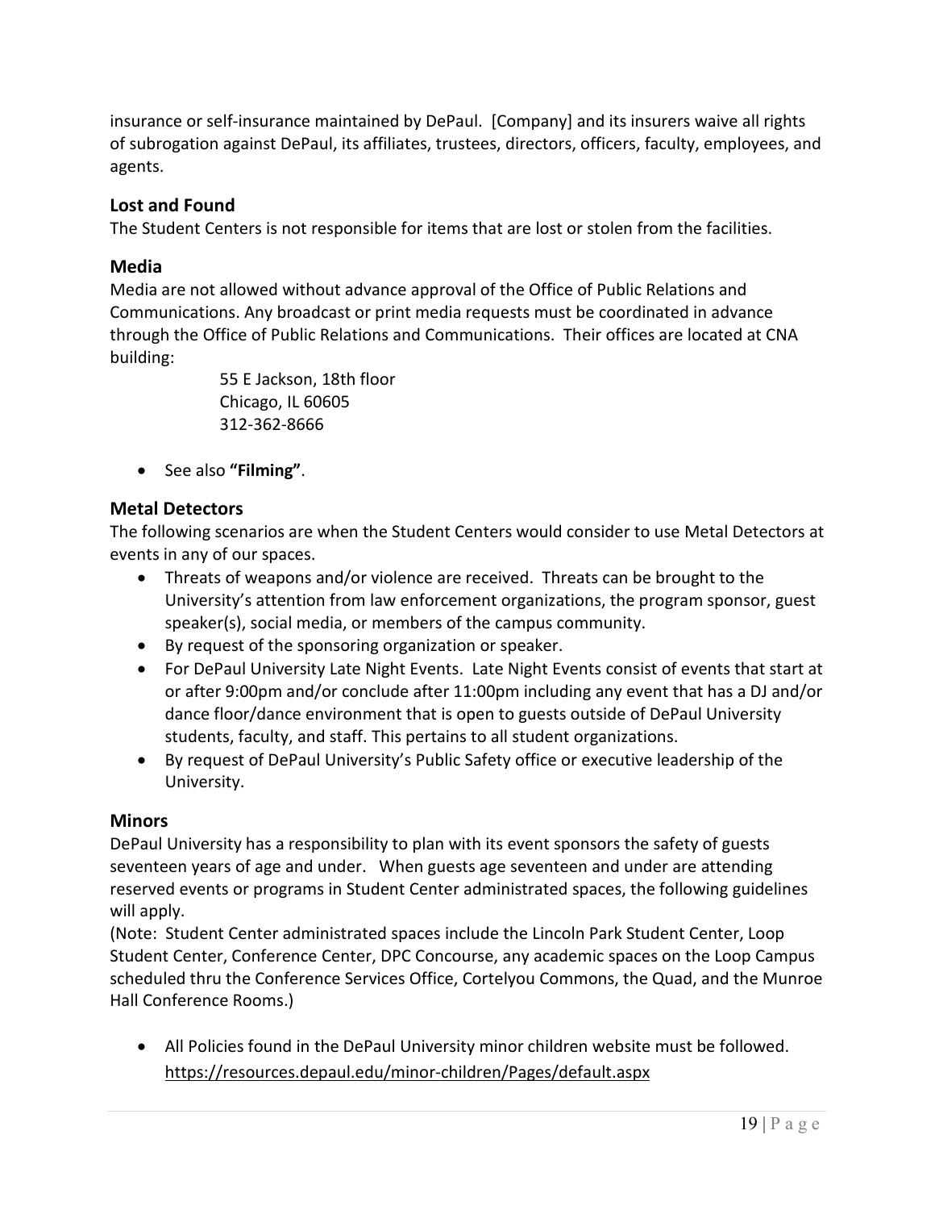insurance or self-insurance maintained by DePaul. [Company] and its insurers waive all rights of subrogation against DePaul, its affiliates, trustees, directors, officers, faculty, employees, and agents.

### Lost and Found

The Student Centers is not responsible for items that are lost or stolen from the facilities.

### Media

Media are not allowed without advance approval of the Office of Public Relations and Communications. Any broadcast or print media requests must be coordinated in advance through the Office of Public Relations and Communications. Their offices are located at CNA building:

55 E Jackson, 18th floor
Chicago, IL 60605
312-362-8666

- See also **"Filming"**.

### Metal Detectors

The following scenarios are when the Student Centers would consider to use Metal Detectors at events in any of our spaces.

- Threats of weapons and/or violence are received. Threats can be brought to the University's attention from law enforcement organizations, the program sponsor, guest speaker(s), social media, or members of the campus community.
- By request of the sponsoring organization or speaker.
- For DePaul University Late Night Events. Late Night Events consist of events that start at or after 9:00pm and/or conclude after 11:00pm including any event that has a DJ and/or dance floor/dance environment that is open to guests outside of DePaul University students, faculty, and staff. This pertains to all student organizations.
- By request of DePaul University's Public Safety office or executive leadership of the University.

### Minors

DePaul University has a responsibility to plan with its event sponsors the safety of guests seventeen years of age and under. When guests age seventeen and under are attending reserved events or programs in Student Center administrated spaces, the following guidelines will apply.

(Note: Student Center administrated spaces include the Lincoln Park Student Center, Loop Student Center, Conference Center, DPC Concourse, any academic spaces on the Loop Campus scheduled thru the Conference Services Office, Cortelyou Commons, the Quad, and the Munroe Hall Conference Rooms.)

- All Policies found in the DePaul University minor children website must be followed. https://resources.depaul.edu/minor-children/Pages/default.aspx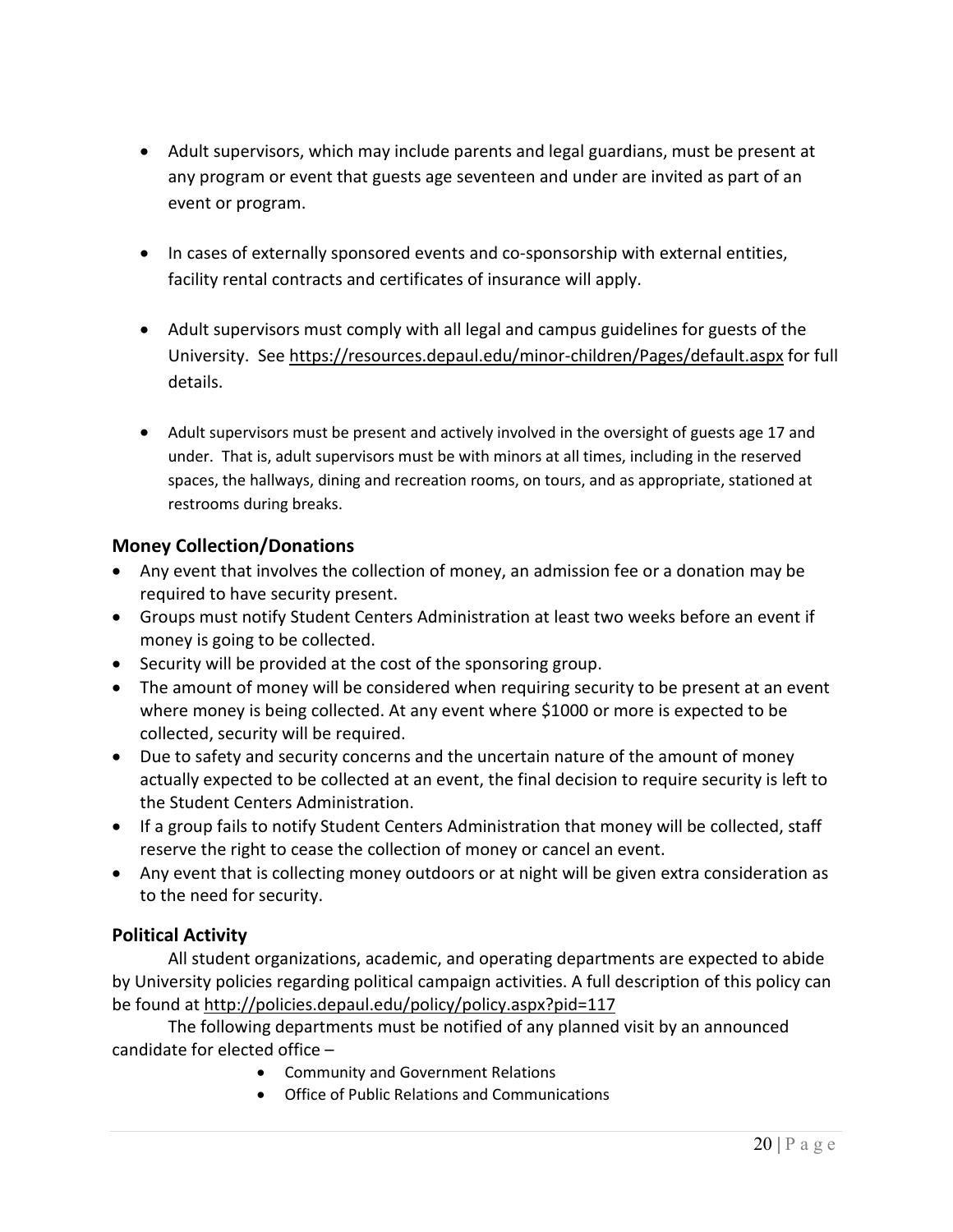- Adult supervisors, which may include parents and legal guardians, must be present at any program or event that guests age seventeen and under are invited as part of an event or program.

- In cases of externally sponsored events and co-sponsorship with external entities, facility rental contracts and certificates of insurance will apply.

- Adult supervisors must comply with all legal and campus guidelines for guests of the University. See https://resources.depaul.edu/minor-children/Pages/default.aspx for full details.

- Adult supervisors must be present and actively involved in the oversight of guests age 17 and under. That is, adult supervisors must be with minors at all times, including in the reserved spaces, the hallways, dining and recreation rooms, on tours, and as appropriate, stationed at restrooms during breaks.

### Money Collection/Donations

- Any event that involves the collection of money, an admission fee or a donation may be required to have security present.
- Groups must notify Student Centers Administration at least two weeks before an event if money is going to be collected.
- Security will be provided at the cost of the sponsoring group.
- The amount of money will be considered when requiring security to be present at an event where money is being collected. At any event where $1000 or more is expected to be collected, security will be required.
- Due to safety and security concerns and the uncertain nature of the amount of money actually expected to be collected at an event, the final decision to require security is left to the Student Centers Administration.
- If a group fails to notify Student Centers Administration that money will be collected, staff reserve the right to cease the collection of money or cancel an event.
- Any event that is collecting money outdoors or at night will be given extra consideration as to the need for security.

### Political Activity

All student organizations, academic, and operating departments are expected to abide by University policies regarding political campaign activities. A full description of this policy can be found at http://policies.depaul.edu/policy/policy.aspx?pid=117

The following departments must be notified of any planned visit by an announced candidate for elected office –

- Community and Government Relations
- Office of Public Relations and Communications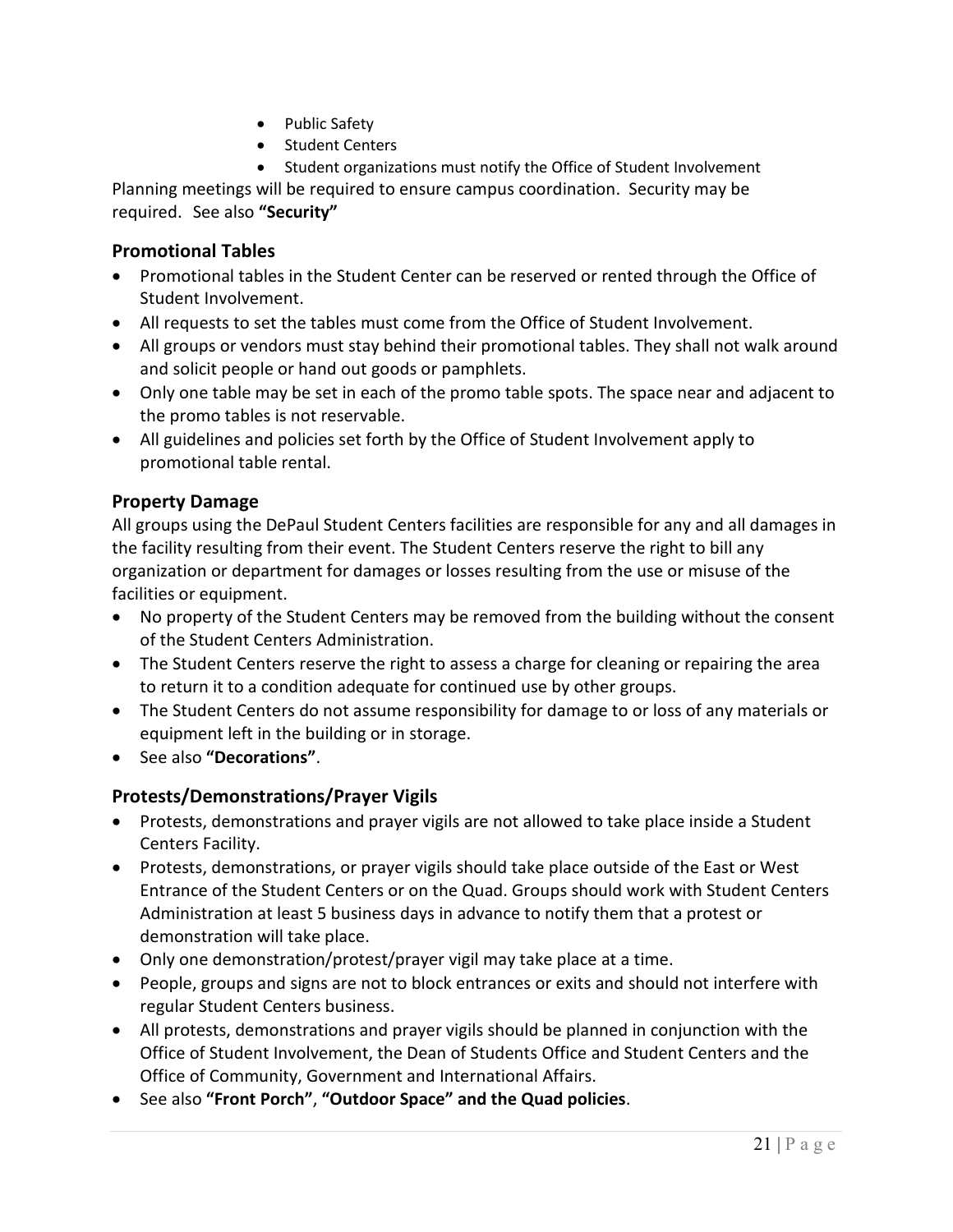- Public Safety
- Student Centers
- Student organizations must notify the Office of Student Involvement

Planning meetings will be required to ensure campus coordination. Security may be required. See also **"Security"**

### Promotional Tables

- Promotional tables in the Student Center can be reserved or rented through the Office of Student Involvement.
- All requests to set the tables must come from the Office of Student Involvement.
- All groups or vendors must stay behind their promotional tables. They shall not walk around and solicit people or hand out goods or pamphlets.
- Only one table may be set in each of the promo table spots. The space near and adjacent to the promo tables is not reservable.
- All guidelines and policies set forth by the Office of Student Involvement apply to promotional table rental.

### Property Damage

All groups using the DePaul Student Centers facilities are responsible for any and all damages in the facility resulting from their event. The Student Centers reserve the right to bill any organization or department for damages or losses resulting from the use or misuse of the facilities or equipment.

- No property of the Student Centers may be removed from the building without the consent of the Student Centers Administration.
- The Student Centers reserve the right to assess a charge for cleaning or repairing the area to return it to a condition adequate for continued use by other groups.
- The Student Centers do not assume responsibility for damage to or loss of any materials or equipment left in the building or in storage.
- See also **"Decorations"**.

### Protests/Demonstrations/Prayer Vigils

- Protests, demonstrations and prayer vigils are not allowed to take place inside a Student Centers Facility.
- Protests, demonstrations, or prayer vigils should take place outside of the East or West Entrance of the Student Centers or on the Quad. Groups should work with Student Centers Administration at least 5 business days in advance to notify them that a protest or demonstration will take place.
- Only one demonstration/protest/prayer vigil may take place at a time.
- People, groups and signs are not to block entrances or exits and should not interfere with regular Student Centers business.
- All protests, demonstrations and prayer vigils should be planned in conjunction with the Office of Student Involvement, the Dean of Students Office and Student Centers and the Office of Community, Government and International Affairs.
- See also **"Front Porch"**, **"Outdoor Space" and the Quad policies**.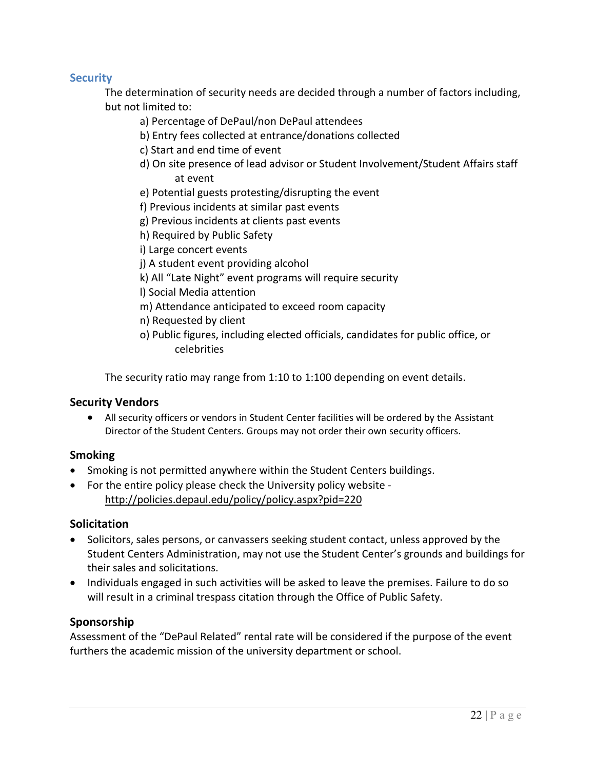## Security

The determination of security needs are decided through a number of factors including, but not limited to:

a) Percentage of DePaul/non DePaul attendees
b) Entry fees collected at entrance/donations collected
c) Start and end time of event
d) On site presence of lead advisor or Student Involvement/Student Affairs staff at event
e) Potential guests protesting/disrupting the event
f) Previous incidents at similar past events
g) Previous incidents at clients past events
h) Required by Public Safety
i) Large concert events
j) A student event providing alcohol
k) All "Late Night" event programs will require security
l) Social Media attention
m) Attendance anticipated to exceed room capacity
n) Requested by client
o) Public figures, including elected officials, candidates for public office, or celebrities

The security ratio may range from 1:10 to 1:100 depending on event details.

### Security Vendors

- All security officers or vendors in Student Center facilities will be ordered by the Assistant Director of the Student Centers. Groups may not order their own security officers.

### Smoking

- Smoking is not permitted anywhere within the Student Centers buildings.
- For the entire policy please check the University policy website - http://policies.depaul.edu/policy/policy.aspx?pid=220

### Solicitation

- Solicitors, sales persons, or canvassers seeking student contact, unless approved by the Student Centers Administration, may not use the Student Center's grounds and buildings for their sales and solicitations.
- Individuals engaged in such activities will be asked to leave the premises. Failure to do so will result in a criminal trespass citation through the Office of Public Safety.

### Sponsorship

Assessment of the "DePaul Related" rental rate will be considered if the purpose of the event furthers the academic mission of the university department or school.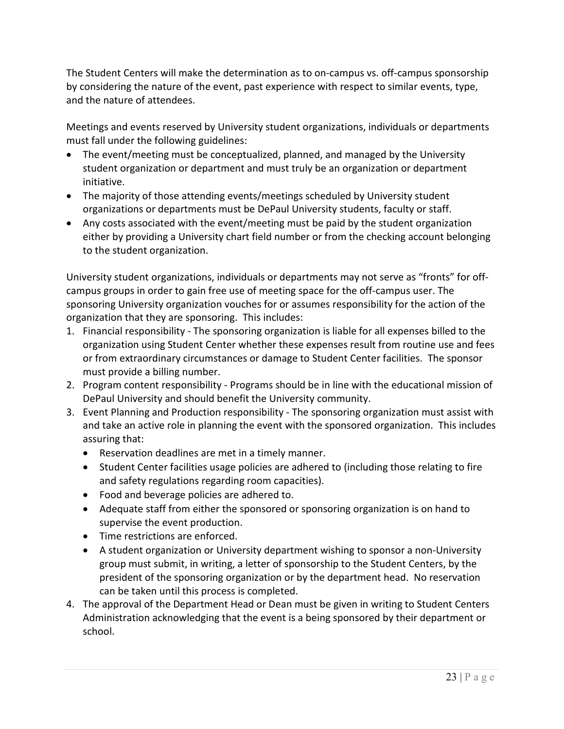The Student Centers will make the determination as to on-campus vs. off-campus sponsorship by considering the nature of the event, past experience with respect to similar events, type, and the nature of attendees.

Meetings and events reserved by University student organizations, individuals or departments must fall under the following guidelines:

- The event/meeting must be conceptualized, planned, and managed by the University student organization or department and must truly be an organization or department initiative.
- The majority of those attending events/meetings scheduled by University student organizations or departments must be DePaul University students, faculty or staff.
- Any costs associated with the event/meeting must be paid by the student organization either by providing a University chart field number or from the checking account belonging to the student organization.

University student organizations, individuals or departments may not serve as "fronts" for off-campus groups in order to gain free use of meeting space for the off-campus user. The sponsoring University organization vouches for or assumes responsibility for the action of the organization that they are sponsoring. This includes:

1. Financial responsibility - The sponsoring organization is liable for all expenses billed to the organization using Student Center whether these expenses result from routine use and fees or from extraordinary circumstances or damage to Student Center facilities. The sponsor must provide a billing number.
2. Program content responsibility - Programs should be in line with the educational mission of DePaul University and should benefit the University community.
3. Event Planning and Production responsibility - The sponsoring organization must assist with and take an active role in planning the event with the sponsored organization. This includes assuring that:
   - Reservation deadlines are met in a timely manner.
   - Student Center facilities usage policies are adhered to (including those relating to fire and safety regulations regarding room capacities).
   - Food and beverage policies are adhered to.
   - Adequate staff from either the sponsored or sponsoring organization is on hand to supervise the event production.
   - Time restrictions are enforced.
   - A student organization or University department wishing to sponsor a non-University group must submit, in writing, a letter of sponsorship to the Student Centers, by the president of the sponsoring organization or by the department head. No reservation can be taken until this process is completed.
4. The approval of the Department Head or Dean must be given in writing to Student Centers Administration acknowledging that the event is a being sponsored by their department or school.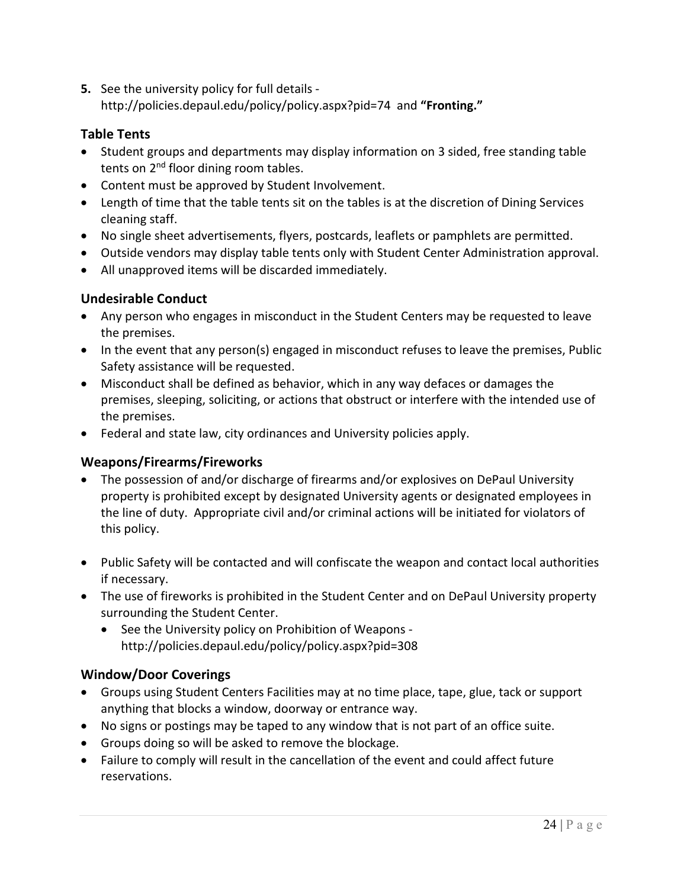5. See the university policy for full details - http://policies.depaul.edu/policy/policy.aspx?pid=74 and **"Fronting."**

### Table Tents

- Student groups and departments may display information on 3 sided, free standing table tents on 2nd floor dining room tables.
- Content must be approved by Student Involvement.
- Length of time that the table tents sit on the tables is at the discretion of Dining Services cleaning staff.
- No single sheet advertisements, flyers, postcards, leaflets or pamphlets are permitted.
- Outside vendors may display table tents only with Student Center Administration approval.
- All unapproved items will be discarded immediately.

### Undesirable Conduct

- Any person who engages in misconduct in the Student Centers may be requested to leave the premises.
- In the event that any person(s) engaged in misconduct refuses to leave the premises, Public Safety assistance will be requested.
- Misconduct shall be defined as behavior, which in any way defaces or damages the premises, sleeping, soliciting, or actions that obstruct or interfere with the intended use of the premises.
- Federal and state law, city ordinances and University policies apply.

### Weapons/Firearms/Fireworks

- The possession of and/or discharge of firearms and/or explosives on DePaul University property is prohibited except by designated University agents or designated employees in the line of duty. Appropriate civil and/or criminal actions will be initiated for violators of this policy.
- Public Safety will be contacted and will confiscate the weapon and contact local authorities if necessary.
- The use of fireworks is prohibited in the Student Center and on DePaul University property surrounding the Student Center.
  - See the University policy on Prohibition of Weapons - http://policies.depaul.edu/policy/policy.aspx?pid=308

### Window/Door Coverings

- Groups using Student Centers Facilities may at no time place, tape, glue, tack or support anything that blocks a window, doorway or entrance way.
- No signs or postings may be taped to any window that is not part of an office suite.
- Groups doing so will be asked to remove the blockage.
- Failure to comply will result in the cancellation of the event and could affect future reservations.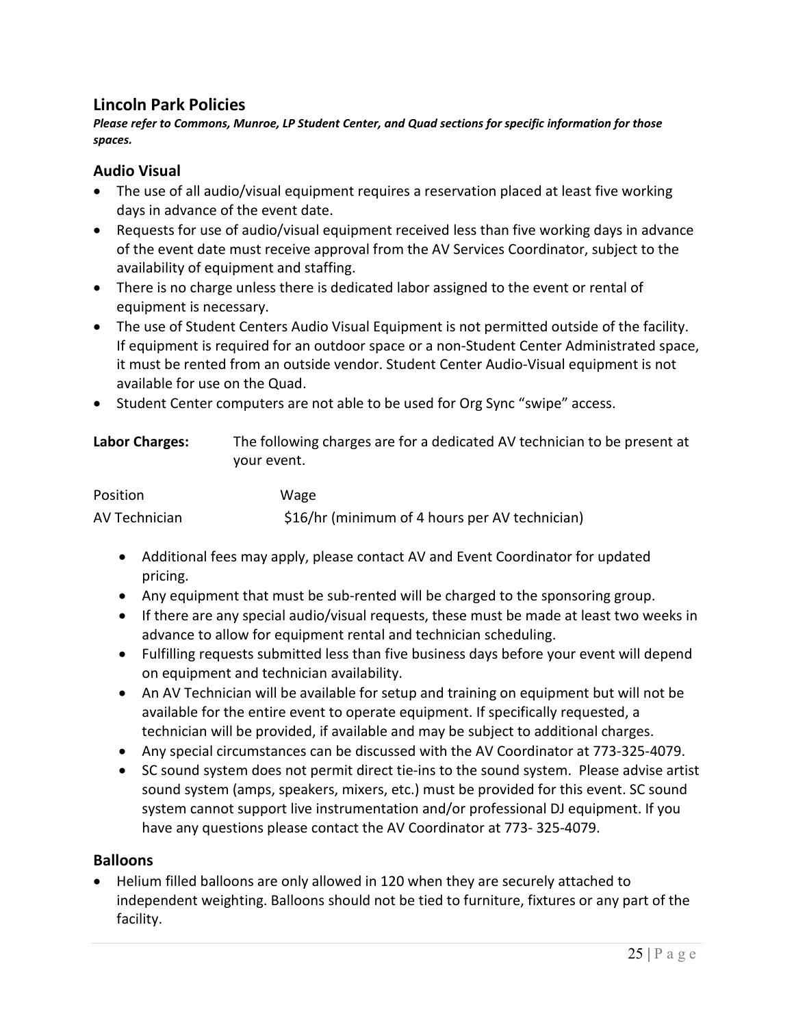## Lincoln Park Policies

***Please refer to Commons, Munroe, LP Student Center, and Quad sections for specific information for those spaces.***

### Audio Visual

- The use of all audio/visual equipment requires a reservation placed at least five working days in advance of the event date.
- Requests for use of audio/visual equipment received less than five working days in advance of the event date must receive approval from the AV Services Coordinator, subject to the availability of equipment and staffing.
- There is no charge unless there is dedicated labor assigned to the event or rental of equipment is necessary.
- The use of Student Centers Audio Visual Equipment is not permitted outside of the facility. If equipment is required for an outdoor space or a non-Student Center Administrated space, it must be rented from an outside vendor. Student Center Audio-Visual equipment is not available for use on the Quad.
- Student Center computers are not able to be used for Org Sync "swipe" access.

**Labor Charges:** The following charges are for a dedicated AV technician to be present at your event.

| Position | Wage |
| --- | --- |
| AV Technician | $16/hr (minimum of 4 hours per AV technician) |

- Additional fees may apply, please contact AV and Event Coordinator for updated pricing.
- Any equipment that must be sub-rented will be charged to the sponsoring group.
- If there are any special audio/visual requests, these must be made at least two weeks in advance to allow for equipment rental and technician scheduling.
- Fulfilling requests submitted less than five business days before your event will depend on equipment and technician availability.
- An AV Technician will be available for setup and training on equipment but will not be available for the entire event to operate equipment. If specifically requested, a technician will be provided, if available and may be subject to additional charges.
- Any special circumstances can be discussed with the AV Coordinator at 773-325-4079.
- SC sound system does not permit direct tie-ins to the sound system. Please advise artist sound system (amps, speakers, mixers, etc.) must be provided for this event. SC sound system cannot support live instrumentation and/or professional DJ equipment. If you have any questions please contact the AV Coordinator at 773- 325-4079.

### Balloons

- Helium filled balloons are only allowed in 120 when they are securely attached to independent weighting. Balloons should not be tied to furniture, fixtures or any part of the facility.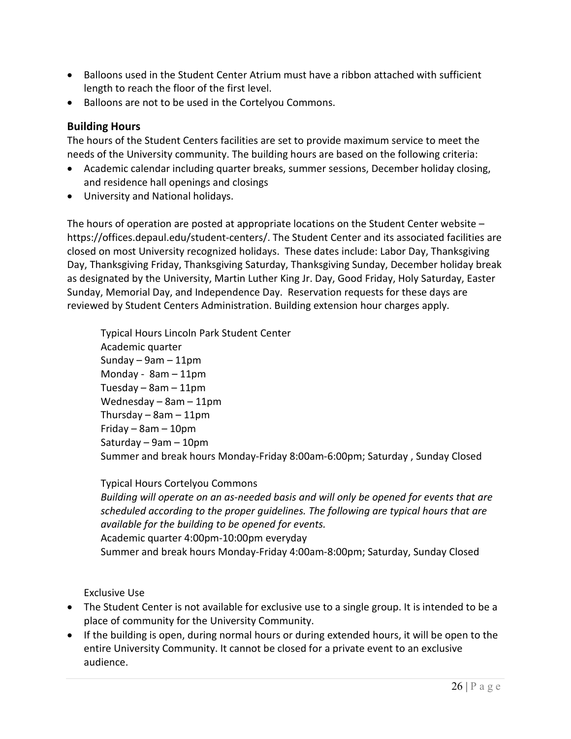- Balloons used in the Student Center Atrium must have a ribbon attached with sufficient length to reach the floor of the first level.
- Balloons are not to be used in the Cortelyou Commons.

### Building Hours

The hours of the Student Centers facilities are set to provide maximum service to meet the needs of the University community. The building hours are based on the following criteria:

- Academic calendar including quarter breaks, summer sessions, December holiday closing, and residence hall openings and closings
- University and National holidays.

The hours of operation are posted at appropriate locations on the Student Center website – https://offices.depaul.edu/student-centers/. The Student Center and its associated facilities are closed on most University recognized holidays. These dates include: Labor Day, Thanksgiving Day, Thanksgiving Friday, Thanksgiving Saturday, Thanksgiving Sunday, December holiday break as designated by the University, Martin Luther King Jr. Day, Good Friday, Holy Saturday, Easter Sunday, Memorial Day, and Independence Day. Reservation requests for these days are reviewed by Student Centers Administration. Building extension hour charges apply.

Typical Hours Lincoln Park Student Center
Academic quarter
Sunday – 9am – 11pm
Monday - 8am – 11pm
Tuesday – 8am – 11pm
Wednesday – 8am – 11pm
Thursday – 8am – 11pm
Friday – 8am – 10pm
Saturday – 9am – 10pm
Summer and break hours Monday-Friday 8:00am-6:00pm; Saturday , Sunday Closed

Typical Hours Cortelyou Commons
*Building will operate on an as-needed basis and will only be opened for events that are scheduled according to the proper guidelines. The following are typical hours that are available for the building to be opened for events.*
Academic quarter 4:00pm-10:00pm everyday
Summer and break hours Monday-Friday 4:00am-8:00pm; Saturday, Sunday Closed

Exclusive Use

- The Student Center is not available for exclusive use to a single group. It is intended to be a place of community for the University Community.
- If the building is open, during normal hours or during extended hours, it will be open to the entire University Community. It cannot be closed for a private event to an exclusive audience.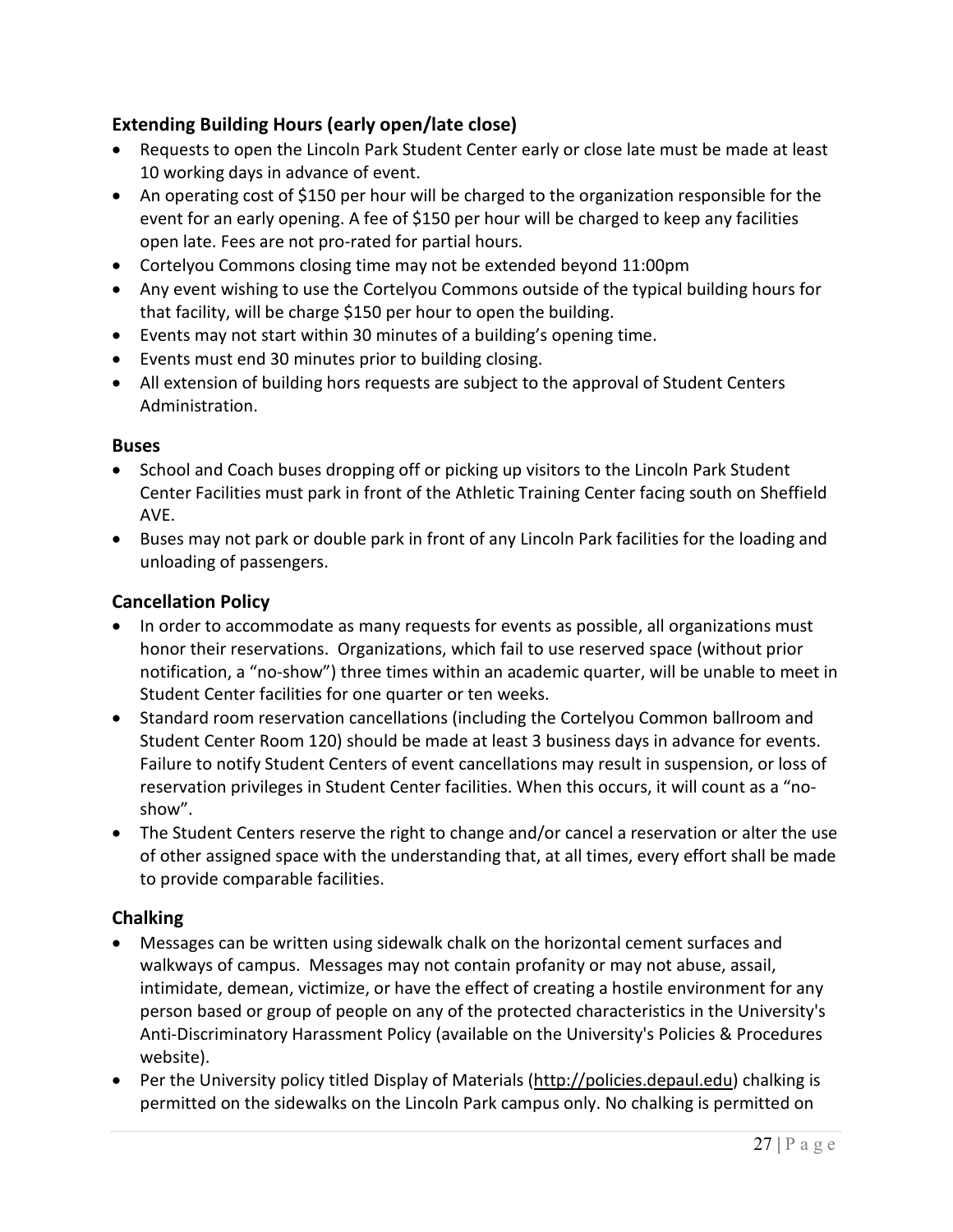### Extending Building Hours (early open/late close)

- Requests to open the Lincoln Park Student Center early or close late must be made at least 10 working days in advance of event.
- An operating cost of $150 per hour will be charged to the organization responsible for the event for an early opening. A fee of $150 per hour will be charged to keep any facilities open late. Fees are not pro-rated for partial hours.
- Cortelyou Commons closing time may not be extended beyond 11:00pm
- Any event wishing to use the Cortelyou Commons outside of the typical building hours for that facility, will be charge $150 per hour to open the building.
- Events may not start within 30 minutes of a building's opening time.
- Events must end 30 minutes prior to building closing.
- All extension of building hors requests are subject to the approval of Student Centers Administration.

### Buses

- School and Coach buses dropping off or picking up visitors to the Lincoln Park Student Center Facilities must park in front of the Athletic Training Center facing south on Sheffield AVE.
- Buses may not park or double park in front of any Lincoln Park facilities for the loading and unloading of passengers.

### Cancellation Policy

- In order to accommodate as many requests for events as possible, all organizations must honor their reservations. Organizations, which fail to use reserved space (without prior notification, a "no-show") three times within an academic quarter, will be unable to meet in Student Center facilities for one quarter or ten weeks.
- Standard room reservation cancellations (including the Cortelyou Common ballroom and Student Center Room 120) should be made at least 3 business days in advance for events. Failure to notify Student Centers of event cancellations may result in suspension, or loss of reservation privileges in Student Center facilities. When this occurs, it will count as a "no-show".
- The Student Centers reserve the right to change and/or cancel a reservation or alter the use of other assigned space with the understanding that, at all times, every effort shall be made to provide comparable facilities.

### Chalking

- Messages can be written using sidewalk chalk on the horizontal cement surfaces and walkways of campus. Messages may not contain profanity or may not abuse, assail, intimidate, demean, victimize, or have the effect of creating a hostile environment for any person based or group of people on any of the protected characteristics in the University's Anti-Discriminatory Harassment Policy (available on the University's Policies & Procedures website).
- Per the University policy titled Display of Materials (http://policies.depaul.edu) chalking is permitted on the sidewalks on the Lincoln Park campus only. No chalking is permitted on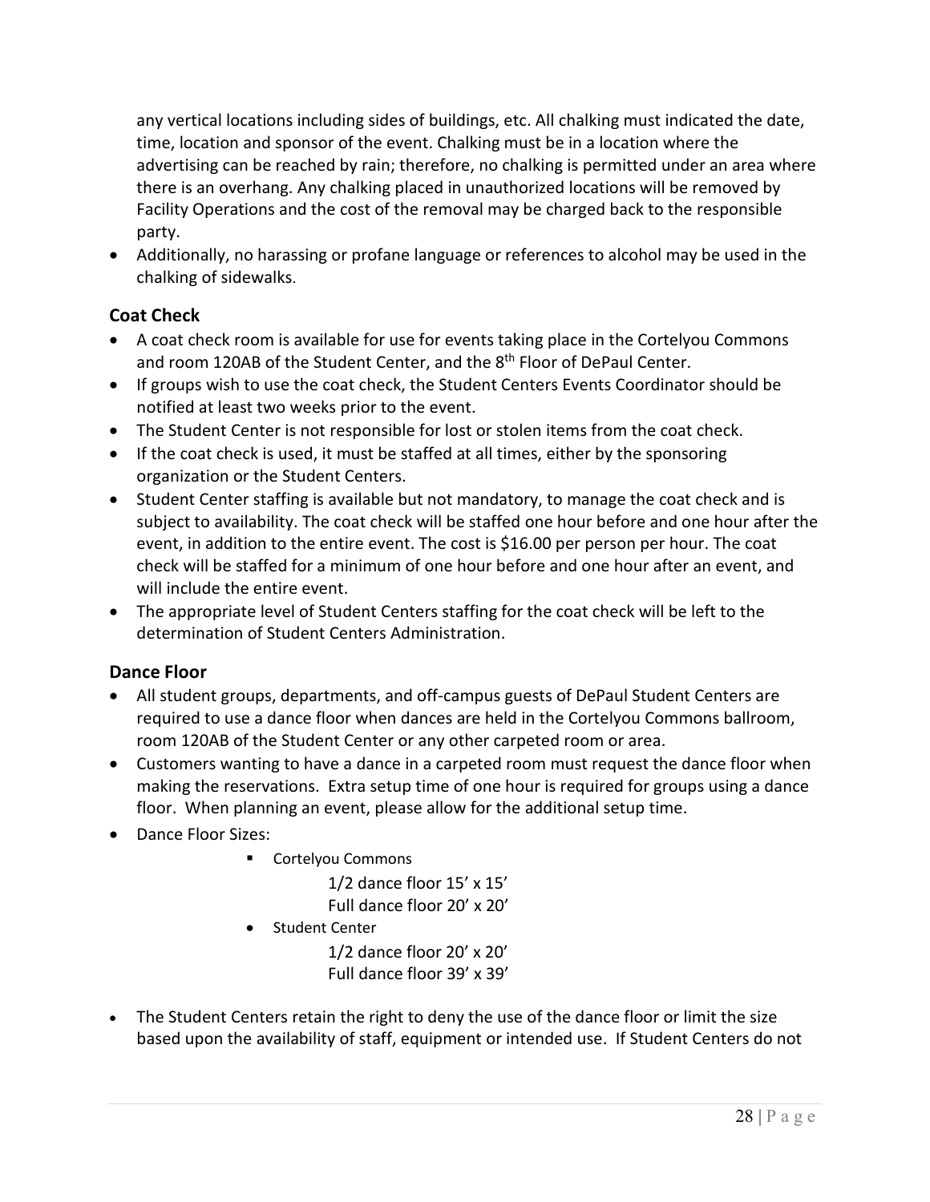any vertical locations including sides of buildings, etc. All chalking must indicated the date, time, location and sponsor of the event. Chalking must be in a location where the advertising can be reached by rain; therefore, no chalking is permitted under an area where there is an overhang. Any chalking placed in unauthorized locations will be removed by Facility Operations and the cost of the removal may be charged back to the responsible party.

- Additionally, no harassing or profane language or references to alcohol may be used in the chalking of sidewalks.

### Coat Check

- A coat check room is available for use for events taking place in the Cortelyou Commons and room 120AB of the Student Center, and the 8th Floor of DePaul Center.
- If groups wish to use the coat check, the Student Centers Events Coordinator should be notified at least two weeks prior to the event.
- The Student Center is not responsible for lost or stolen items from the coat check.
- If the coat check is used, it must be staffed at all times, either by the sponsoring organization or the Student Centers.
- Student Center staffing is available but not mandatory, to manage the coat check and is subject to availability. The coat check will be staffed one hour before and one hour after the event, in addition to the entire event. The cost is $16.00 per person per hour. The coat check will be staffed for a minimum of one hour before and one hour after an event, and will include the entire event.
- The appropriate level of Student Centers staffing for the coat check will be left to the determination of Student Centers Administration.

### Dance Floor

- All student groups, departments, and off-campus guests of DePaul Student Centers are required to use a dance floor when dances are held in the Cortelyou Commons ballroom, room 120AB of the Student Center or any other carpeted room or area.
- Customers wanting to have a dance in a carpeted room must request the dance floor when making the reservations. Extra setup time of one hour is required for groups using a dance floor. When planning an event, please allow for the additional setup time.
- Dance Floor Sizes:
  - Cortelyou Commons
    - 1/2 dance floor 15' x 15'
    - Full dance floor 20' x 20'
  - Student Center
    - 1/2 dance floor 20' x 20'
    - Full dance floor 39' x 39'
- The Student Centers retain the right to deny the use of the dance floor or limit the size based upon the availability of staff, equipment or intended use. If Student Centers do not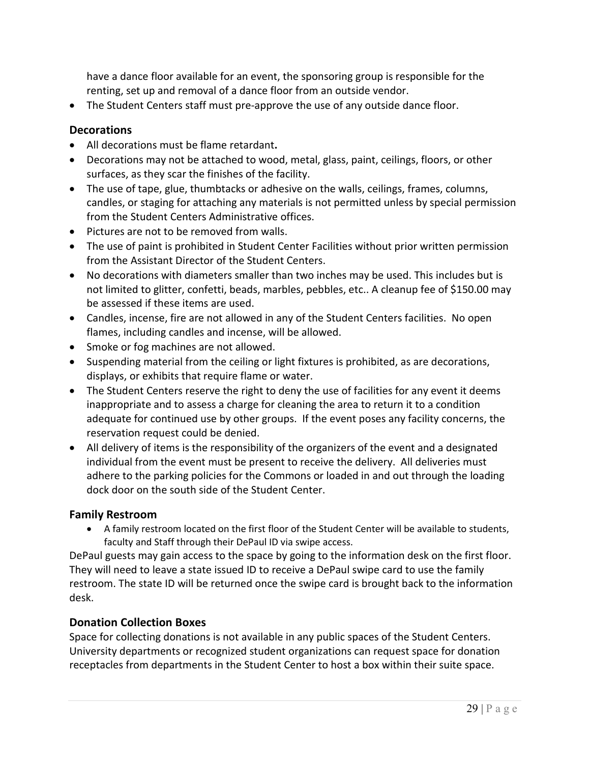have a dance floor available for an event, the sponsoring group is responsible for the renting, set up and removal of a dance floor from an outside vendor.

- The Student Centers staff must pre-approve the use of any outside dance floor.

### Decorations

- All decorations must be flame retardant**.**
- Decorations may not be attached to wood, metal, glass, paint, ceilings, floors, or other surfaces, as they scar the finishes of the facility.
- The use of tape, glue, thumbtacks or adhesive on the walls, ceilings, frames, columns, candles, or staging for attaching any materials is not permitted unless by special permission from the Student Centers Administrative offices.
- Pictures are not to be removed from walls.
- The use of paint is prohibited in Student Center Facilities without prior written permission from the Assistant Director of the Student Centers.
- No decorations with diameters smaller than two inches may be used. This includes but is not limited to glitter, confetti, beads, marbles, pebbles, etc.. A cleanup fee of $150.00 may be assessed if these items are used.
- Candles, incense, fire are not allowed in any of the Student Centers facilities. No open flames, including candles and incense, will be allowed.
- Smoke or fog machines are not allowed.
- Suspending material from the ceiling or light fixtures is prohibited, as are decorations, displays, or exhibits that require flame or water.
- The Student Centers reserve the right to deny the use of facilities for any event it deems inappropriate and to assess a charge for cleaning the area to return it to a condition adequate for continued use by other groups. If the event poses any facility concerns, the reservation request could be denied.
- All delivery of items is the responsibility of the organizers of the event and a designated individual from the event must be present to receive the delivery. All deliveries must adhere to the parking policies for the Commons or loaded in and out through the loading dock door on the south side of the Student Center.

### Family Restroom

- A family restroom located on the first floor of the Student Center will be available to students, faculty and Staff through their DePaul ID via swipe access.

DePaul guests may gain access to the space by going to the information desk on the first floor. They will need to leave a state issued ID to receive a DePaul swipe card to use the family restroom. The state ID will be returned once the swipe card is brought back to the information desk.

### Donation Collection Boxes

Space for collecting donations is not available in any public spaces of the Student Centers. University departments or recognized student organizations can request space for donation receptacles from departments in the Student Center to host a box within their suite space.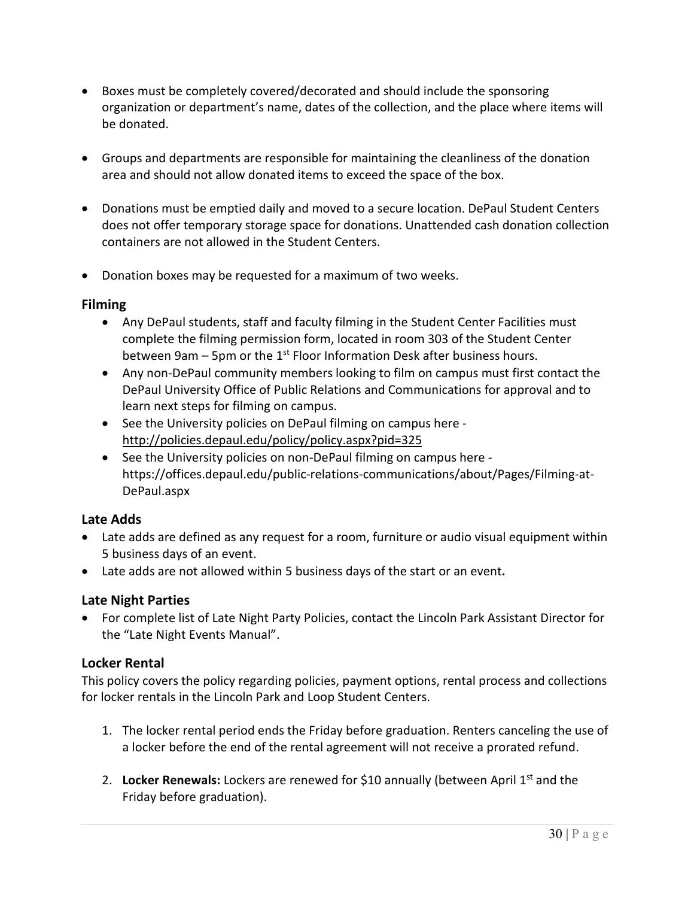- Boxes must be completely covered/decorated and should include the sponsoring organization or department's name, dates of the collection, and the place where items will be donated.

- Groups and departments are responsible for maintaining the cleanliness of the donation area and should not allow donated items to exceed the space of the box.

- Donations must be emptied daily and moved to a secure location. DePaul Student Centers does not offer temporary storage space for donations. Unattended cash donation collection containers are not allowed in the Student Centers.

- Donation boxes may be requested for a maximum of two weeks.

### Filming

- Any DePaul students, staff and faculty filming in the Student Center Facilities must complete the filming permission form, located in room 303 of the Student Center between 9am – 5pm or the 1st Floor Information Desk after business hours.
- Any non-DePaul community members looking to film on campus must first contact the DePaul University Office of Public Relations and Communications for approval and to learn next steps for filming on campus.
- See the University policies on DePaul filming on campus here - http://policies.depaul.edu/policy/policy.aspx?pid=325
- See the University policies on non-DePaul filming on campus here - https://offices.depaul.edu/public-relations-communications/about/Pages/Filming-at-DePaul.aspx

### Late Adds

- Late adds are defined as any request for a room, furniture or audio visual equipment within 5 business days of an event.
- Late adds are not allowed within 5 business days of the start or an event**.**

### Late Night Parties

- For complete list of Late Night Party Policies, contact the Lincoln Park Assistant Director for the "Late Night Events Manual".

### Locker Rental

This policy covers the policy regarding policies, payment options, rental process and collections for locker rentals in the Lincoln Park and Loop Student Centers.

1. The locker rental period ends the Friday before graduation. Renters canceling the use of a locker before the end of the rental agreement will not receive a prorated refund.

2. **Locker Renewals:** Lockers are renewed for $10 annually (between April 1st and the Friday before graduation).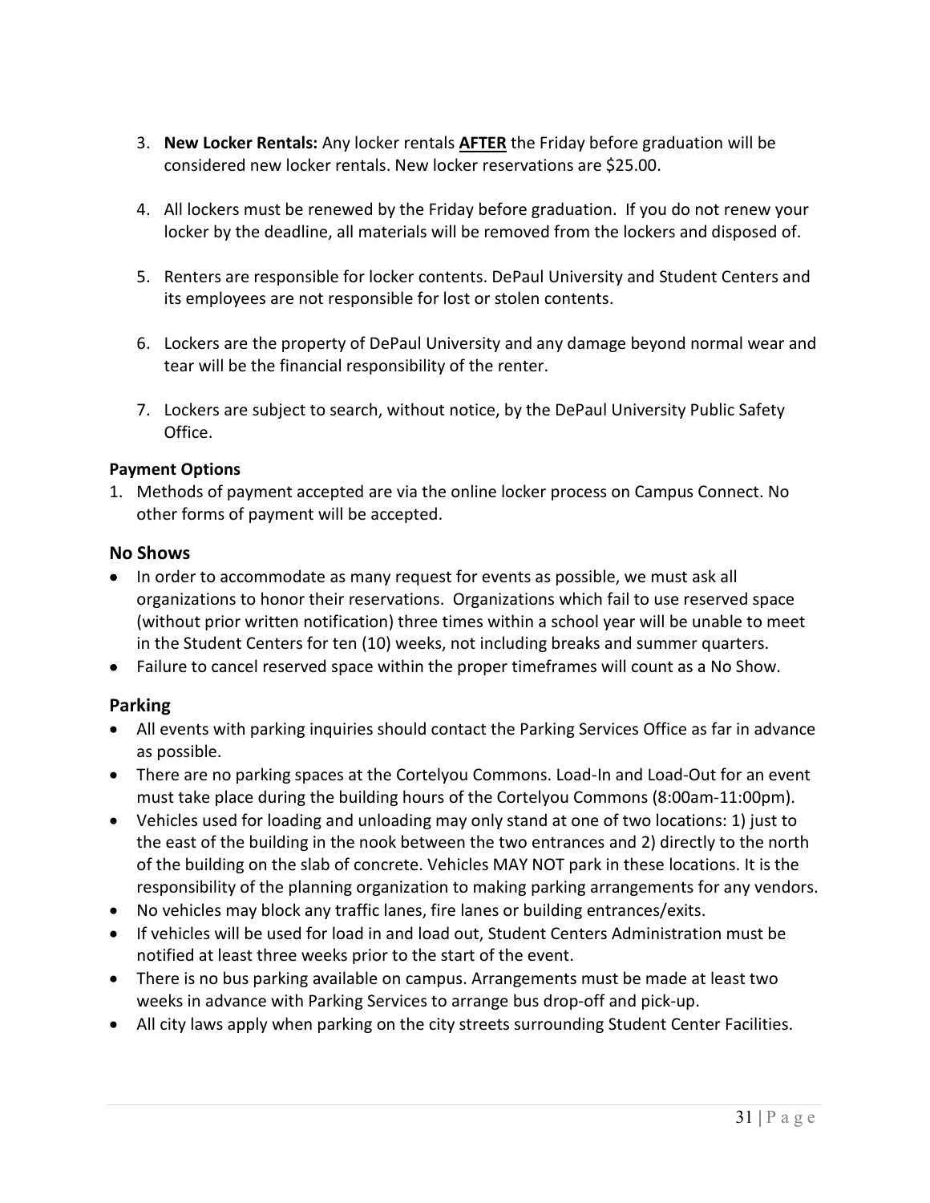3. **New Locker Rentals:** Any locker rentals **AFTER** the Friday before graduation will be considered new locker rentals. New locker reservations are $25.00.

4. All lockers must be renewed by the Friday before graduation. If you do not renew your locker by the deadline, all materials will be removed from the lockers and disposed of.

5. Renters are responsible for locker contents. DePaul University and Student Centers and its employees are not responsible for lost or stolen contents.

6. Lockers are the property of DePaul University and any damage beyond normal wear and tear will be the financial responsibility of the renter.

7. Lockers are subject to search, without notice, by the DePaul University Public Safety Office.

**Payment Options**

1. Methods of payment accepted are via the online locker process on Campus Connect. No other forms of payment will be accepted.

## No Shows

- In order to accommodate as many request for events as possible, we must ask all organizations to honor their reservations. Organizations which fail to use reserved space (without prior written notification) three times within a school year will be unable to meet in the Student Centers for ten (10) weeks, not including breaks and summer quarters.
- Failure to cancel reserved space within the proper timeframes will count as a No Show.

## Parking

- All events with parking inquiries should contact the Parking Services Office as far in advance as possible.
- There are no parking spaces at the Cortelyou Commons. Load-In and Load-Out for an event must take place during the building hours of the Cortelyou Commons (8:00am-11:00pm).
- Vehicles used for loading and unloading may only stand at one of two locations: 1) just to the east of the building in the nook between the two entrances and 2) directly to the north of the building on the slab of concrete. Vehicles MAY NOT park in these locations. It is the responsibility of the planning organization to making parking arrangements for any vendors.
- No vehicles may block any traffic lanes, fire lanes or building entrances/exits.
- If vehicles will be used for load in and load out, Student Centers Administration must be notified at least three weeks prior to the start of the event.
- There is no bus parking available on campus. Arrangements must be made at least two weeks in advance with Parking Services to arrange bus drop-off and pick-up.
- All city laws apply when parking on the city streets surrounding Student Center Facilities.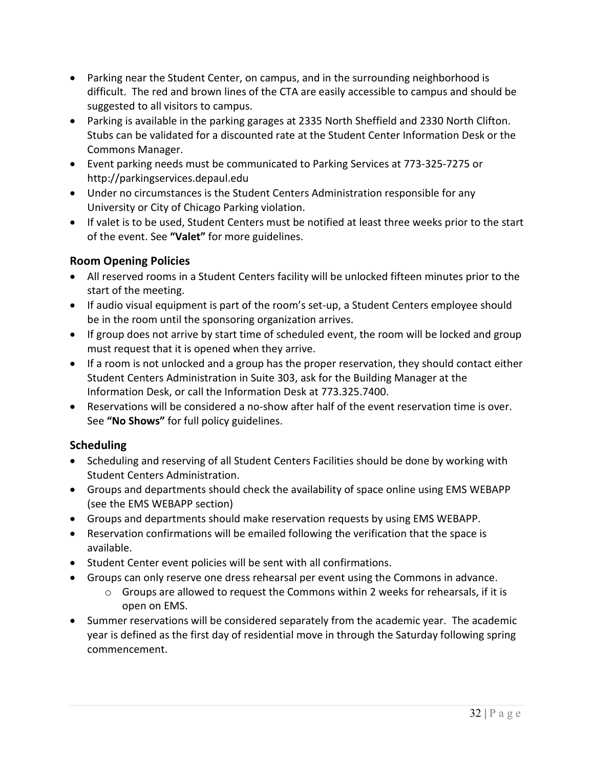- Parking near the Student Center, on campus, and in the surrounding neighborhood is difficult. The red and brown lines of the CTA are easily accessible to campus and should be suggested to all visitors to campus.
- Parking is available in the parking garages at 2335 North Sheffield and 2330 North Clifton. Stubs can be validated for a discounted rate at the Student Center Information Desk or the Commons Manager.
- Event parking needs must be communicated to Parking Services at 773-325-7275 or http://parkingservices.depaul.edu
- Under no circumstances is the Student Centers Administration responsible for any University or City of Chicago Parking violation.
- If valet is to be used, Student Centers must be notified at least three weeks prior to the start of the event. See **"Valet"** for more guidelines.

## Room Opening Policies

- All reserved rooms in a Student Centers facility will be unlocked fifteen minutes prior to the start of the meeting.
- If audio visual equipment is part of the room's set-up, a Student Centers employee should be in the room until the sponsoring organization arrives.
- If group does not arrive by start time of scheduled event, the room will be locked and group must request that it is opened when they arrive.
- If a room is not unlocked and a group has the proper reservation, they should contact either Student Centers Administration in Suite 303, ask for the Building Manager at the Information Desk, or call the Information Desk at 773.325.7400.
- Reservations will be considered a no-show after half of the event reservation time is over. See **"No Shows"** for full policy guidelines.

## Scheduling

- Scheduling and reserving of all Student Centers Facilities should be done by working with Student Centers Administration.
- Groups and departments should check the availability of space online using EMS WEBAPP (see the EMS WEBAPP section)
- Groups and departments should make reservation requests by using EMS WEBAPP.
- Reservation confirmations will be emailed following the verification that the space is available.
- Student Center event policies will be sent with all confirmations.
- Groups can only reserve one dress rehearsal per event using the Commons in advance.
  - Groups are allowed to request the Commons within 2 weeks for rehearsals, if it is open on EMS.
- Summer reservations will be considered separately from the academic year. The academic year is defined as the first day of residential move in through the Saturday following spring commencement.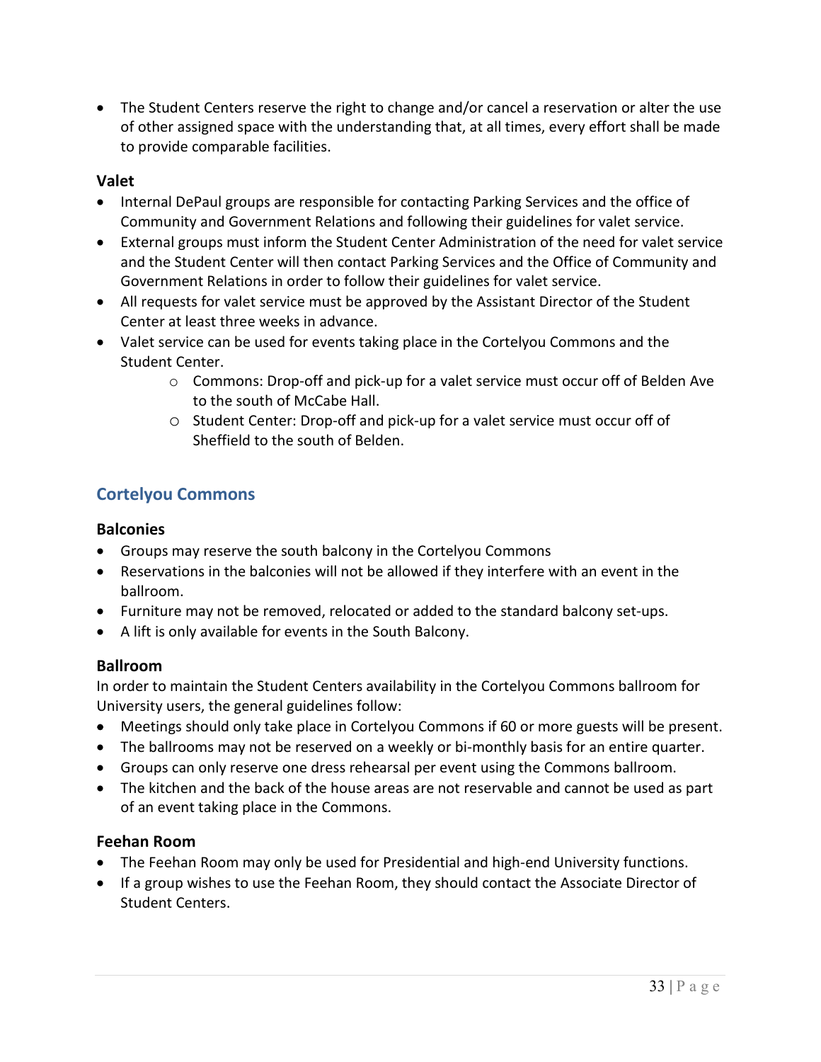- The Student Centers reserve the right to change and/or cancel a reservation or alter the use of other assigned space with the understanding that, at all times, every effort shall be made to provide comparable facilities.

### Valet

- Internal DePaul groups are responsible for contacting Parking Services and the office of Community and Government Relations and following their guidelines for valet service.
- External groups must inform the Student Center Administration of the need for valet service and the Student Center will then contact Parking Services and the Office of Community and Government Relations in order to follow their guidelines for valet service.
- All requests for valet service must be approved by the Assistant Director of the Student Center at least three weeks in advance.
- Valet service can be used for events taking place in the Cortelyou Commons and the Student Center.
    - Commons: Drop-off and pick-up for a valet service must occur off of Belden Ave to the south of McCabe Hall.
    - Student Center: Drop-off and pick-up for a valet service must occur off of Sheffield to the south of Belden.

## Cortelyou Commons

### Balconies

- Groups may reserve the south balcony in the Cortelyou Commons
- Reservations in the balconies will not be allowed if they interfere with an event in the ballroom.
- Furniture may not be removed, relocated or added to the standard balcony set-ups.
- A lift is only available for events in the South Balcony.

### Ballroom

In order to maintain the Student Centers availability in the Cortelyou Commons ballroom for University users, the general guidelines follow:

- Meetings should only take place in Cortelyou Commons if 60 or more guests will be present.
- The ballrooms may not be reserved on a weekly or bi-monthly basis for an entire quarter.
- Groups can only reserve one dress rehearsal per event using the Commons ballroom.
- The kitchen and the back of the house areas are not reservable and cannot be used as part of an event taking place in the Commons.

### Feehan Room

- The Feehan Room may only be used for Presidential and high-end University functions.
- If a group wishes to use the Feehan Room, they should contact the Associate Director of Student Centers.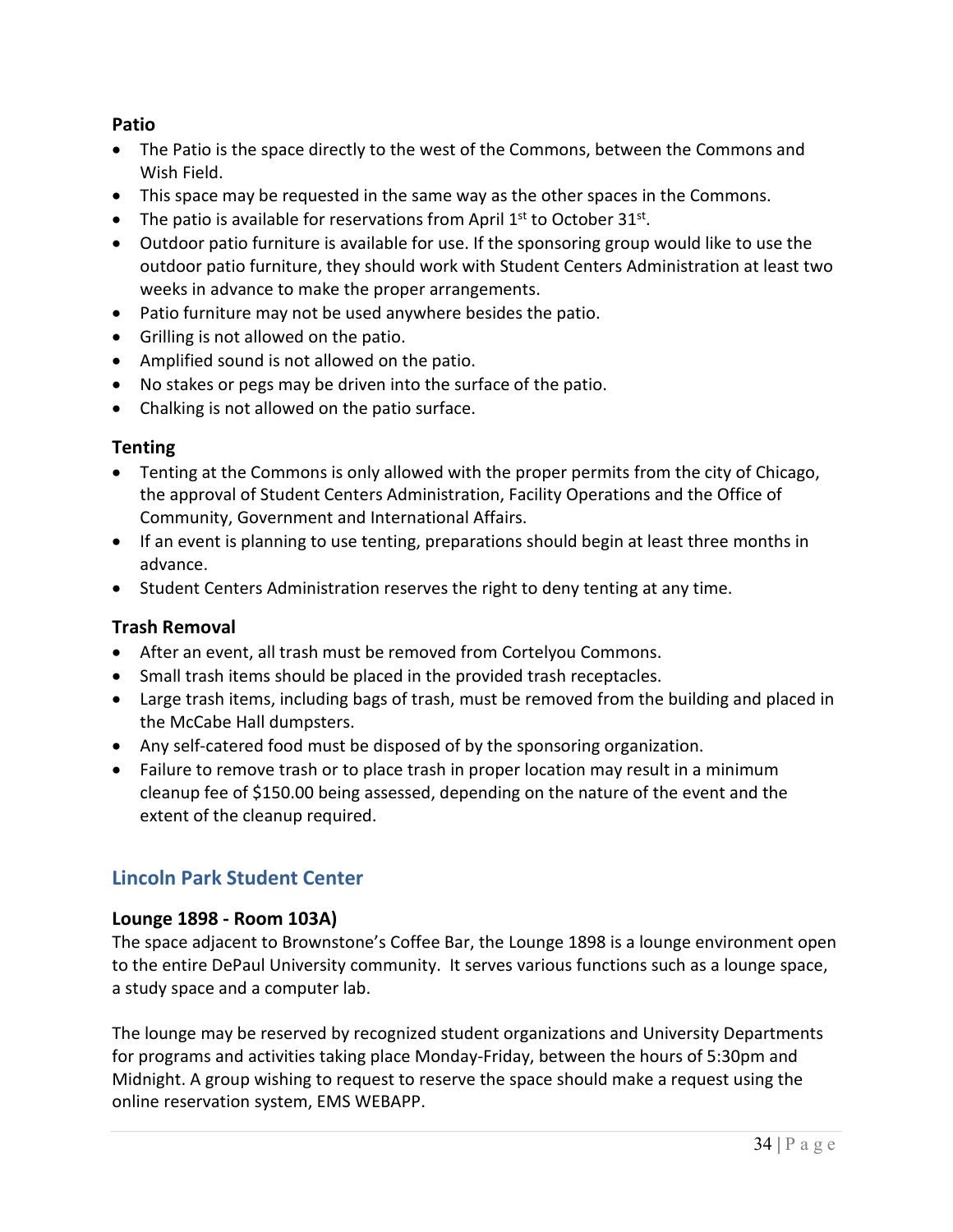### Patio

- The Patio is the space directly to the west of the Commons, between the Commons and Wish Field.
- This space may be requested in the same way as the other spaces in the Commons.
- The patio is available for reservations from April 1st to October 31st.
- Outdoor patio furniture is available for use. If the sponsoring group would like to use the outdoor patio furniture, they should work with Student Centers Administration at least two weeks in advance to make the proper arrangements.
- Patio furniture may not be used anywhere besides the patio.
- Grilling is not allowed on the patio.
- Amplified sound is not allowed on the patio.
- No stakes or pegs may be driven into the surface of the patio.
- Chalking is not allowed on the patio surface.

### Tenting

- Tenting at the Commons is only allowed with the proper permits from the city of Chicago, the approval of Student Centers Administration, Facility Operations and the Office of Community, Government and International Affairs.
- If an event is planning to use tenting, preparations should begin at least three months in advance.
- Student Centers Administration reserves the right to deny tenting at any time.

### Trash Removal

- After an event, all trash must be removed from Cortelyou Commons.
- Small trash items should be placed in the provided trash receptacles.
- Large trash items, including bags of trash, must be removed from the building and placed in the McCabe Hall dumpsters.
- Any self-catered food must be disposed of by the sponsoring organization.
- Failure to remove trash or to place trash in proper location may result in a minimum cleanup fee of $150.00 being assessed, depending on the nature of the event and the extent of the cleanup required.

## Lincoln Park Student Center

### Lounge 1898 - Room 103A)

The space adjacent to Brownstone's Coffee Bar, the Lounge 1898 is a lounge environment open to the entire DePaul University community. It serves various functions such as a lounge space, a study space and a computer lab.

The lounge may be reserved by recognized student organizations and University Departments for programs and activities taking place Monday-Friday, between the hours of 5:30pm and Midnight. A group wishing to request to reserve the space should make a request using the online reservation system, EMS WEBAPP.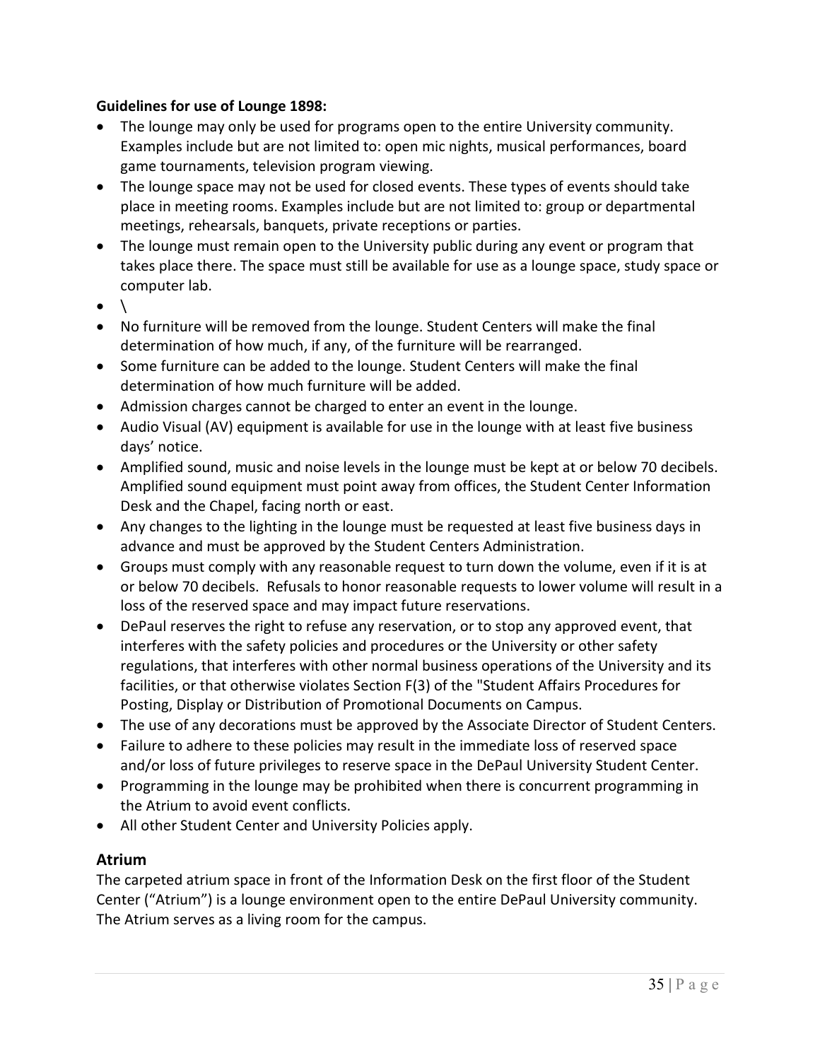**Guidelines for use of Lounge 1898:**

- The lounge may only be used for programs open to the entire University community. Examples include but are not limited to: open mic nights, musical performances, board game tournaments, television program viewing.
- The lounge space may not be used for closed events. These types of events should take place in meeting rooms. Examples include but are not limited to: group or departmental meetings, rehearsals, banquets, private receptions or parties.
- The lounge must remain open to the University public during any event or program that takes place there. The space must still be available for use as a lounge space, study space or computer lab.
- \
- No furniture will be removed from the lounge. Student Centers will make the final determination of how much, if any, of the furniture will be rearranged.
- Some furniture can be added to the lounge. Student Centers will make the final determination of how much furniture will be added.
- Admission charges cannot be charged to enter an event in the lounge.
- Audio Visual (AV) equipment is available for use in the lounge with at least five business days' notice.
- Amplified sound, music and noise levels in the lounge must be kept at or below 70 decibels. Amplified sound equipment must point away from offices, the Student Center Information Desk and the Chapel, facing north or east.
- Any changes to the lighting in the lounge must be requested at least five business days in advance and must be approved by the Student Centers Administration.
- Groups must comply with any reasonable request to turn down the volume, even if it is at or below 70 decibels. Refusals to honor reasonable requests to lower volume will result in a loss of the reserved space and may impact future reservations.
- DePaul reserves the right to refuse any reservation, or to stop any approved event, that interferes with the safety policies and procedures or the University or other safety regulations, that interferes with other normal business operations of the University and its facilities, or that otherwise violates Section F(3) of the "Student Affairs Procedures for Posting, Display or Distribution of Promotional Documents on Campus.
- The use of any decorations must be approved by the Associate Director of Student Centers.
- Failure to adhere to these policies may result in the immediate loss of reserved space and/or loss of future privileges to reserve space in the DePaul University Student Center.
- Programming in the lounge may be prohibited when there is concurrent programming in the Atrium to avoid event conflicts.
- All other Student Center and University Policies apply.

## Atrium

The carpeted atrium space in front of the Information Desk on the first floor of the Student Center ("Atrium") is a lounge environment open to the entire DePaul University community. The Atrium serves as a living room for the campus.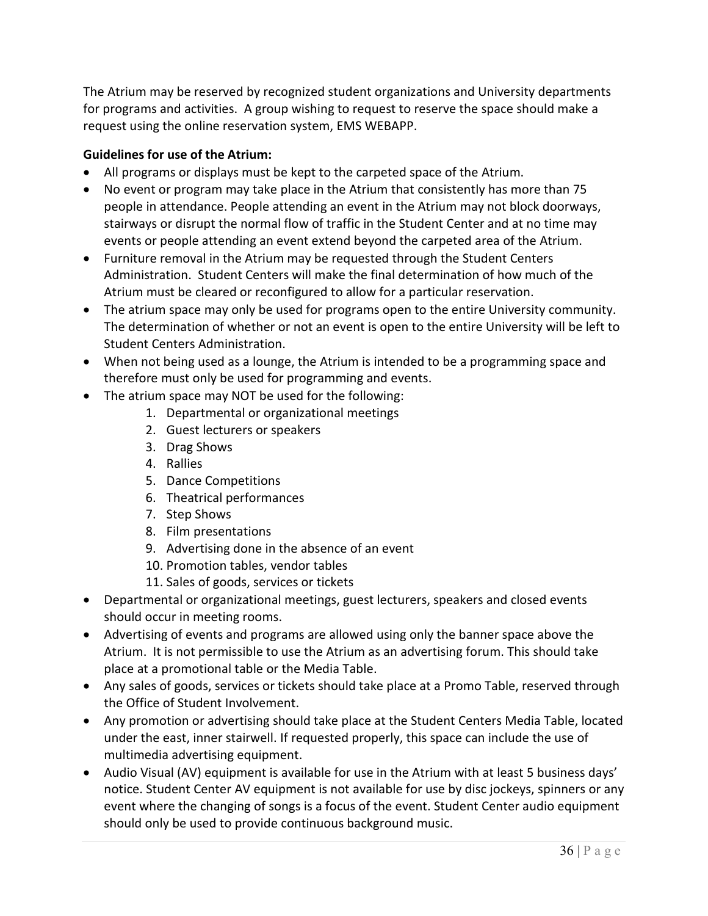The Atrium may be reserved by recognized student organizations and University departments for programs and activities. A group wishing to request to reserve the space should make a request using the online reservation system, EMS WEBAPP.

**Guidelines for use of the Atrium:**

- All programs or displays must be kept to the carpeted space of the Atrium.
- No event or program may take place in the Atrium that consistently has more than 75 people in attendance. People attending an event in the Atrium may not block doorways, stairways or disrupt the normal flow of traffic in the Student Center and at no time may events or people attending an event extend beyond the carpeted area of the Atrium.
- Furniture removal in the Atrium may be requested through the Student Centers Administration. Student Centers will make the final determination of how much of the Atrium must be cleared or reconfigured to allow for a particular reservation.
- The atrium space may only be used for programs open to the entire University community. The determination of whether or not an event is open to the entire University will be left to Student Centers Administration.
- When not being used as a lounge, the Atrium is intended to be a programming space and therefore must only be used for programming and events.
- The atrium space may NOT be used for the following:
    1. Departmental or organizational meetings
    2. Guest lecturers or speakers
    3. Drag Shows
    4. Rallies
    5. Dance Competitions
    6. Theatrical performances
    7. Step Shows
    8. Film presentations
    9. Advertising done in the absence of an event
    10. Promotion tables, vendor tables
    11. Sales of goods, services or tickets
- Departmental or organizational meetings, guest lecturers, speakers and closed events should occur in meeting rooms.
- Advertising of events and programs are allowed using only the banner space above the Atrium. It is not permissible to use the Atrium as an advertising forum. This should take place at a promotional table or the Media Table.
- Any sales of goods, services or tickets should take place at a Promo Table, reserved through the Office of Student Involvement.
- Any promotion or advertising should take place at the Student Centers Media Table, located under the east, inner stairwell. If requested properly, this space can include the use of multimedia advertising equipment.
- Audio Visual (AV) equipment is available for use in the Atrium with at least 5 business days' notice. Student Center AV equipment is not available for use by disc jockeys, spinners or any event where the changing of songs is a focus of the event. Student Center audio equipment should only be used to provide continuous background music.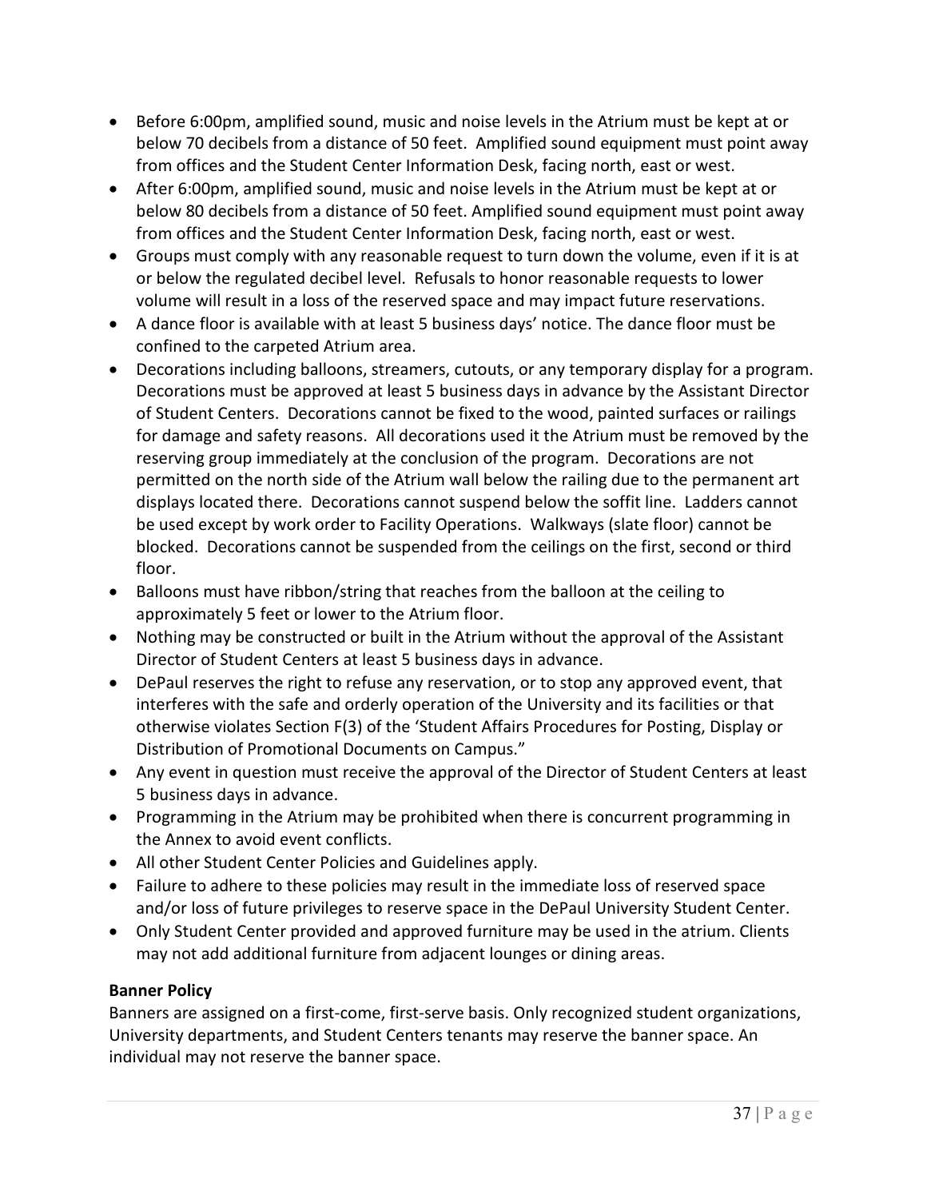- Before 6:00pm, amplified sound, music and noise levels in the Atrium must be kept at or below 70 decibels from a distance of 50 feet. Amplified sound equipment must point away from offices and the Student Center Information Desk, facing north, east or west.
- After 6:00pm, amplified sound, music and noise levels in the Atrium must be kept at or below 80 decibels from a distance of 50 feet. Amplified sound equipment must point away from offices and the Student Center Information Desk, facing north, east or west.
- Groups must comply with any reasonable request to turn down the volume, even if it is at or below the regulated decibel level. Refusals to honor reasonable requests to lower volume will result in a loss of the reserved space and may impact future reservations.
- A dance floor is available with at least 5 business days' notice. The dance floor must be confined to the carpeted Atrium area.
- Decorations including balloons, streamers, cutouts, or any temporary display for a program. Decorations must be approved at least 5 business days in advance by the Assistant Director of Student Centers. Decorations cannot be fixed to the wood, painted surfaces or railings for damage and safety reasons. All decorations used it the Atrium must be removed by the reserving group immediately at the conclusion of the program. Decorations are not permitted on the north side of the Atrium wall below the railing due to the permanent art displays located there. Decorations cannot suspend below the soffit line. Ladders cannot be used except by work order to Facility Operations. Walkways (slate floor) cannot be blocked. Decorations cannot be suspended from the ceilings on the first, second or third floor.
- Balloons must have ribbon/string that reaches from the balloon at the ceiling to approximately 5 feet or lower to the Atrium floor.
- Nothing may be constructed or built in the Atrium without the approval of the Assistant Director of Student Centers at least 5 business days in advance.
- DePaul reserves the right to refuse any reservation, or to stop any approved event, that interferes with the safe and orderly operation of the University and its facilities or that otherwise violates Section F(3) of the 'Student Affairs Procedures for Posting, Display or Distribution of Promotional Documents on Campus."
- Any event in question must receive the approval of the Director of Student Centers at least 5 business days in advance.
- Programming in the Atrium may be prohibited when there is concurrent programming in the Annex to avoid event conflicts.
- All other Student Center Policies and Guidelines apply.
- Failure to adhere to these policies may result in the immediate loss of reserved space and/or loss of future privileges to reserve space in the DePaul University Student Center.
- Only Student Center provided and approved furniture may be used in the atrium. Clients may not add additional furniture from adjacent lounges or dining areas.

**Banner Policy**

Banners are assigned on a first-come, first-serve basis. Only recognized student organizations, University departments, and Student Centers tenants may reserve the banner space. An individual may not reserve the banner space.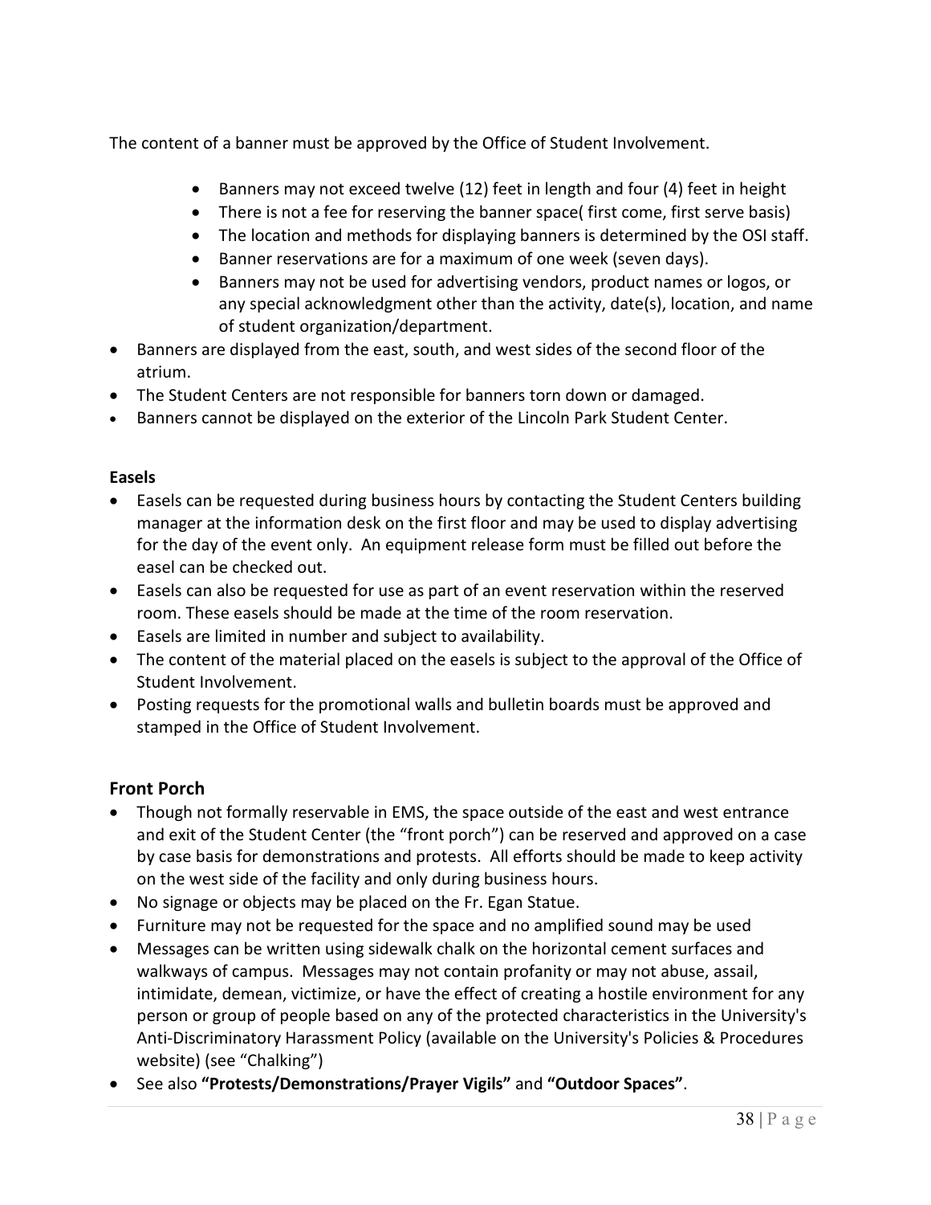The content of a banner must be approved by the Office of Student Involvement.

- Banners may not exceed twelve (12) feet in length and four (4) feet in height
- There is not a fee for reserving the banner space( first come, first serve basis)
- The location and methods for displaying banners is determined by the OSI staff.
- Banner reservations are for a maximum of one week (seven days).
- Banners may not be used for advertising vendors, product names or logos, or any special acknowledgment other than the activity, date(s), location, and name of student organization/department.

- Banners are displayed from the east, south, and west sides of the second floor of the atrium.
- The Student Centers are not responsible for banners torn down or damaged.
- Banners cannot be displayed on the exterior of the Lincoln Park Student Center.

**Easels**

- Easels can be requested during business hours by contacting the Student Centers building manager at the information desk on the first floor and may be used to display advertising for the day of the event only. An equipment release form must be filled out before the easel can be checked out.
- Easels can also be requested for use as part of an event reservation within the reserved room. These easels should be made at the time of the room reservation.
- Easels are limited in number and subject to availability.
- The content of the material placed on the easels is subject to the approval of the Office of Student Involvement.
- Posting requests for the promotional walls and bulletin boards must be approved and stamped in the Office of Student Involvement.

## Front Porch

- Though not formally reservable in EMS, the space outside of the east and west entrance and exit of the Student Center (the "front porch") can be reserved and approved on a case by case basis for demonstrations and protests. All efforts should be made to keep activity on the west side of the facility and only during business hours.
- No signage or objects may be placed on the Fr. Egan Statue.
- Furniture may not be requested for the space and no amplified sound may be used
- Messages can be written using sidewalk chalk on the horizontal cement surfaces and walkways of campus. Messages may not contain profanity or may not abuse, assail, intimidate, demean, victimize, or have the effect of creating a hostile environment for any person or group of people based on any of the protected characteristics in the University's Anti-Discriminatory Harassment Policy (available on the University's Policies & Procedures website) (see "Chalking")
- See also **"Protests/Demonstrations/Prayer Vigils"** and **"Outdoor Spaces"**.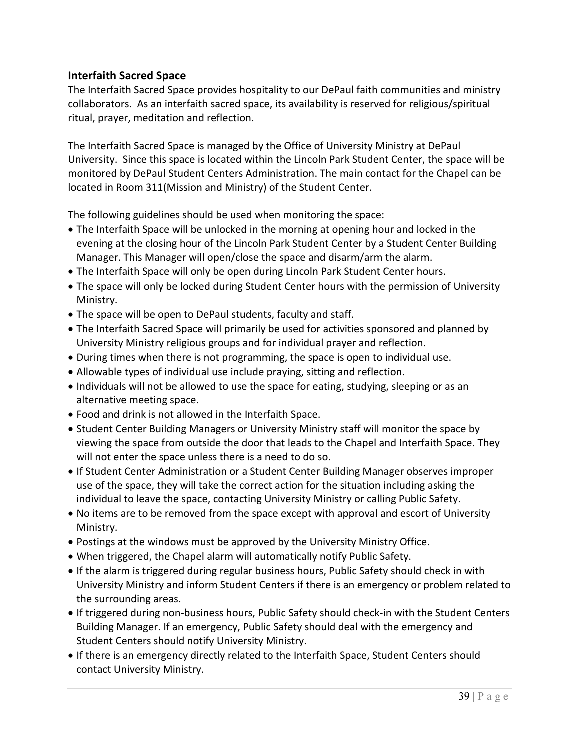## Interfaith Sacred Space

The Interfaith Sacred Space provides hospitality to our DePaul faith communities and ministry collaborators. As an interfaith sacred space, its availability is reserved for religious/spiritual ritual, prayer, meditation and reflection.

The Interfaith Sacred Space is managed by the Office of University Ministry at DePaul University. Since this space is located within the Lincoln Park Student Center, the space will be monitored by DePaul Student Centers Administration. The main contact for the Chapel can be located in Room 311(Mission and Ministry) of the Student Center.

The following guidelines should be used when monitoring the space:

- The Interfaith Space will be unlocked in the morning at opening hour and locked in the evening at the closing hour of the Lincoln Park Student Center by a Student Center Building Manager. This Manager will open/close the space and disarm/arm the alarm.
- The Interfaith Space will only be open during Lincoln Park Student Center hours.
- The space will only be locked during Student Center hours with the permission of University Ministry.
- The space will be open to DePaul students, faculty and staff.
- The Interfaith Sacred Space will primarily be used for activities sponsored and planned by University Ministry religious groups and for individual prayer and reflection.
- During times when there is not programming, the space is open to individual use.
- Allowable types of individual use include praying, sitting and reflection.
- Individuals will not be allowed to use the space for eating, studying, sleeping or as an alternative meeting space.
- Food and drink is not allowed in the Interfaith Space.
- Student Center Building Managers or University Ministry staff will monitor the space by viewing the space from outside the door that leads to the Chapel and Interfaith Space. They will not enter the space unless there is a need to do so.
- If Student Center Administration or a Student Center Building Manager observes improper use of the space, they will take the correct action for the situation including asking the individual to leave the space, contacting University Ministry or calling Public Safety.
- No items are to be removed from the space except with approval and escort of University Ministry.
- Postings at the windows must be approved by the University Ministry Office.
- When triggered, the Chapel alarm will automatically notify Public Safety.
- If the alarm is triggered during regular business hours, Public Safety should check in with University Ministry and inform Student Centers if there is an emergency or problem related to the surrounding areas.
- If triggered during non-business hours, Public Safety should check-in with the Student Centers Building Manager. If an emergency, Public Safety should deal with the emergency and Student Centers should notify University Ministry.
- If there is an emergency directly related to the Interfaith Space, Student Centers should contact University Ministry.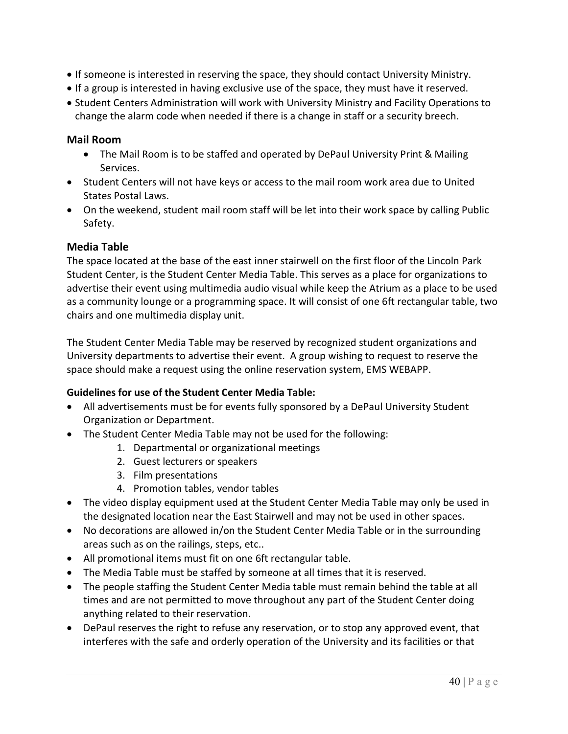- If someone is interested in reserving the space, they should contact University Ministry.
- If a group is interested in having exclusive use of the space, they must have it reserved.
- Student Centers Administration will work with University Ministry and Facility Operations to change the alarm code when needed if there is a change in staff or a security breech.

### Mail Room

- The Mail Room is to be staffed and operated by DePaul University Print & Mailing Services.
- Student Centers will not have keys or access to the mail room work area due to United States Postal Laws.
- On the weekend, student mail room staff will be let into their work space by calling Public Safety.

### Media Table

The space located at the base of the east inner stairwell on the first floor of the Lincoln Park Student Center, is the Student Center Media Table. This serves as a place for organizations to advertise their event using multimedia audio visual while keep the Atrium as a place to be used as a community lounge or a programming space. It will consist of one 6ft rectangular table, two chairs and one multimedia display unit.

The Student Center Media Table may be reserved by recognized student organizations and University departments to advertise their event. A group wishing to request to reserve the space should make a request using the online reservation system, EMS WEBAPP.

**Guidelines for use of the Student Center Media Table:**

- All advertisements must be for events fully sponsored by a DePaul University Student Organization or Department.
- The Student Center Media Table may not be used for the following:
  1. Departmental or organizational meetings
  2. Guest lecturers or speakers
  3. Film presentations
  4. Promotion tables, vendor tables
- The video display equipment used at the Student Center Media Table may only be used in the designated location near the East Stairwell and may not be used in other spaces.
- No decorations are allowed in/on the Student Center Media Table or in the surrounding areas such as on the railings, steps, etc..
- All promotional items must fit on one 6ft rectangular table.
- The Media Table must be staffed by someone at all times that it is reserved.
- The people staffing the Student Center Media table must remain behind the table at all times and are not permitted to move throughout any part of the Student Center doing anything related to their reservation.
- DePaul reserves the right to refuse any reservation, or to stop any approved event, that interferes with the safe and orderly operation of the University and its facilities or that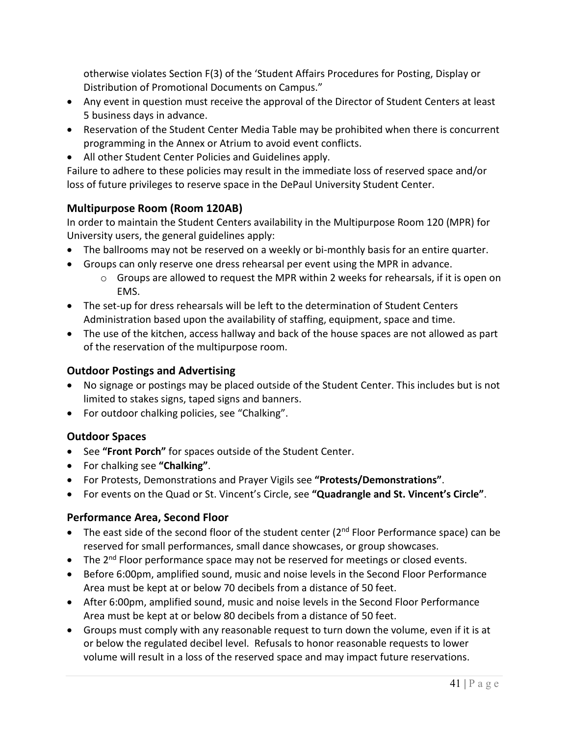otherwise violates Section F(3) of the 'Student Affairs Procedures for Posting, Display or Distribution of Promotional Documents on Campus."

- Any event in question must receive the approval of the Director of Student Centers at least 5 business days in advance.
- Reservation of the Student Center Media Table may be prohibited when there is concurrent programming in the Annex or Atrium to avoid event conflicts.
- All other Student Center Policies and Guidelines apply.

Failure to adhere to these policies may result in the immediate loss of reserved space and/or loss of future privileges to reserve space in the DePaul University Student Center.

### Multipurpose Room (Room 120AB)

In order to maintain the Student Centers availability in the Multipurpose Room 120 (MPR) for University users, the general guidelines apply:

- The ballrooms may not be reserved on a weekly or bi-monthly basis for an entire quarter.
- Groups can only reserve one dress rehearsal per event using the MPR in advance.
    - Groups are allowed to request the MPR within 2 weeks for rehearsals, if it is open on EMS.
- The set-up for dress rehearsals will be left to the determination of Student Centers Administration based upon the availability of staffing, equipment, space and time.
- The use of the kitchen, access hallway and back of the house spaces are not allowed as part of the reservation of the multipurpose room.

### Outdoor Postings and Advertising

- No signage or postings may be placed outside of the Student Center. This includes but is not limited to stakes signs, taped signs and banners.
- For outdoor chalking policies, see "Chalking".

### Outdoor Spaces

- See **"Front Porch"** for spaces outside of the Student Center.
- For chalking see **"Chalking"**.
- For Protests, Demonstrations and Prayer Vigils see **"Protests/Demonstrations"**.
- For events on the Quad or St. Vincent's Circle, see **"Quadrangle and St. Vincent's Circle"**.

### Performance Area, Second Floor

- The east side of the second floor of the student center (2nd Floor Performance space) can be reserved for small performances, small dance showcases, or group showcases.
- The 2nd Floor performance space may not be reserved for meetings or closed events.
- Before 6:00pm, amplified sound, music and noise levels in the Second Floor Performance Area must be kept at or below 70 decibels from a distance of 50 feet.
- After 6:00pm, amplified sound, music and noise levels in the Second Floor Performance Area must be kept at or below 80 decibels from a distance of 50 feet.
- Groups must comply with any reasonable request to turn down the volume, even if it is at or below the regulated decibel level. Refusals to honor reasonable requests to lower volume will result in a loss of the reserved space and may impact future reservations.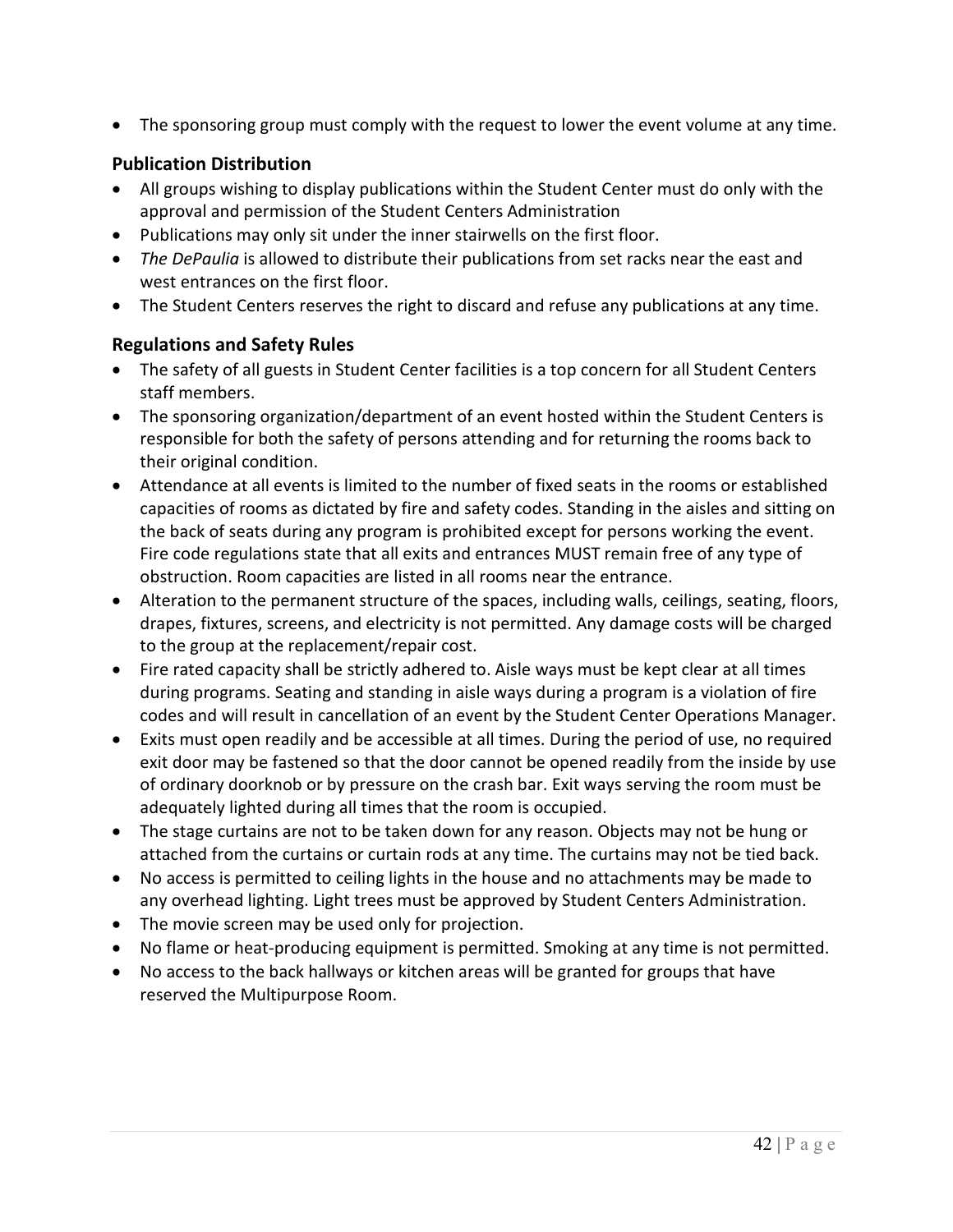- The sponsoring group must comply with the request to lower the event volume at any time.

### Publication Distribution

- All groups wishing to display publications within the Student Center must do only with the approval and permission of the Student Centers Administration
- Publications may only sit under the inner stairwells on the first floor.
- *The DePaulia* is allowed to distribute their publications from set racks near the east and west entrances on the first floor.
- The Student Centers reserves the right to discard and refuse any publications at any time.

### Regulations and Safety Rules

- The safety of all guests in Student Center facilities is a top concern for all Student Centers staff members.
- The sponsoring organization/department of an event hosted within the Student Centers is responsible for both the safety of persons attending and for returning the rooms back to their original condition.
- Attendance at all events is limited to the number of fixed seats in the rooms or established capacities of rooms as dictated by fire and safety codes. Standing in the aisles and sitting on the back of seats during any program is prohibited except for persons working the event. Fire code regulations state that all exits and entrances MUST remain free of any type of obstruction. Room capacities are listed in all rooms near the entrance.
- Alteration to the permanent structure of the spaces, including walls, ceilings, seating, floors, drapes, fixtures, screens, and electricity is not permitted. Any damage costs will be charged to the group at the replacement/repair cost.
- Fire rated capacity shall be strictly adhered to. Aisle ways must be kept clear at all times during programs. Seating and standing in aisle ways during a program is a violation of fire codes and will result in cancellation of an event by the Student Center Operations Manager.
- Exits must open readily and be accessible at all times. During the period of use, no required exit door may be fastened so that the door cannot be opened readily from the inside by use of ordinary doorknob or by pressure on the crash bar. Exit ways serving the room must be adequately lighted during all times that the room is occupied.
- The stage curtains are not to be taken down for any reason. Objects may not be hung or attached from the curtains or curtain rods at any time. The curtains may not be tied back.
- No access is permitted to ceiling lights in the house and no attachments may be made to any overhead lighting. Light trees must be approved by Student Centers Administration.
- The movie screen may be used only for projection.
- No flame or heat-producing equipment is permitted. Smoking at any time is not permitted.
- No access to the back hallways or kitchen areas will be granted for groups that have reserved the Multipurpose Room.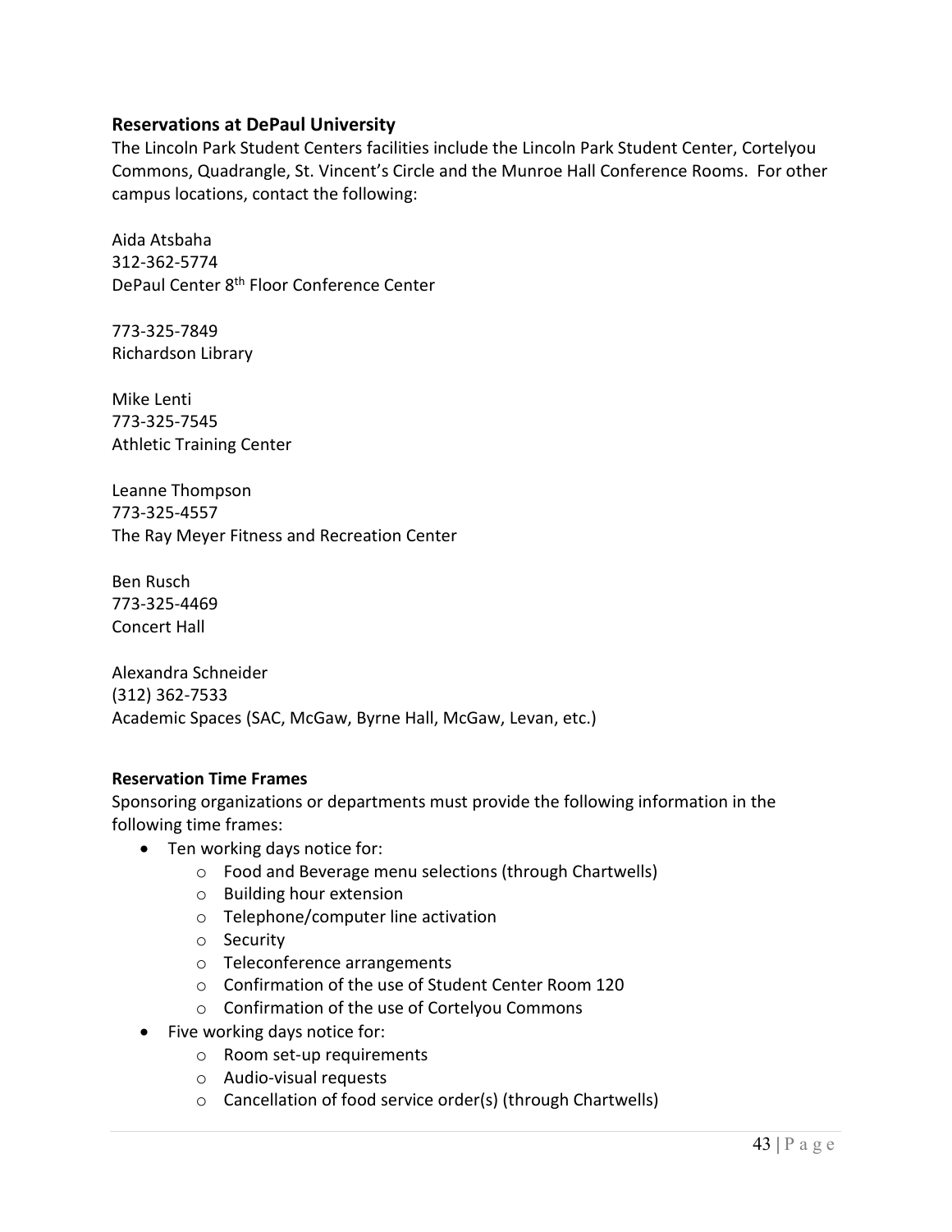## Reservations at DePaul University

The Lincoln Park Student Centers facilities include the Lincoln Park Student Center, Cortelyou Commons, Quadrangle, St. Vincent's Circle and the Munroe Hall Conference Rooms. For other campus locations, contact the following:

Aida Atsbaha
312-362-5774
DePaul Center 8th Floor Conference Center

773-325-7849
Richardson Library

Mike Lenti
773-325-7545
Athletic Training Center

Leanne Thompson
773-325-4557
The Ray Meyer Fitness and Recreation Center

Ben Rusch
773-325-4469
Concert Hall

Alexandra Schneider
(312) 362-7533
Academic Spaces (SAC, McGaw, Byrne Hall, McGaw, Levan, etc.)

**Reservation Time Frames**

Sponsoring organizations or departments must provide the following information in the following time frames:

- Ten working days notice for:
  - Food and Beverage menu selections (through Chartwells)
  - Building hour extension
  - Telephone/computer line activation
  - Security
  - Teleconference arrangements
  - Confirmation of the use of Student Center Room 120
  - Confirmation of the use of Cortelyou Commons
- Five working days notice for:
  - Room set-up requirements
  - Audio-visual requests
  - Cancellation of food service order(s) (through Chartwells)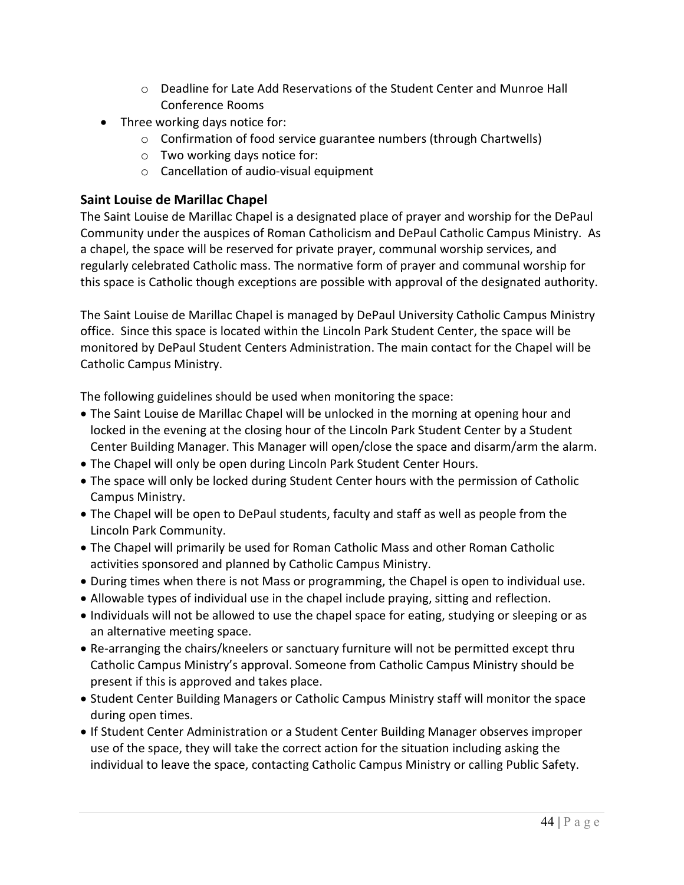- Deadline for Late Add Reservations of the Student Center and Munroe Hall Conference Rooms
- Three working days notice for:
    - Confirmation of food service guarantee numbers (through Chartwells)
    - Two working days notice for:
    - Cancellation of audio-visual equipment

### Saint Louise de Marillac Chapel

The Saint Louise de Marillac Chapel is a designated place of prayer and worship for the DePaul Community under the auspices of Roman Catholicism and DePaul Catholic Campus Ministry. As a chapel, the space will be reserved for private prayer, communal worship services, and regularly celebrated Catholic mass. The normative form of prayer and communal worship for this space is Catholic though exceptions are possible with approval of the designated authority.

The Saint Louise de Marillac Chapel is managed by DePaul University Catholic Campus Ministry office. Since this space is located within the Lincoln Park Student Center, the space will be monitored by DePaul Student Centers Administration. The main contact for the Chapel will be Catholic Campus Ministry.

The following guidelines should be used when monitoring the space:

- The Saint Louise de Marillac Chapel will be unlocked in the morning at opening hour and locked in the evening at the closing hour of the Lincoln Park Student Center by a Student Center Building Manager. This Manager will open/close the space and disarm/arm the alarm.
- The Chapel will only be open during Lincoln Park Student Center Hours.
- The space will only be locked during Student Center hours with the permission of Catholic Campus Ministry.
- The Chapel will be open to DePaul students, faculty and staff as well as people from the Lincoln Park Community.
- The Chapel will primarily be used for Roman Catholic Mass and other Roman Catholic activities sponsored and planned by Catholic Campus Ministry.
- During times when there is not Mass or programming, the Chapel is open to individual use.
- Allowable types of individual use in the chapel include praying, sitting and reflection.
- Individuals will not be allowed to use the chapel space for eating, studying or sleeping or as an alternative meeting space.
- Re-arranging the chairs/kneelers or sanctuary furniture will not be permitted except thru Catholic Campus Ministry's approval. Someone from Catholic Campus Ministry should be present if this is approved and takes place.
- Student Center Building Managers or Catholic Campus Ministry staff will monitor the space during open times.
- If Student Center Administration or a Student Center Building Manager observes improper use of the space, they will take the correct action for the situation including asking the individual to leave the space, contacting Catholic Campus Ministry or calling Public Safety.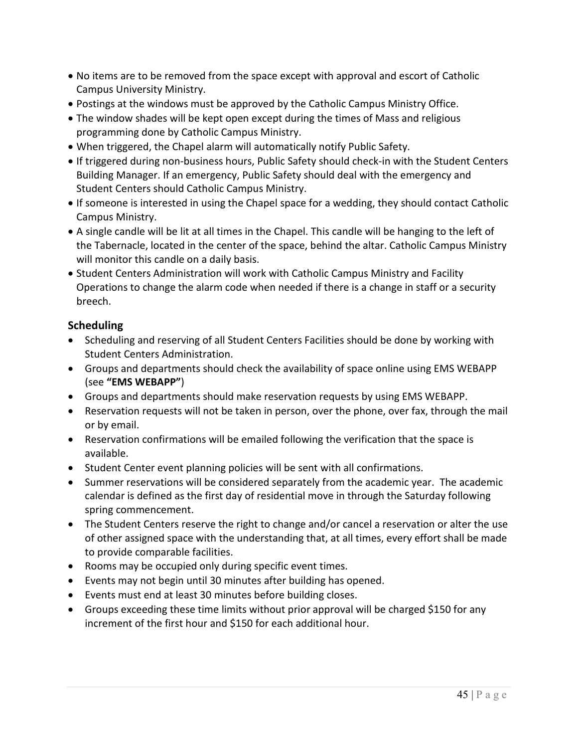- No items are to be removed from the space except with approval and escort of Catholic Campus University Ministry.
- Postings at the windows must be approved by the Catholic Campus Ministry Office.
- The window shades will be kept open except during the times of Mass and religious programming done by Catholic Campus Ministry.
- When triggered, the Chapel alarm will automatically notify Public Safety.
- If triggered during non-business hours, Public Safety should check-in with the Student Centers Building Manager. If an emergency, Public Safety should deal with the emergency and Student Centers should Catholic Campus Ministry.
- If someone is interested in using the Chapel space for a wedding, they should contact Catholic Campus Ministry.
- A single candle will be lit at all times in the Chapel. This candle will be hanging to the left of the Tabernacle, located in the center of the space, behind the altar. Catholic Campus Ministry will monitor this candle on a daily basis.
- Student Centers Administration will work with Catholic Campus Ministry and Facility Operations to change the alarm code when needed if there is a change in staff or a security breech.

## Scheduling

- Scheduling and reserving of all Student Centers Facilities should be done by working with Student Centers Administration.
- Groups and departments should check the availability of space online using EMS WEBAPP (see **"EMS WEBAPP"**)
- Groups and departments should make reservation requests by using EMS WEBAPP.
- Reservation requests will not be taken in person, over the phone, over fax, through the mail or by email.
- Reservation confirmations will be emailed following the verification that the space is available.
- Student Center event planning policies will be sent with all confirmations.
- Summer reservations will be considered separately from the academic year. The academic calendar is defined as the first day of residential move in through the Saturday following spring commencement.
- The Student Centers reserve the right to change and/or cancel a reservation or alter the use of other assigned space with the understanding that, at all times, every effort shall be made to provide comparable facilities.
- Rooms may be occupied only during specific event times.
- Events may not begin until 30 minutes after building has opened.
- Events must end at least 30 minutes before building closes.
- Groups exceeding these time limits without prior approval will be charged $150 for any increment of the first hour and $150 for each additional hour.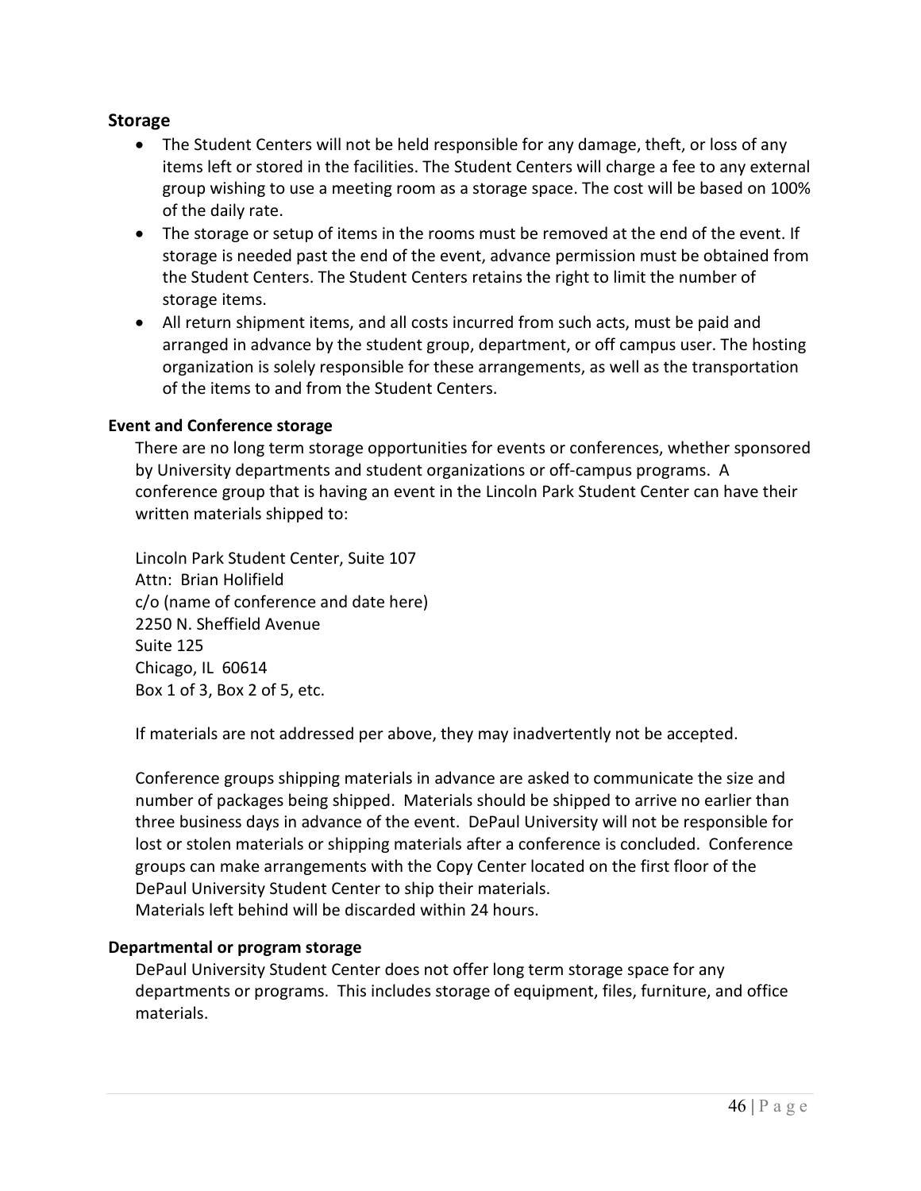## Storage

- The Student Centers will not be held responsible for any damage, theft, or loss of any items left or stored in the facilities. The Student Centers will charge a fee to any external group wishing to use a meeting room as a storage space. The cost will be based on 100% of the daily rate.
- The storage or setup of items in the rooms must be removed at the end of the event. If storage is needed past the end of the event, advance permission must be obtained from the Student Centers. The Student Centers retains the right to limit the number of storage items.
- All return shipment items, and all costs incurred from such acts, must be paid and arranged in advance by the student group, department, or off campus user. The hosting organization is solely responsible for these arrangements, as well as the transportation of the items to and from the Student Centers.

### Event and Conference storage

There are no long term storage opportunities for events or conferences, whether sponsored by University departments and student organizations or off-campus programs. A conference group that is having an event in the Lincoln Park Student Center can have their written materials shipped to:

Lincoln Park Student Center, Suite 107
Attn: Brian Holifield
c/o (name of conference and date here)
2250 N. Sheffield Avenue
Suite 125
Chicago, IL 60614
Box 1 of 3, Box 2 of 5, etc.

If materials are not addressed per above, they may inadvertently not be accepted.

Conference groups shipping materials in advance are asked to communicate the size and number of packages being shipped. Materials should be shipped to arrive no earlier than three business days in advance of the event. DePaul University will not be responsible for lost or stolen materials or shipping materials after a conference is concluded. Conference groups can make arrangements with the Copy Center located on the first floor of the DePaul University Student Center to ship their materials.
Materials left behind will be discarded within 24 hours.

### Departmental or program storage

DePaul University Student Center does not offer long term storage space for any departments or programs. This includes storage of equipment, files, furniture, and office materials.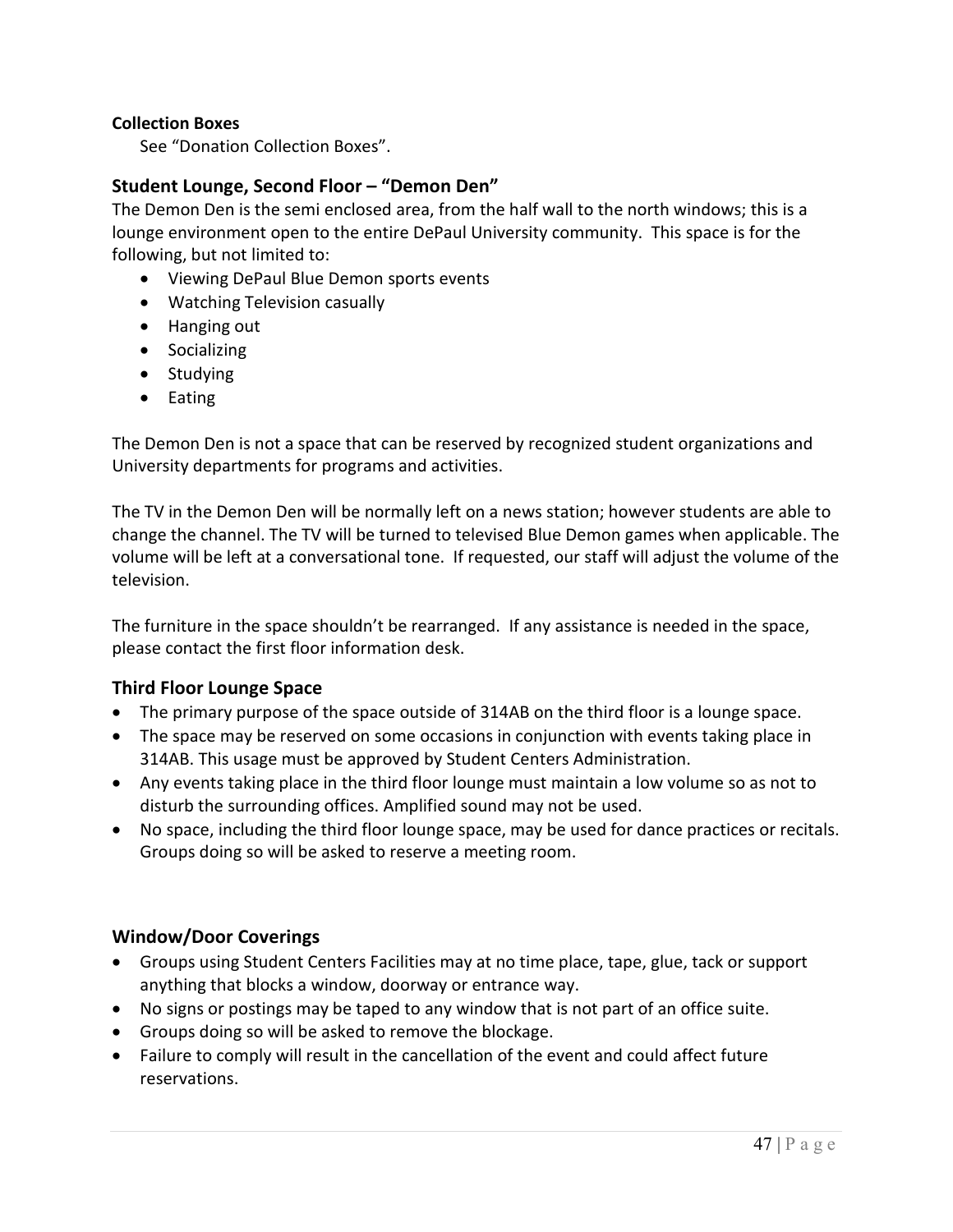**Collection Boxes**

See "Donation Collection Boxes".

### Student Lounge, Second Floor – "Demon Den"

The Demon Den is the semi enclosed area, from the half wall to the north windows; this is a lounge environment open to the entire DePaul University community. This space is for the following, but not limited to:

- Viewing DePaul Blue Demon sports events
- Watching Television casually
- Hanging out
- Socializing
- Studying
- Eating

The Demon Den is not a space that can be reserved by recognized student organizations and University departments for programs and activities.

The TV in the Demon Den will be normally left on a news station; however students are able to change the channel. The TV will be turned to televised Blue Demon games when applicable. The volume will be left at a conversational tone. If requested, our staff will adjust the volume of the television.

The furniture in the space shouldn't be rearranged. If any assistance is needed in the space, please contact the first floor information desk.

### Third Floor Lounge Space

- The primary purpose of the space outside of 314AB on the third floor is a lounge space.
- The space may be reserved on some occasions in conjunction with events taking place in 314AB. This usage must be approved by Student Centers Administration.
- Any events taking place in the third floor lounge must maintain a low volume so as not to disturb the surrounding offices. Amplified sound may not be used.
- No space, including the third floor lounge space, may be used for dance practices or recitals. Groups doing so will be asked to reserve a meeting room.

### Window/Door Coverings

- Groups using Student Centers Facilities may at no time place, tape, glue, tack or support anything that blocks a window, doorway or entrance way.
- No signs or postings may be taped to any window that is not part of an office suite.
- Groups doing so will be asked to remove the blockage.
- Failure to comply will result in the cancellation of the event and could affect future reservations.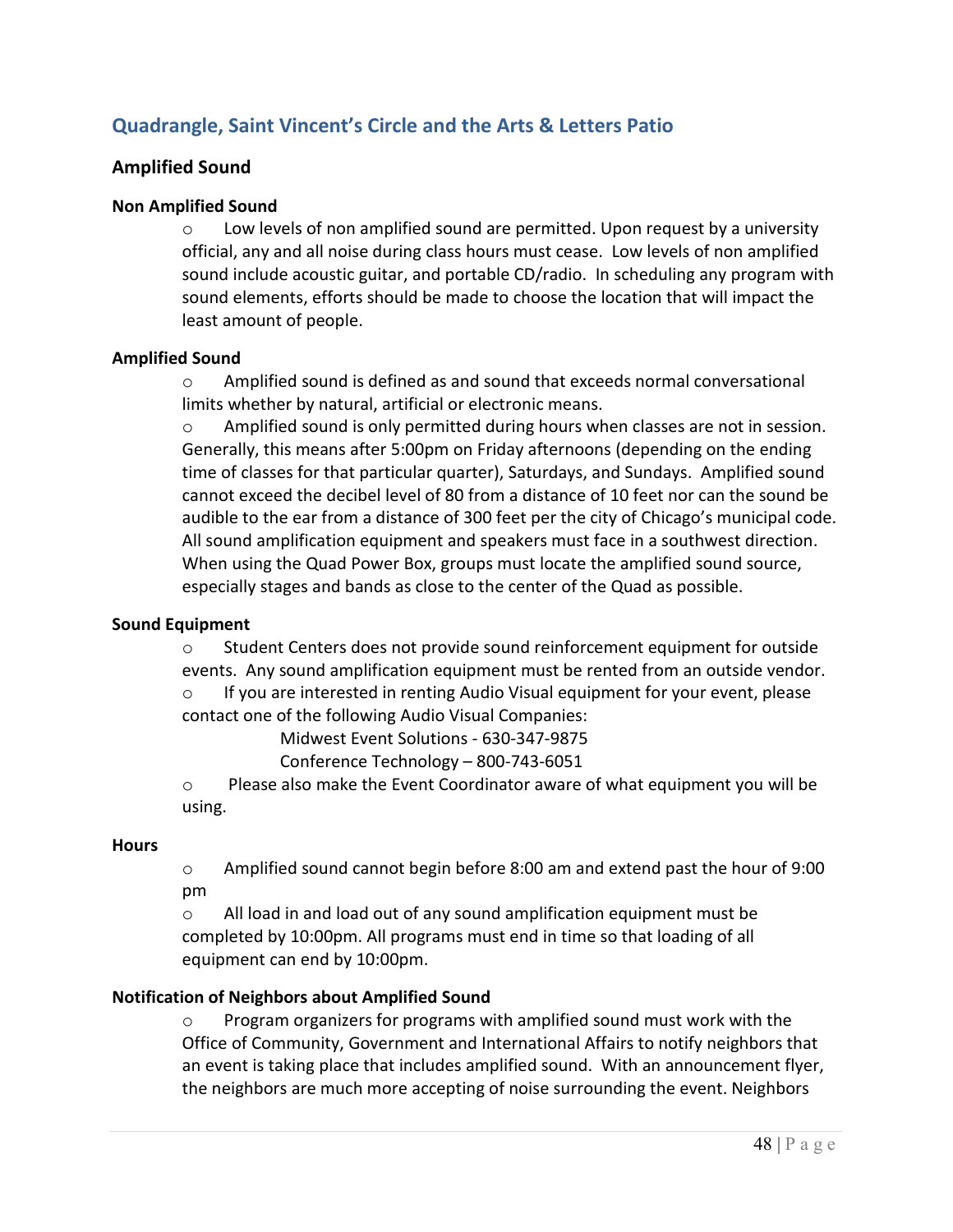## Quadrangle, Saint Vincent's Circle and the Arts & Letters Patio

### Amplified Sound

#### Non Amplified Sound

- Low levels of non amplified sound are permitted. Upon request by a university official, any and all noise during class hours must cease. Low levels of non amplified sound include acoustic guitar, and portable CD/radio. In scheduling any program with sound elements, efforts should be made to choose the location that will impact the least amount of people.

#### Amplified Sound

- Amplified sound is defined as and sound that exceeds normal conversational limits whether by natural, artificial or electronic means.
- Amplified sound is only permitted during hours when classes are not in session. Generally, this means after 5:00pm on Friday afternoons (depending on the ending time of classes for that particular quarter), Saturdays, and Sundays. Amplified sound cannot exceed the decibel level of 80 from a distance of 10 feet nor can the sound be audible to the ear from a distance of 300 feet per the city of Chicago's municipal code. All sound amplification equipment and speakers must face in a southwest direction. When using the Quad Power Box, groups must locate the amplified sound source, especially stages and bands as close to the center of the Quad as possible.

#### Sound Equipment

- Student Centers does not provide sound reinforcement equipment for outside events. Any sound amplification equipment must be rented from an outside vendor.
- If you are interested in renting Audio Visual equipment for your event, please contact one of the following Audio Visual Companies:

  Midwest Event Solutions - 630-347-9875

  Conference Technology – 800-743-6051
- Please also make the Event Coordinator aware of what equipment you will be using.

#### Hours

- Amplified sound cannot begin before 8:00 am and extend past the hour of 9:00 pm
- All load in and load out of any sound amplification equipment must be completed by 10:00pm. All programs must end in time so that loading of all equipment can end by 10:00pm.

#### Notification of Neighbors about Amplified Sound

- Program organizers for programs with amplified sound must work with the Office of Community, Government and International Affairs to notify neighbors that an event is taking place that includes amplified sound. With an announcement flyer, the neighbors are much more accepting of noise surrounding the event. Neighbors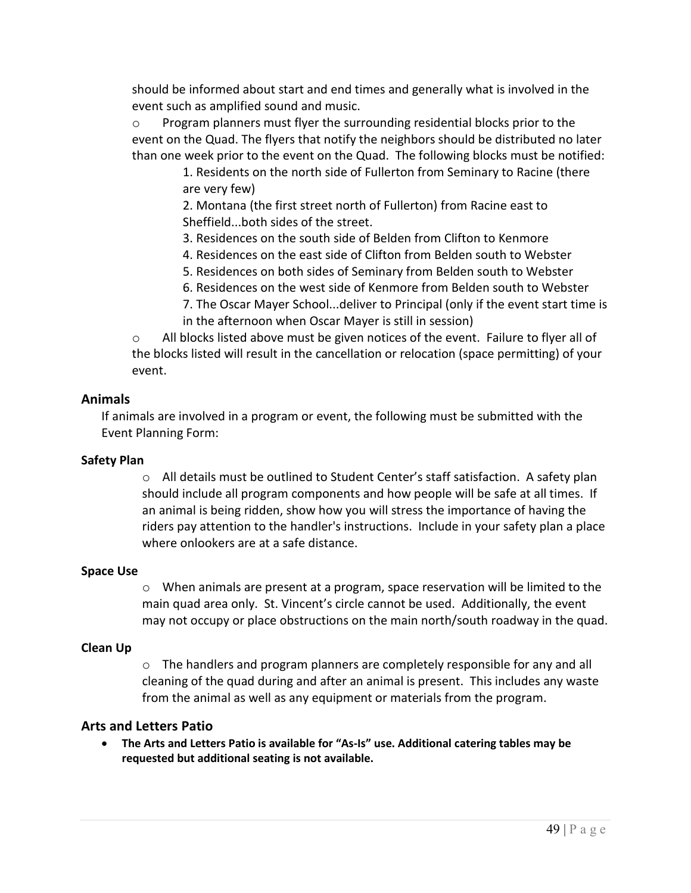should be informed about start and end times and generally what is involved in the event such as amplified sound and music.

- Program planners must flyer the surrounding residential blocks prior to the event on the Quad. The flyers that notify the neighbors should be distributed no later than one week prior to the event on the Quad. The following blocks must be notified:

  1. Residents on the north side of Fullerton from Seminary to Racine (there are very few)
  2. Montana (the first street north of Fullerton) from Racine east to Sheffield...both sides of the street.
  3. Residences on the south side of Belden from Clifton to Kenmore
  4. Residences on the east side of Clifton from Belden south to Webster
  5. Residences on both sides of Seminary from Belden south to Webster
  6. Residences on the west side of Kenmore from Belden south to Webster
  7. The Oscar Mayer School...deliver to Principal (only if the event start time is in the afternoon when Oscar Mayer is still in session)

- All blocks listed above must be given notices of the event. Failure to flyer all of the blocks listed will result in the cancellation or relocation (space permitting) of your event.

## Animals

If animals are involved in a program or event, the following must be submitted with the Event Planning Form:

### Safety Plan

- All details must be outlined to Student Center's staff satisfaction. A safety plan should include all program components and how people will be safe at all times. If an animal is being ridden, show how you will stress the importance of having the riders pay attention to the handler's instructions. Include in your safety plan a place where onlookers are at a safe distance.

### Space Use

- When animals are present at a program, space reservation will be limited to the main quad area only. St. Vincent's circle cannot be used. Additionally, the event may not occupy or place obstructions on the main north/south roadway in the quad.

### Clean Up

- The handlers and program planners are completely responsible for any and all cleaning of the quad during and after an animal is present. This includes any waste from the animal as well as any equipment or materials from the program.

## Arts and Letters Patio

- **The Arts and Letters Patio is available for "As-Is" use. Additional catering tables may be requested but additional seating is not available.**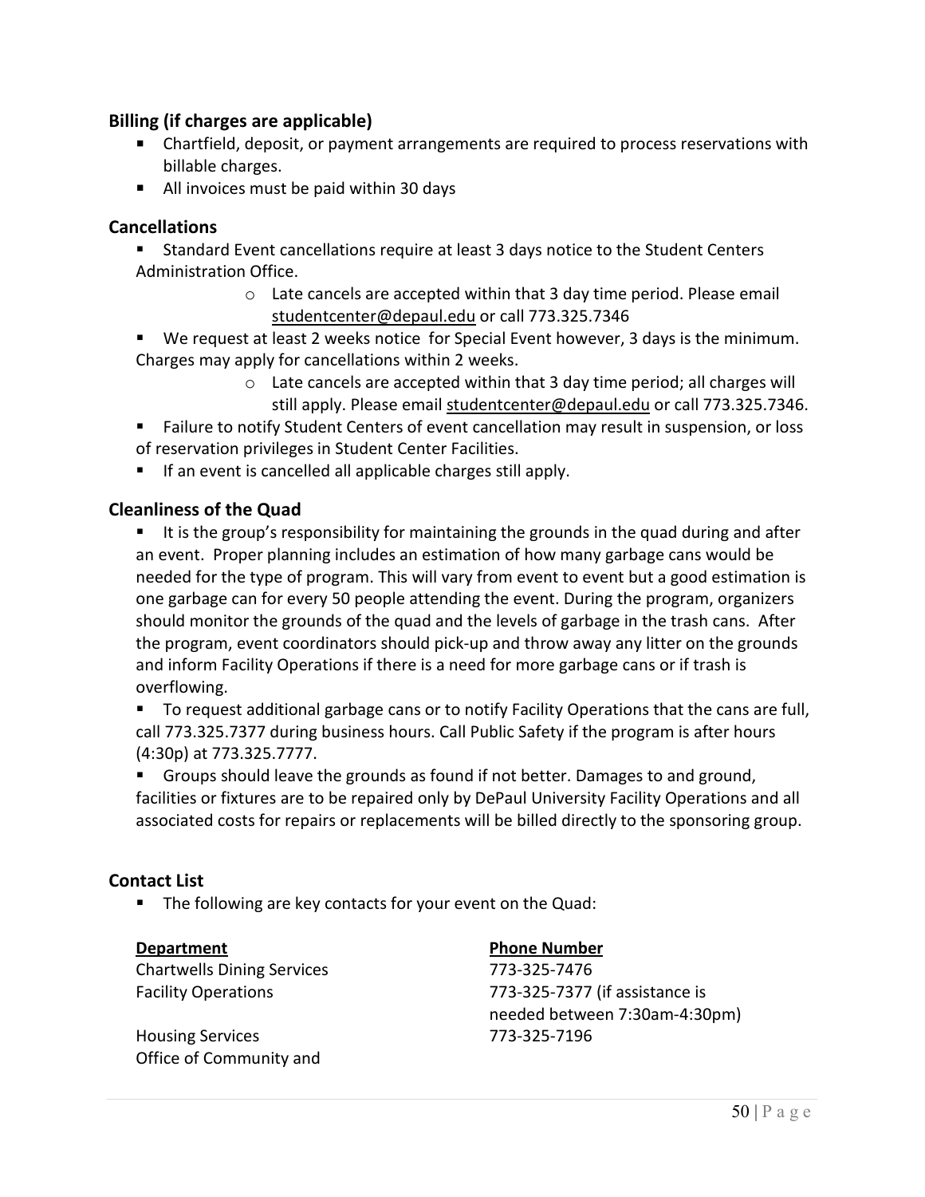### Billing (if charges are applicable)

- Chartfield, deposit, or payment arrangements are required to process reservations with billable charges.
- All invoices must be paid within 30 days

### Cancellations

- Standard Event cancellations require at least 3 days notice to the Student Centers Administration Office.
  - Late cancels are accepted within that 3 day time period. Please email studentcenter@depaul.edu or call 773.325.7346
- We request at least 2 weeks notice for Special Event however, 3 days is the minimum. Charges may apply for cancellations within 2 weeks.
  - Late cancels are accepted within that 3 day time period; all charges will still apply. Please email studentcenter@depaul.edu or call 773.325.7346.
- Failure to notify Student Centers of event cancellation may result in suspension, or loss of reservation privileges in Student Center Facilities.
- If an event is cancelled all applicable charges still apply.

### Cleanliness of the Quad

- It is the group's responsibility for maintaining the grounds in the quad during and after an event. Proper planning includes an estimation of how many garbage cans would be needed for the type of program. This will vary from event to event but a good estimation is one garbage can for every 50 people attending the event. During the program, organizers should monitor the grounds of the quad and the levels of garbage in the trash cans. After the program, event coordinators should pick-up and throw away any litter on the grounds and inform Facility Operations if there is a need for more garbage cans or if trash is overflowing.
- To request additional garbage cans or to notify Facility Operations that the cans are full, call 773.325.7377 during business hours. Call Public Safety if the program is after hours (4:30p) at 773.325.7777.
- Groups should leave the grounds as found if not better. Damages to and ground, facilities or fixtures are to be repaired only by DePaul University Facility Operations and all associated costs for repairs or replacements will be billed directly to the sponsoring group.

### Contact List

- The following are key contacts for your event on the Quad:

| **Department** | **Phone Number** |
| --- | --- |
| Chartwells Dining Services | 773-325-7476 |
| Facility Operations | 773-325-7377 (if assistance is needed between 7:30am-4:30pm) |
| Housing Services | 773-325-7196 |
| Office of Community and | |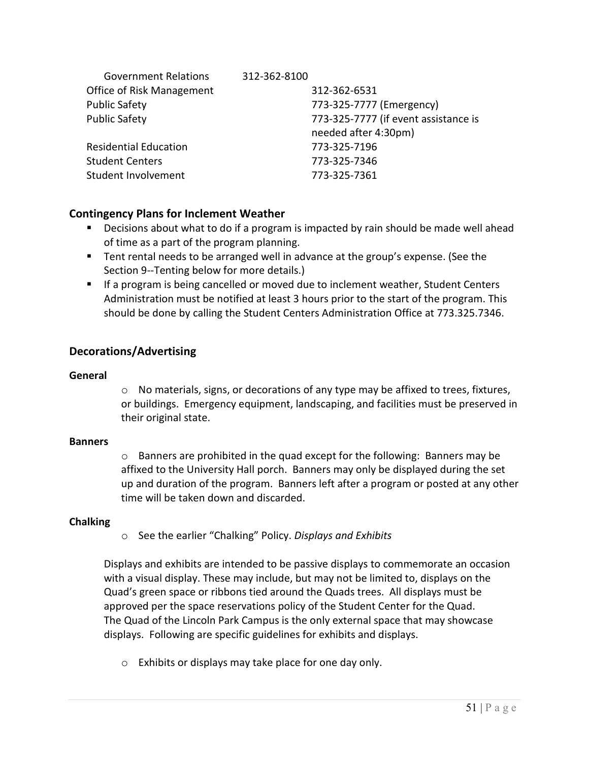| | |
|---|---|
| Government Relations | 312-362-8100 |
| Office of Risk Management | 312-362-6531 |
| Public Safety | 773-325-7777 (Emergency) |
| Public Safety | 773-325-7777 (if event assistance is needed after 4:30pm) |
| Residential Education | 773-325-7196 |
| Student Centers | 773-325-7346 |
| Student Involvement | 773-325-7361 |

## Contingency Plans for Inclement Weather

- Decisions about what to do if a program is impacted by rain should be made well ahead of time as a part of the program planning.
- Tent rental needs to be arranged well in advance at the group's expense. (See the Section 9--Tenting below for more details.)
- If a program is being cancelled or moved due to inclement weather, Student Centers Administration must be notified at least 3 hours prior to the start of the program. This should be done by calling the Student Centers Administration Office at 773.325.7346.

## Decorations/Advertising

### General

- No materials, signs, or decorations of any type may be affixed to trees, fixtures, or buildings. Emergency equipment, landscaping, and facilities must be preserved in their original state.

### Banners

- Banners are prohibited in the quad except for the following: Banners may be affixed to the University Hall porch. Banners may only be displayed during the set up and duration of the program. Banners left after a program or posted at any other time will be taken down and discarded.

### Chalking

- See the earlier "Chalking" Policy. *Displays and Exhibits*

Displays and exhibits are intended to be passive displays to commemorate an occasion with a visual display. These may include, but may not be limited to, displays on the Quad's green space or ribbons tied around the Quads trees. All displays must be approved per the space reservations policy of the Student Center for the Quad. The Quad of the Lincoln Park Campus is the only external space that may showcase displays. Following are specific guidelines for exhibits and displays.

- Exhibits or displays may take place for one day only.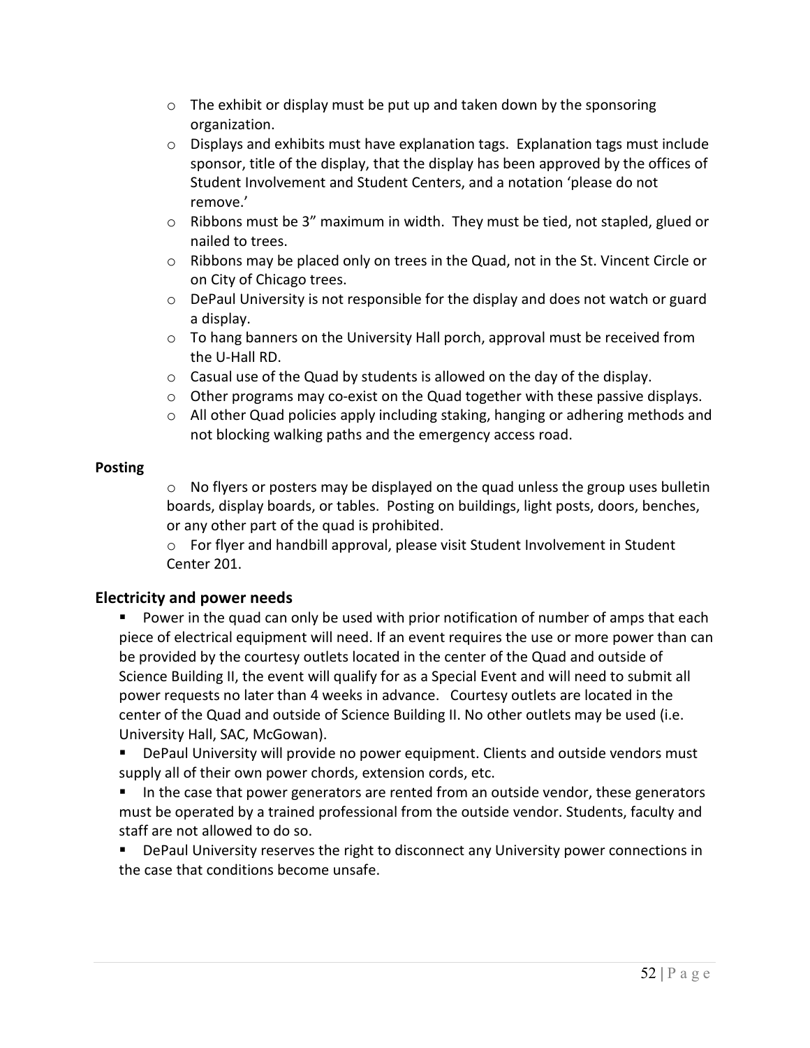- The exhibit or display must be put up and taken down by the sponsoring organization.
- Displays and exhibits must have explanation tags. Explanation tags must include sponsor, title of the display, that the display has been approved by the offices of Student Involvement and Student Centers, and a notation 'please do not remove.'
- Ribbons must be 3" maximum in width. They must be tied, not stapled, glued or nailed to trees.
- Ribbons may be placed only on trees in the Quad, not in the St. Vincent Circle or on City of Chicago trees.
- DePaul University is not responsible for the display and does not watch or guard a display.
- To hang banners on the University Hall porch, approval must be received from the U-Hall RD.
- Casual use of the Quad by students is allowed on the day of the display.
- Other programs may co-exist on the Quad together with these passive displays.
- All other Quad policies apply including staking, hanging or adhering methods and not blocking walking paths and the emergency access road.

**Posting**

- No flyers or posters may be displayed on the quad unless the group uses bulletin boards, display boards, or tables. Posting on buildings, light posts, doors, benches, or any other part of the quad is prohibited.
- For flyer and handbill approval, please visit Student Involvement in Student Center 201.

## Electricity and power needs

- Power in the quad can only be used with prior notification of number of amps that each piece of electrical equipment will need. If an event requires the use or more power than can be provided by the courtesy outlets located in the center of the Quad and outside of Science Building II, the event will qualify for as a Special Event and will need to submit all power requests no later than 4 weeks in advance. Courtesy outlets are located in the center of the Quad and outside of Science Building II. No other outlets may be used (i.e. University Hall, SAC, McGowan).
- DePaul University will provide no power equipment. Clients and outside vendors must supply all of their own power chords, extension cords, etc.
- In the case that power generators are rented from an outside vendor, these generators must be operated by a trained professional from the outside vendor. Students, faculty and staff are not allowed to do so.
- DePaul University reserves the right to disconnect any University power connections in the case that conditions become unsafe.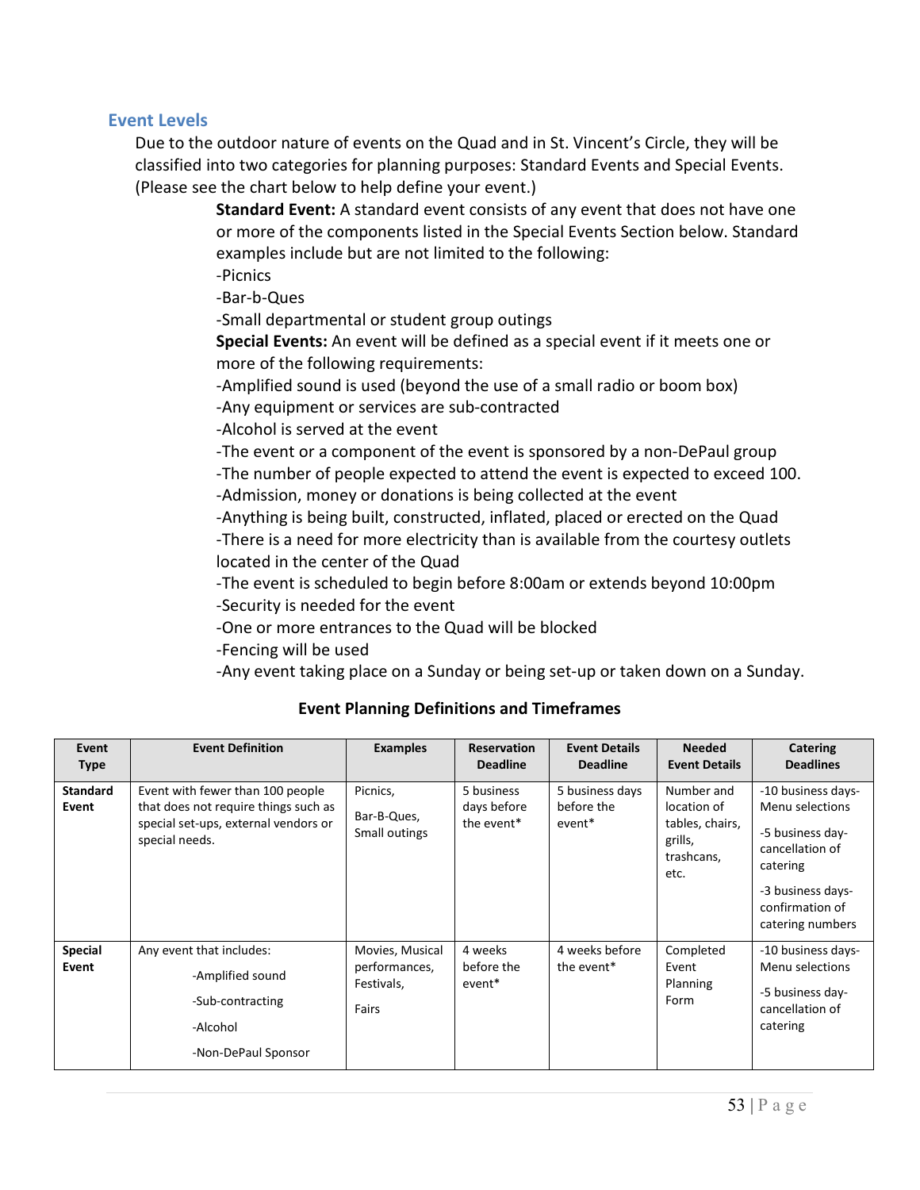## Event Levels

Due to the outdoor nature of events on the Quad and in St. Vincent's Circle, they will be classified into two categories for planning purposes: Standard Events and Special Events. (Please see the chart below to help define your event.)

**Standard Event:** A standard event consists of any event that does not have one or more of the components listed in the Special Events Section below. Standard examples include but are not limited to the following:

-Picnics

-Bar-b-Ques

-Small departmental or student group outings

**Special Events:** An event will be defined as a special event if it meets one or more of the following requirements:

-Amplified sound is used (beyond the use of a small radio or boom box)

-Any equipment or services are sub-contracted

-Alcohol is served at the event

-The event or a component of the event is sponsored by a non-DePaul group

-The number of people expected to attend the event is expected to exceed 100.

-Admission, money or donations is being collected at the event

-Anything is being built, constructed, inflated, placed or erected on the Quad

-There is a need for more electricity than is available from the courtesy outlets located in the center of the Quad

-The event is scheduled to begin before 8:00am or extends beyond 10:00pm

-Security is needed for the event

-One or more entrances to the Quad will be blocked

-Fencing will be used

-Any event taking place on a Sunday or being set-up or taken down on a Sunday.

**Event Planning Definitions and Timeframes**

| Event Type | Event Definition | Examples | Reservation Deadline | Event Details Deadline | Needed Event Details | Catering Deadlines |
|---|---|---|---|---|---|---|
| **Standard Event** | Event with fewer than 100 people that does not require things such as special set-ups, external vendors or special needs. | Picnics, Bar-B-Ques, Small outings | 5 business days before the event* | 5 business days before the event* | Number and location of tables, chairs, grills, trashcans, etc. | -10 business days- Menu selections<br>-5 business day- cancellation of catering<br>-3 business days- confirmation of catering numbers |
| **Special Event** | Any event that includes:<br>-Amplified sound<br>-Sub-contracting<br>-Alcohol<br>-Non-DePaul Sponsor | Movies, Musical performances, Festivals,<br>Fairs | 4 weeks before the event* | 4 weeks before the event* | Completed Event Planning Form | -10 business days- Menu selections<br>-5 business day- cancellation of catering |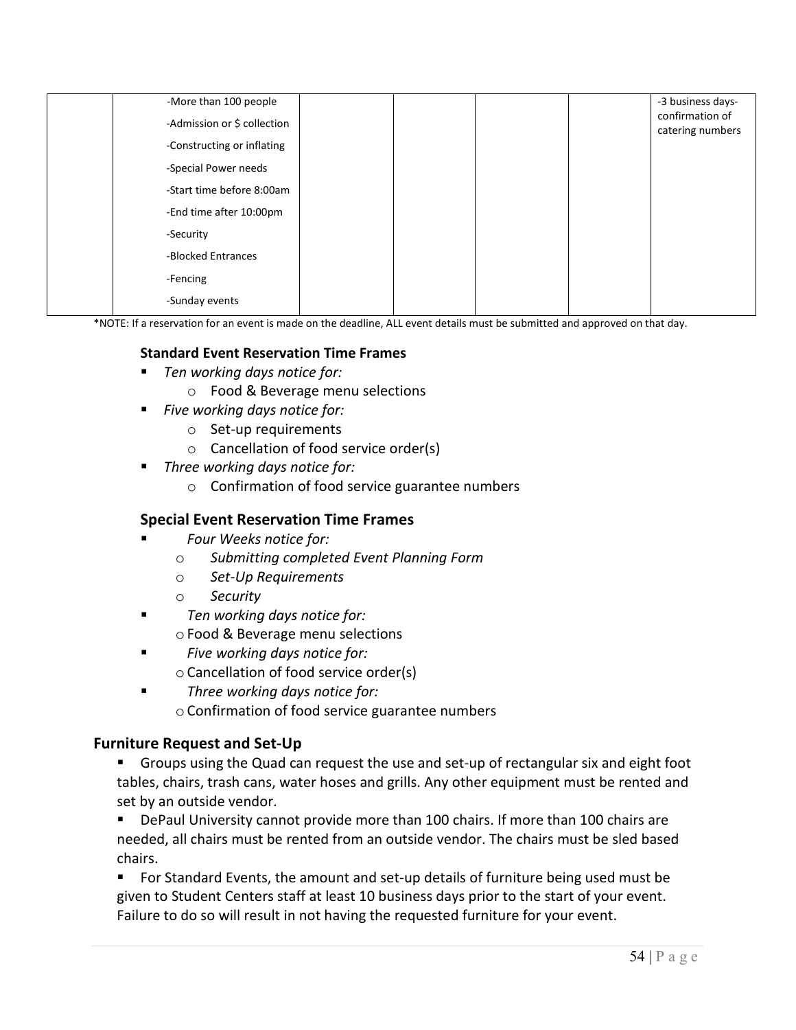| | | | | | | |
|---|---|---|---|---|---|---|
| | -More than 100 people<br>-Admission or $ collection<br>-Constructing or inflating<br>-Special Power needs<br>-Start time before 8:00am<br>-End time after 10:00pm<br>-Security<br>-Blocked Entrances<br>-Fencing<br>-Sunday events | | | | | -3 business days- confirmation of catering numbers |

*NOTE: If a reservation for an event is made on the deadline, ALL event details must be submitted and approved on that day.

### Standard Event Reservation Time Frames

- *Ten working days notice for:*
  - Food & Beverage menu selections
- *Five working days notice for:*
  - Set-up requirements
  - Cancellation of food service order(s)
- *Three working days notice for:*
  - Confirmation of food service guarantee numbers

### Special Event Reservation Time Frames

- *Four Weeks notice for:*
  - *Submitting completed Event Planning Form*
  - *Set-Up Requirements*
  - *Security*
- *Ten working days notice for:*
  - Food & Beverage menu selections
- *Five working days notice for:*
  - Cancellation of food service order(s)
- *Three working days notice for:*
  - Confirmation of food service guarantee numbers

## Furniture Request and Set-Up

- Groups using the Quad can request the use and set-up of rectangular six and eight foot tables, chairs, trash cans, water hoses and grills. Any other equipment must be rented and set by an outside vendor.
- DePaul University cannot provide more than 100 chairs. If more than 100 chairs are needed, all chairs must be rented from an outside vendor. The chairs must be sled based chairs.
- For Standard Events, the amount and set-up details of furniture being used must be given to Student Centers staff at least 10 business days prior to the start of your event. Failure to do so will result in not having the requested furniture for your event.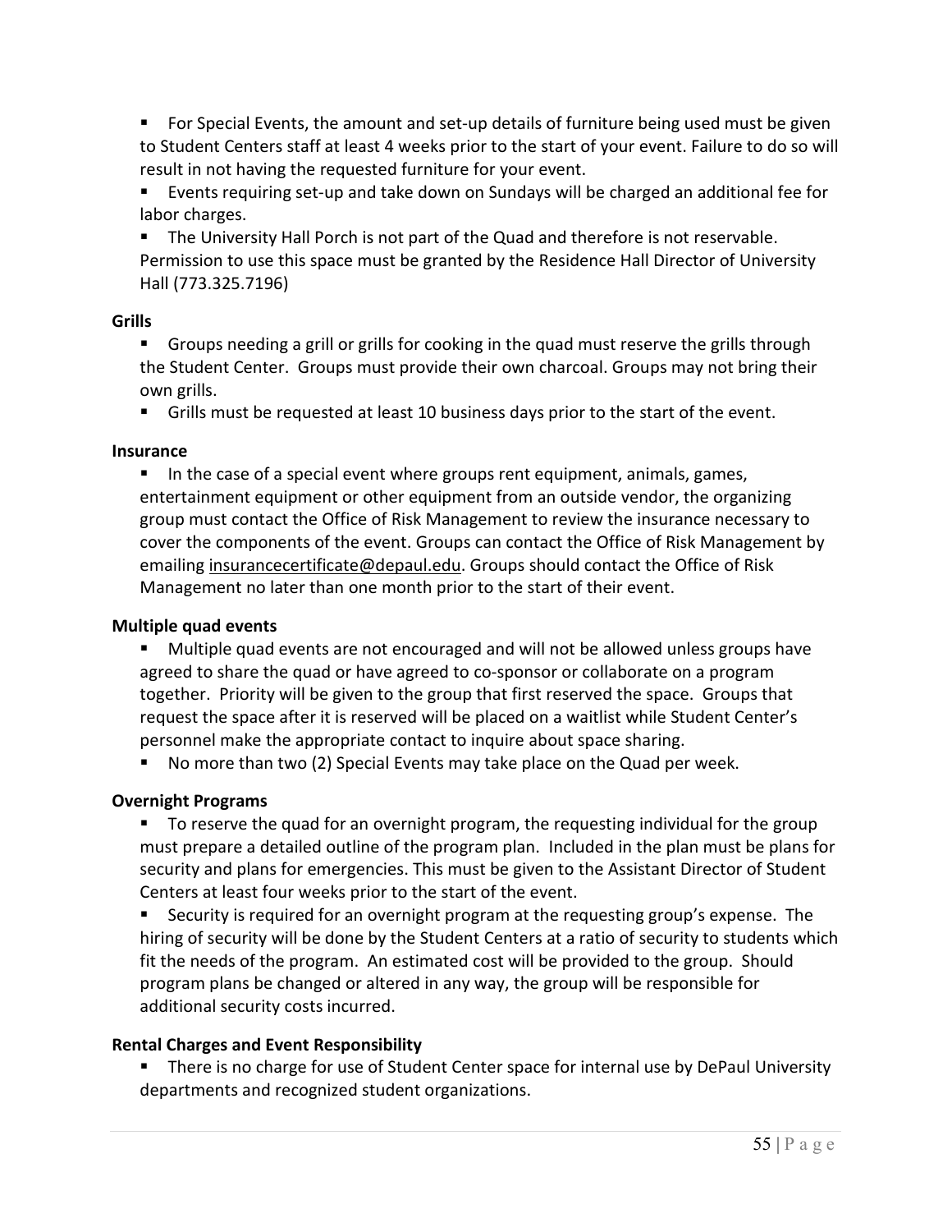- For Special Events, the amount and set-up details of furniture being used must be given to Student Centers staff at least 4 weeks prior to the start of your event. Failure to do so will result in not having the requested furniture for your event.
- Events requiring set-up and take down on Sundays will be charged an additional fee for labor charges.
- The University Hall Porch is not part of the Quad and therefore is not reservable. Permission to use this space must be granted by the Residence Hall Director of University Hall (773.325.7196)

**Grills**

- Groups needing a grill or grills for cooking in the quad must reserve the grills through the Student Center. Groups must provide their own charcoal. Groups may not bring their own grills.
- Grills must be requested at least 10 business days prior to the start of the event.

**Insurance**

- In the case of a special event where groups rent equipment, animals, games, entertainment equipment or other equipment from an outside vendor, the organizing group must contact the Office of Risk Management to review the insurance necessary to cover the components of the event. Groups can contact the Office of Risk Management by emailing insurancecertificate@depaul.edu. Groups should contact the Office of Risk Management no later than one month prior to the start of their event.

**Multiple quad events**

- Multiple quad events are not encouraged and will not be allowed unless groups have agreed to share the quad or have agreed to co-sponsor or collaborate on a program together. Priority will be given to the group that first reserved the space. Groups that request the space after it is reserved will be placed on a waitlist while Student Center's personnel make the appropriate contact to inquire about space sharing.
- No more than two (2) Special Events may take place on the Quad per week.

**Overnight Programs**

- To reserve the quad for an overnight program, the requesting individual for the group must prepare a detailed outline of the program plan. Included in the plan must be plans for security and plans for emergencies. This must be given to the Assistant Director of Student Centers at least four weeks prior to the start of the event.
- Security is required for an overnight program at the requesting group's expense. The hiring of security will be done by the Student Centers at a ratio of security to students which fit the needs of the program. An estimated cost will be provided to the group. Should program plans be changed or altered in any way, the group will be responsible for additional security costs incurred.

**Rental Charges and Event Responsibility**

- There is no charge for use of Student Center space for internal use by DePaul University departments and recognized student organizations.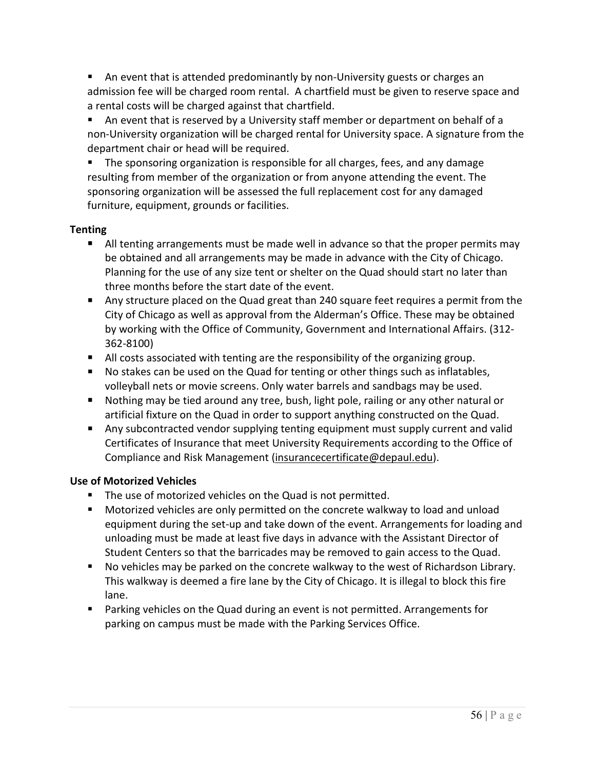- An event that is attended predominantly by non-University guests or charges an admission fee will be charged room rental. A chartfield must be given to reserve space and a rental costs will be charged against that chartfield.
- An event that is reserved by a University staff member or department on behalf of a non-University organization will be charged rental for University space. A signature from the department chair or head will be required.
- The sponsoring organization is responsible for all charges, fees, and any damage resulting from member of the organization or from anyone attending the event. The sponsoring organization will be assessed the full replacement cost for any damaged furniture, equipment, grounds or facilities.

**Tenting**

- All tenting arrangements must be made well in advance so that the proper permits may be obtained and all arrangements may be made in advance with the City of Chicago. Planning for the use of any size tent or shelter on the Quad should start no later than three months before the start date of the event.
- Any structure placed on the Quad great than 240 square feet requires a permit from the City of Chicago as well as approval from the Alderman's Office. These may be obtained by working with the Office of Community, Government and International Affairs. (312-362-8100)
- All costs associated with tenting are the responsibility of the organizing group.
- No stakes can be used on the Quad for tenting or other things such as inflatables, volleyball nets or movie screens. Only water barrels and sandbags may be used.
- Nothing may be tied around any tree, bush, light pole, railing or any other natural or artificial fixture on the Quad in order to support anything constructed on the Quad.
- Any subcontracted vendor supplying tenting equipment must supply current and valid Certificates of Insurance that meet University Requirements according to the Office of Compliance and Risk Management (insurancecertificate@depaul.edu).

**Use of Motorized Vehicles**

- The use of motorized vehicles on the Quad is not permitted.
- Motorized vehicles are only permitted on the concrete walkway to load and unload equipment during the set-up and take down of the event. Arrangements for loading and unloading must be made at least five days in advance with the Assistant Director of Student Centers so that the barricades may be removed to gain access to the Quad.
- No vehicles may be parked on the concrete walkway to the west of Richardson Library. This walkway is deemed a fire lane by the City of Chicago. It is illegal to block this fire lane.
- Parking vehicles on the Quad during an event is not permitted. Arrangements for parking on campus must be made with the Parking Services Office.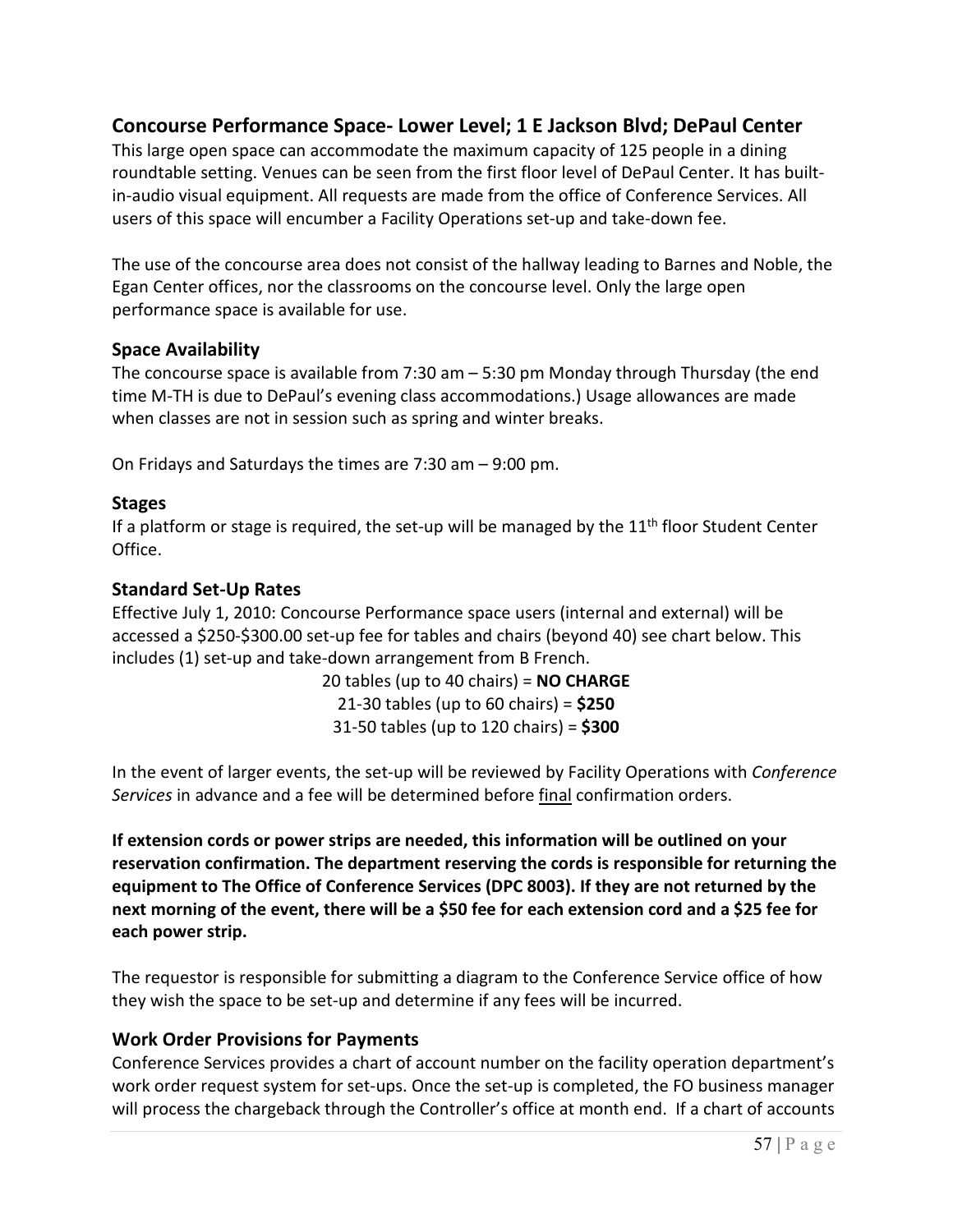## Concourse Performance Space- Lower Level; 1 E Jackson Blvd; DePaul Center

This large open space can accommodate the maximum capacity of 125 people in a dining roundtable setting. Venues can be seen from the first floor level of DePaul Center. It has built-in-audio visual equipment. All requests are made from the office of Conference Services. All users of this space will encumber a Facility Operations set-up and take-down fee.

The use of the concourse area does not consist of the hallway leading to Barnes and Noble, the Egan Center offices, nor the classrooms on the concourse level. Only the large open performance space is available for use.

### Space Availability

The concourse space is available from 7:30 am – 5:30 pm Monday through Thursday (the end time M-TH is due to DePaul's evening class accommodations.) Usage allowances are made when classes are not in session such as spring and winter breaks.

On Fridays and Saturdays the times are 7:30 am – 9:00 pm.

### Stages

If a platform or stage is required, the set-up will be managed by the 11th floor Student Center Office.

### Standard Set-Up Rates

Effective July 1, 2010: Concourse Performance space users (internal and external) will be accessed a $250-$300.00 set-up fee for tables and chairs (beyond 40) see chart below. This includes (1) set-up and take-down arrangement from B French.

20 tables (up to 40 chairs) = **NO CHARGE**
21-30 tables (up to 60 chairs) = **$250**
31-50 tables (up to 120 chairs) = **$300**

In the event of larger events, the set-up will be reviewed by Facility Operations with *Conference Services* in advance and a fee will be determined before final confirmation orders.

**If extension cords or power strips are needed, this information will be outlined on your reservation confirmation. The department reserving the cords is responsible for returning the equipment to The Office of Conference Services (DPC 8003). If they are not returned by the next morning of the event, there will be a $50 fee for each extension cord and a $25 fee for each power strip.**

The requestor is responsible for submitting a diagram to the Conference Service office of how they wish the space to be set-up and determine if any fees will be incurred.

### Work Order Provisions for Payments

Conference Services provides a chart of account number on the facility operation department's work order request system for set-ups. Once the set-up is completed, the FO business manager will process the chargeback through the Controller's office at month end. If a chart of accounts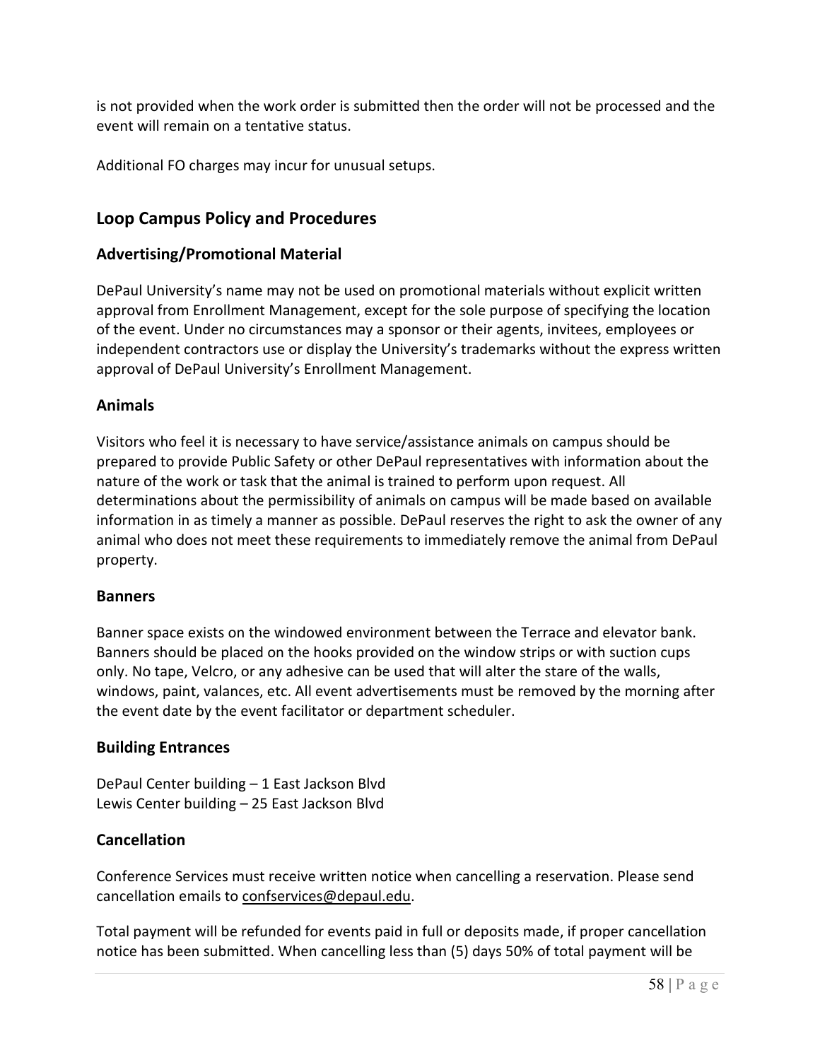is not provided when the work order is submitted then the order will not be processed and the event will remain on a tentative status.

Additional FO charges may incur for unusual setups.

## Loop Campus Policy and Procedures

### Advertising/Promotional Material

DePaul University's name may not be used on promotional materials without explicit written approval from Enrollment Management, except for the sole purpose of specifying the location of the event. Under no circumstances may a sponsor or their agents, invitees, employees or independent contractors use or display the University's trademarks without the express written approval of DePaul University's Enrollment Management.

### Animals

Visitors who feel it is necessary to have service/assistance animals on campus should be prepared to provide Public Safety or other DePaul representatives with information about the nature of the work or task that the animal is trained to perform upon request. All determinations about the permissibility of animals on campus will be made based on available information in as timely a manner as possible. DePaul reserves the right to ask the owner of any animal who does not meet these requirements to immediately remove the animal from DePaul property.

### Banners

Banner space exists on the windowed environment between the Terrace and elevator bank. Banners should be placed on the hooks provided on the window strips or with suction cups only. No tape, Velcro, or any adhesive can be used that will alter the stare of the walls, windows, paint, valances, etc. All event advertisements must be removed by the morning after the event date by the event facilitator or department scheduler.

### Building Entrances

DePaul Center building – 1 East Jackson Blvd
Lewis Center building – 25 East Jackson Blvd

### Cancellation

Conference Services must receive written notice when cancelling a reservation. Please send cancellation emails to confservices@depaul.edu.

Total payment will be refunded for events paid in full or deposits made, if proper cancellation notice has been submitted. When cancelling less than (5) days 50% of total payment will be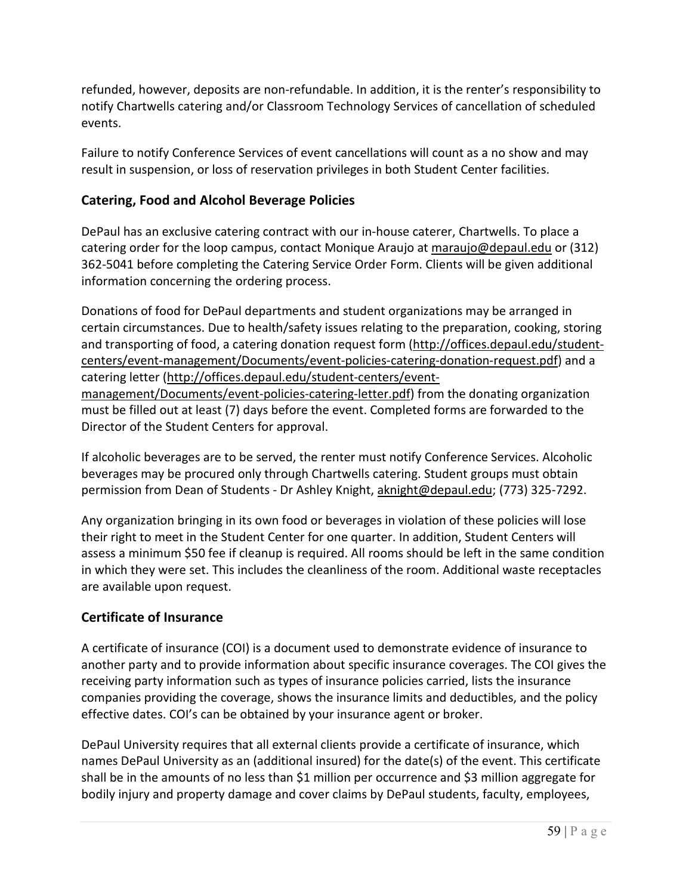refunded, however, deposits are non-refundable. In addition, it is the renter's responsibility to notify Chartwells catering and/or Classroom Technology Services of cancellation of scheduled events.

Failure to notify Conference Services of event cancellations will count as a no show and may result in suspension, or loss of reservation privileges in both Student Center facilities.

## Catering, Food and Alcohol Beverage Policies

DePaul has an exclusive catering contract with our in-house caterer, Chartwells. To place a catering order for the loop campus, contact Monique Araujo at maraujo@depaul.edu or (312) 362-5041 before completing the Catering Service Order Form. Clients will be given additional information concerning the ordering process.

Donations of food for DePaul departments and student organizations may be arranged in certain circumstances. Due to health/safety issues relating to the preparation, cooking, storing and transporting of food, a catering donation request form (http://offices.depaul.edu/student-centers/event-management/Documents/event-policies-catering-donation-request.pdf) and a catering letter (http://offices.depaul.edu/student-centers/event-management/Documents/event-policies-catering-letter.pdf) from the donating organization must be filled out at least (7) days before the event. Completed forms are forwarded to the Director of the Student Centers for approval.

If alcoholic beverages are to be served, the renter must notify Conference Services. Alcoholic beverages may be procured only through Chartwells catering. Student groups must obtain permission from Dean of Students - Dr Ashley Knight, aknight@depaul.edu; (773) 325-7292.

Any organization bringing in its own food or beverages in violation of these policies will lose their right to meet in the Student Center for one quarter. In addition, Student Centers will assess a minimum $50 fee if cleanup is required. All rooms should be left in the same condition in which they were set. This includes the cleanliness of the room. Additional waste receptacles are available upon request.

## Certificate of Insurance

A certificate of insurance (COI) is a document used to demonstrate evidence of insurance to another party and to provide information about specific insurance coverages. The COI gives the receiving party information such as types of insurance policies carried, lists the insurance companies providing the coverage, shows the insurance limits and deductibles, and the policy effective dates. COI's can be obtained by your insurance agent or broker.

DePaul University requires that all external clients provide a certificate of insurance, which names DePaul University as an (additional insured) for the date(s) of the event. This certificate shall be in the amounts of no less than $1 million per occurrence and $3 million aggregate for bodily injury and property damage and cover claims by DePaul students, faculty, employees,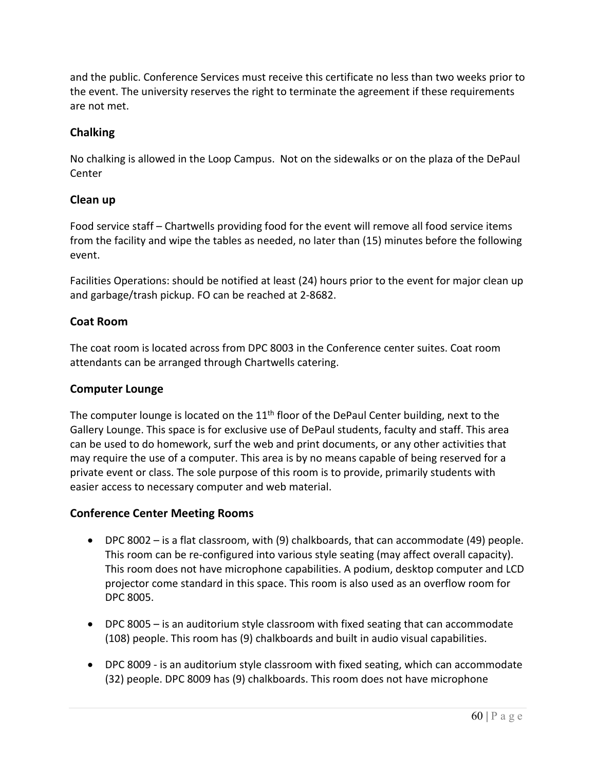and the public. Conference Services must receive this certificate no less than two weeks prior to the event. The university reserves the right to terminate the agreement if these requirements are not met.

### Chalking

No chalking is allowed in the Loop Campus.  Not on the sidewalks or on the plaza of the DePaul Center

### Clean up

Food service staff – Chartwells providing food for the event will remove all food service items from the facility and wipe the tables as needed, no later than (15) minutes before the following event.

Facilities Operations: should be notified at least (24) hours prior to the event for major clean up and garbage/trash pickup. FO can be reached at 2-8682.

### Coat Room

The coat room is located across from DPC 8003 in the Conference center suites. Coat room attendants can be arranged through Chartwells catering.

### Computer Lounge

The computer lounge is located on the 11th floor of the DePaul Center building, next to the Gallery Lounge. This space is for exclusive use of DePaul students, faculty and staff. This area can be used to do homework, surf the web and print documents, or any other activities that may require the use of a computer. This area is by no means capable of being reserved for a private event or class. The sole purpose of this room is to provide, primarily students with easier access to necessary computer and web material.

### Conference Center Meeting Rooms

- DPC 8002 – is a flat classroom, with (9) chalkboards, that can accommodate (49) people. This room can be re-configured into various style seating (may affect overall capacity). This room does not have microphone capabilities. A podium, desktop computer and LCD projector come standard in this space. This room is also used as an overflow room for DPC 8005.

- DPC 8005 – is an auditorium style classroom with fixed seating that can accommodate (108) people. This room has (9) chalkboards and built in audio visual capabilities.

- DPC 8009 - is an auditorium style classroom with fixed seating, which can accommodate (32) people. DPC 8009 has (9) chalkboards. This room does not have microphone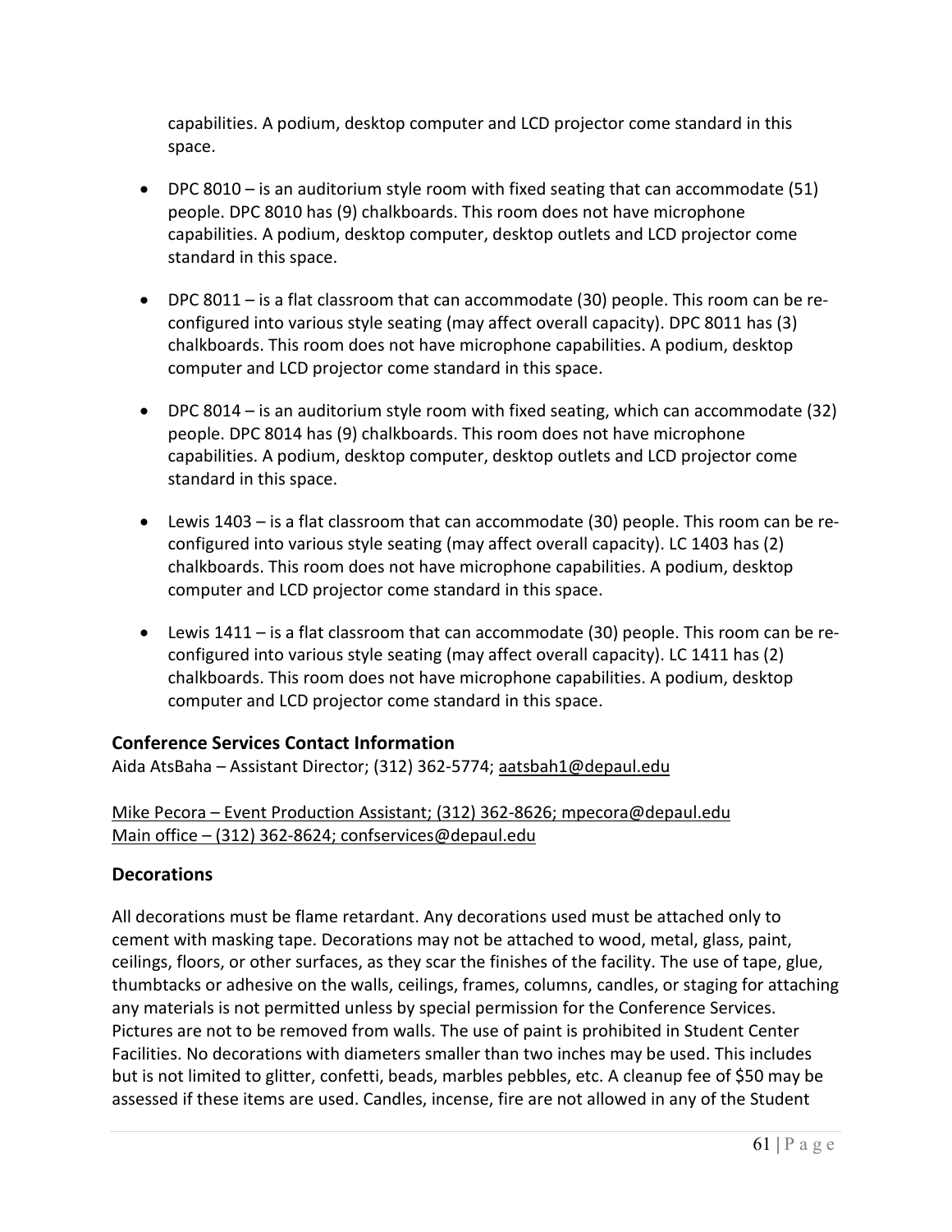capabilities. A podium, desktop computer and LCD projector come standard in this space.

- DPC 8010 – is an auditorium style room with fixed seating that can accommodate (51) people. DPC 8010 has (9) chalkboards. This room does not have microphone capabilities. A podium, desktop computer, desktop outlets and LCD projector come standard in this space.

- DPC 8011 – is a flat classroom that can accommodate (30) people. This room can be re-configured into various style seating (may affect overall capacity). DPC 8011 has (3) chalkboards. This room does not have microphone capabilities. A podium, desktop computer and LCD projector come standard in this space.

- DPC 8014 – is an auditorium style room with fixed seating, which can accommodate (32) people. DPC 8014 has (9) chalkboards. This room does not have microphone capabilities. A podium, desktop computer, desktop outlets and LCD projector come standard in this space.

- Lewis 1403 – is a flat classroom that can accommodate (30) people. This room can be re-configured into various style seating (may affect overall capacity). LC 1403 has (2) chalkboards. This room does not have microphone capabilities. A podium, desktop computer and LCD projector come standard in this space.

- Lewis 1411 – is a flat classroom that can accommodate (30) people. This room can be re-configured into various style seating (may affect overall capacity). LC 1411 has (2) chalkboards. This room does not have microphone capabilities. A podium, desktop computer and LCD projector come standard in this space.

## Conference Services Contact Information

Aida AtsBaha – Assistant Director; (312) 362-5774; aatsbah1@depaul.edu

Mike Pecora – Event Production Assistant; (312) 362-8626; mpecora@depaul.edu
Main office – (312) 362-8624; confservices@depaul.edu

## Decorations

All decorations must be flame retardant. Any decorations used must be attached only to cement with masking tape. Decorations may not be attached to wood, metal, glass, paint, ceilings, floors, or other surfaces, as they scar the finishes of the facility. The use of tape, glue, thumbtacks or adhesive on the walls, ceilings, frames, columns, candles, or staging for attaching any materials is not permitted unless by special permission for the Conference Services. Pictures are not to be removed from walls. The use of paint is prohibited in Student Center Facilities. No decorations with diameters smaller than two inches may be used. This includes but is not limited to glitter, confetti, beads, marbles pebbles, etc. A cleanup fee of $50 may be assessed if these items are used. Candles, incense, fire are not allowed in any of the Student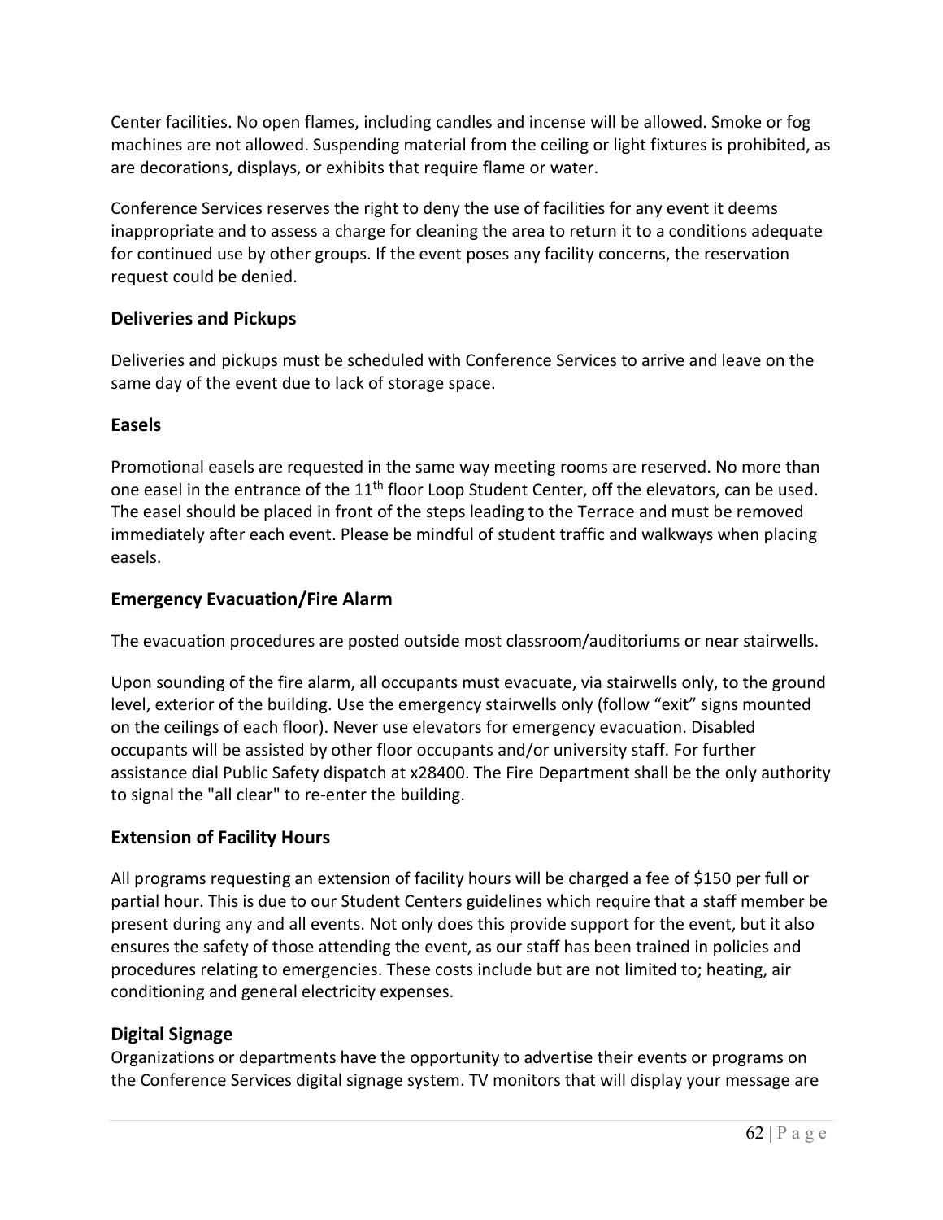Center facilities. No open flames, including candles and incense will be allowed. Smoke or fog machines are not allowed. Suspending material from the ceiling or light fixtures is prohibited, as are decorations, displays, or exhibits that require flame or water.

Conference Services reserves the right to deny the use of facilities for any event it deems inappropriate and to assess a charge for cleaning the area to return it to a conditions adequate for continued use by other groups. If the event poses any facility concerns, the reservation request could be denied.

### Deliveries and Pickups

Deliveries and pickups must be scheduled with Conference Services to arrive and leave on the same day of the event due to lack of storage space.

### Easels

Promotional easels are requested in the same way meeting rooms are reserved. No more than one easel in the entrance of the 11th floor Loop Student Center, off the elevators, can be used. The easel should be placed in front of the steps leading to the Terrace and must be removed immediately after each event. Please be mindful of student traffic and walkways when placing easels.

### Emergency Evacuation/Fire Alarm

The evacuation procedures are posted outside most classroom/auditoriums or near stairwells.

Upon sounding of the fire alarm, all occupants must evacuate, via stairwells only, to the ground level, exterior of the building. Use the emergency stairwells only (follow "exit" signs mounted on the ceilings of each floor). Never use elevators for emergency evacuation. Disabled occupants will be assisted by other floor occupants and/or university staff. For further assistance dial Public Safety dispatch at x28400. The Fire Department shall be the only authority to signal the "all clear" to re-enter the building.

### Extension of Facility Hours

All programs requesting an extension of facility hours will be charged a fee of $150 per full or partial hour. This is due to our Student Centers guidelines which require that a staff member be present during any and all events. Not only does this provide support for the event, but it also ensures the safety of those attending the event, as our staff has been trained in policies and procedures relating to emergencies. These costs include but are not limited to; heating, air conditioning and general electricity expenses.

### Digital Signage

Organizations or departments have the opportunity to advertise their events or programs on the Conference Services digital signage system. TV monitors that will display your message are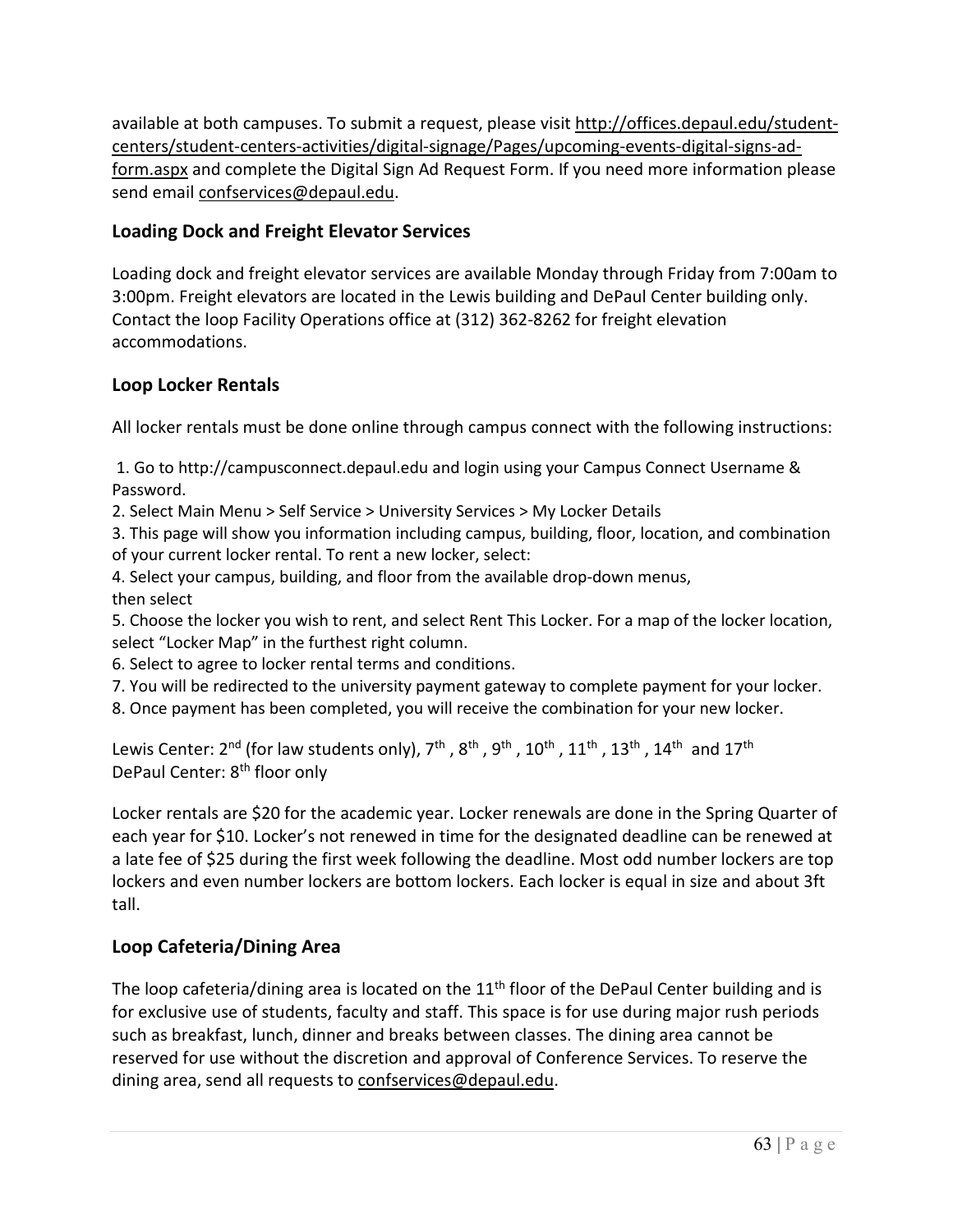available at both campuses. To submit a request, please visit http://offices.depaul.edu/student-centers/student-centers-activities/digital-signage/Pages/upcoming-events-digital-signs-ad-form.aspx and complete the Digital Sign Ad Request Form. If you need more information please send email confservices@depaul.edu.

## Loading Dock and Freight Elevator Services

Loading dock and freight elevator services are available Monday through Friday from 7:00am to 3:00pm. Freight elevators are located in the Lewis building and DePaul Center building only. Contact the loop Facility Operations office at (312) 362-8262 for freight elevation accommodations.

## Loop Locker Rentals

All locker rentals must be done online through campus connect with the following instructions:

1. Go to http://campusconnect.depaul.edu and login using your Campus Connect Username & Password.
2. Select Main Menu > Self Service > University Services > My Locker Details
3. This page will show you information including campus, building, floor, location, and combination of your current locker rental. To rent a new locker, select:
4. Select your campus, building, and floor from the available drop-down menus, then select
5. Choose the locker you wish to rent, and select Rent This Locker. For a map of the locker location, select "Locker Map" in the furthest right column.
6. Select to agree to locker rental terms and conditions.
7. You will be redirected to the university payment gateway to complete payment for your locker.
8. Once payment has been completed, you will receive the combination for your new locker.

Lewis Center: 2nd (for law students only), 7th , 8th , 9th , 10th , 11th , 13th , 14th and 17th
DePaul Center: 8th floor only

Locker rentals are $20 for the academic year. Locker renewals are done in the Spring Quarter of each year for $10. Locker's not renewed in time for the designated deadline can be renewed at a late fee of $25 during the first week following the deadline. Most odd number lockers are top lockers and even number lockers are bottom lockers. Each locker is equal in size and about 3ft tall.

## Loop Cafeteria/Dining Area

The loop cafeteria/dining area is located on the 11th floor of the DePaul Center building and is for exclusive use of students, faculty and staff. This space is for use during major rush periods such as breakfast, lunch, dinner and breaks between classes. The dining area cannot be reserved for use without the discretion and approval of Conference Services. To reserve the dining area, send all requests to confservices@depaul.edu.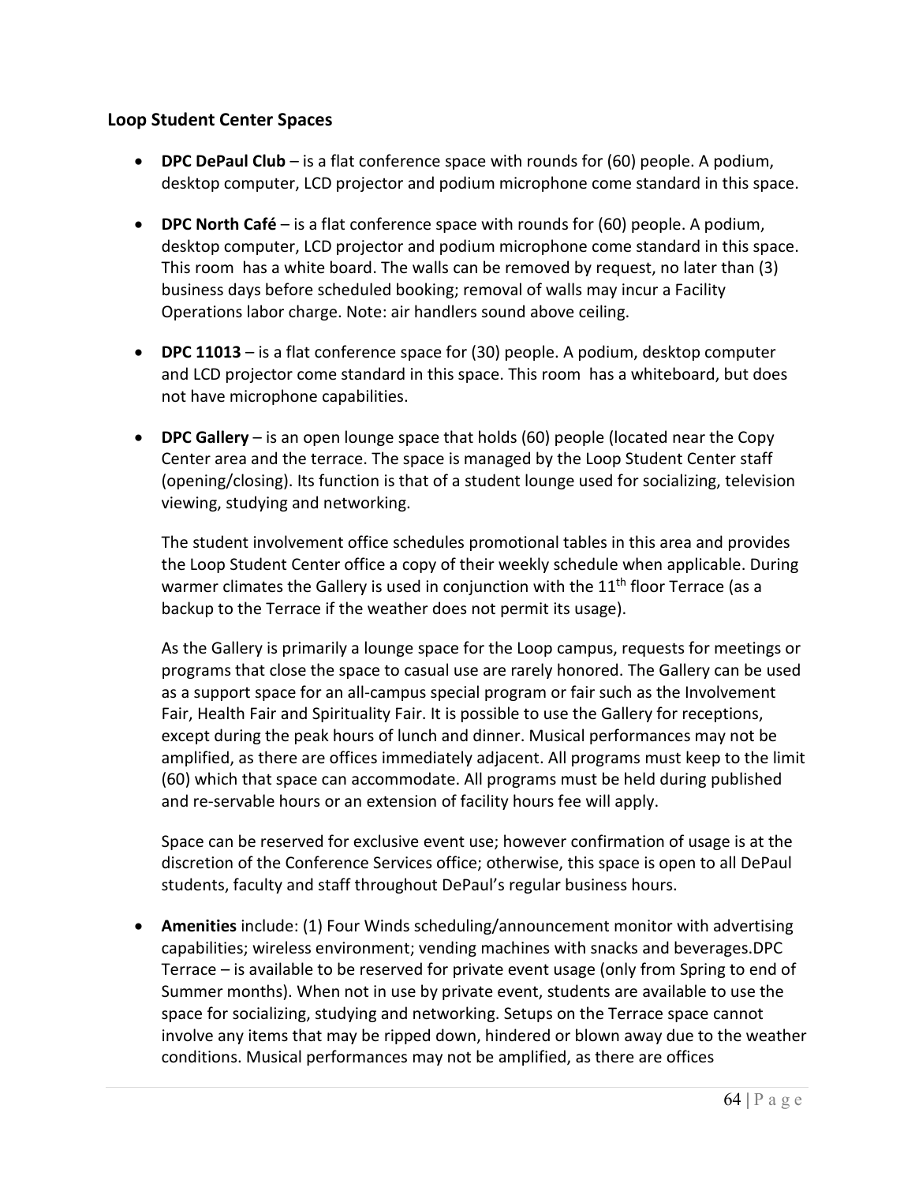### Loop Student Center Spaces

- **DPC DePaul Club** – is a flat conference space with rounds for (60) people. A podium, desktop computer, LCD projector and podium microphone come standard in this space.

- **DPC North Café** – is a flat conference space with rounds for (60) people. A podium, desktop computer, LCD projector and podium microphone come standard in this space. This room has a white board. The walls can be removed by request, no later than (3) business days before scheduled booking; removal of walls may incur a Facility Operations labor charge. Note: air handlers sound above ceiling.

- **DPC 11013** – is a flat conference space for (30) people. A podium, desktop computer and LCD projector come standard in this space. This room has a whiteboard, but does not have microphone capabilities.

- **DPC Gallery** – is an open lounge space that holds (60) people (located near the Copy Center area and the terrace. The space is managed by the Loop Student Center staff (opening/closing). Its function is that of a student lounge used for socializing, television viewing, studying and networking.

  The student involvement office schedules promotional tables in this area and provides the Loop Student Center office a copy of their weekly schedule when applicable. During warmer climates the Gallery is used in conjunction with the 11th floor Terrace (as a backup to the Terrace if the weather does not permit its usage).

  As the Gallery is primarily a lounge space for the Loop campus, requests for meetings or programs that close the space to casual use are rarely honored. The Gallery can be used as a support space for an all-campus special program or fair such as the Involvement Fair, Health Fair and Spirituality Fair. It is possible to use the Gallery for receptions, except during the peak hours of lunch and dinner. Musical performances may not be amplified, as there are offices immediately adjacent. All programs must keep to the limit (60) which that space can accommodate. All programs must be held during published and re-servable hours or an extension of facility hours fee will apply.

  Space can be reserved for exclusive event use; however confirmation of usage is at the discretion of the Conference Services office; otherwise, this space is open to all DePaul students, faculty and staff throughout DePaul's regular business hours.

- **Amenities** include: (1) Four Winds scheduling/announcement monitor with advertising capabilities; wireless environment; vending machines with snacks and beverages.DPC Terrace – is available to be reserved for private event usage (only from Spring to end of Summer months). When not in use by private event, students are available to use the space for socializing, studying and networking. Setups on the Terrace space cannot involve any items that may be ripped down, hindered or blown away due to the weather conditions. Musical performances may not be amplified, as there are offices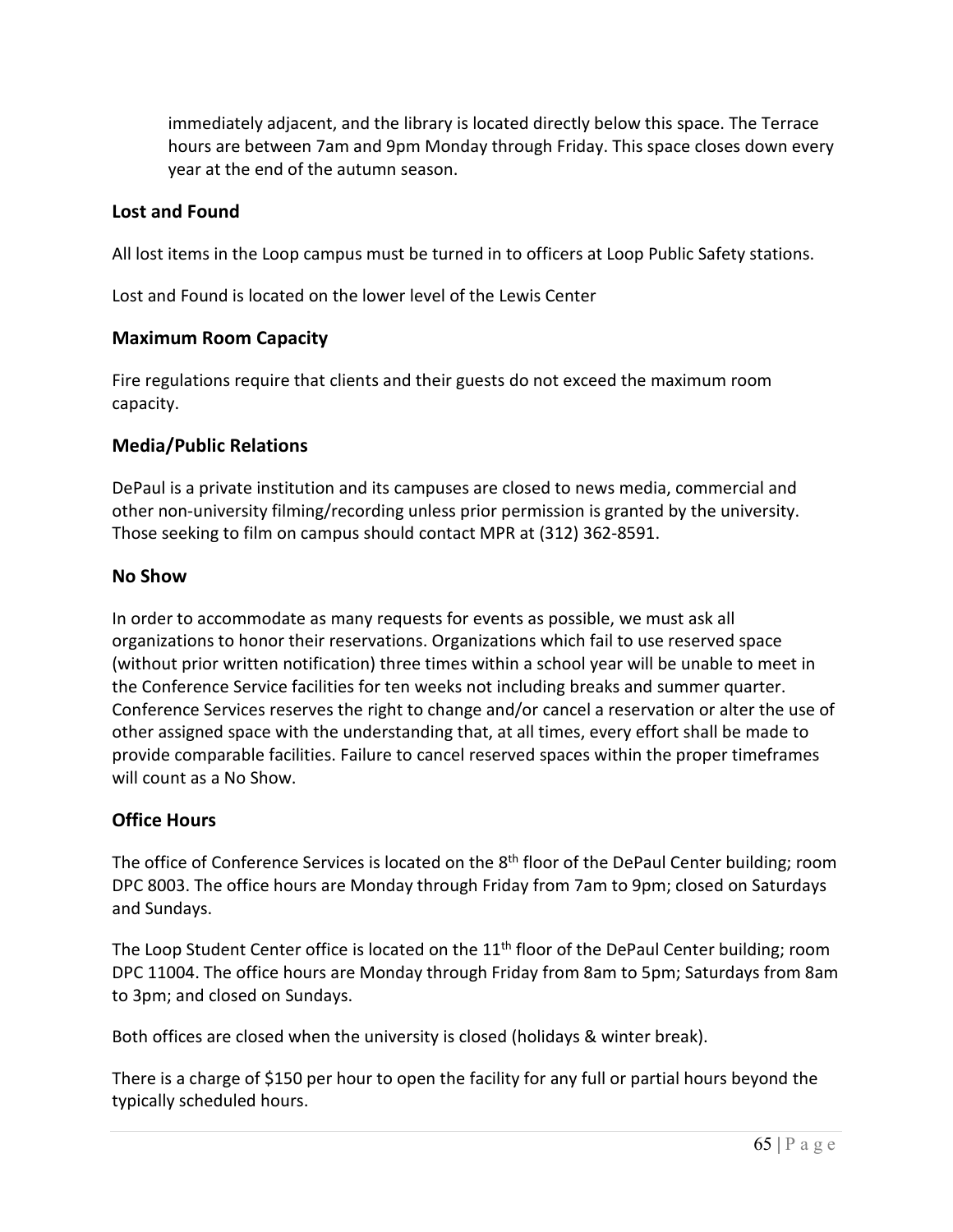immediately adjacent, and the library is located directly below this space. The Terrace hours are between 7am and 9pm Monday through Friday. This space closes down every year at the end of the autumn season.

### Lost and Found

All lost items in the Loop campus must be turned in to officers at Loop Public Safety stations.

Lost and Found is located on the lower level of the Lewis Center

### Maximum Room Capacity

Fire regulations require that clients and their guests do not exceed the maximum room capacity.

### Media/Public Relations

DePaul is a private institution and its campuses are closed to news media, commercial and other non-university filming/recording unless prior permission is granted by the university. Those seeking to film on campus should contact MPR at (312) 362-8591.

### No Show

In order to accommodate as many requests for events as possible, we must ask all organizations to honor their reservations. Organizations which fail to use reserved space (without prior written notification) three times within a school year will be unable to meet in the Conference Service facilities for ten weeks not including breaks and summer quarter. Conference Services reserves the right to change and/or cancel a reservation or alter the use of other assigned space with the understanding that, at all times, every effort shall be made to provide comparable facilities. Failure to cancel reserved spaces within the proper timeframes will count as a No Show.

### Office Hours

The office of Conference Services is located on the 8th floor of the DePaul Center building; room DPC 8003. The office hours are Monday through Friday from 7am to 9pm; closed on Saturdays and Sundays.

The Loop Student Center office is located on the 11th floor of the DePaul Center building; room DPC 11004. The office hours are Monday through Friday from 8am to 5pm; Saturdays from 8am to 3pm; and closed on Sundays.

Both offices are closed when the university is closed (holidays & winter break).

There is a charge of $150 per hour to open the facility for any full or partial hours beyond the typically scheduled hours.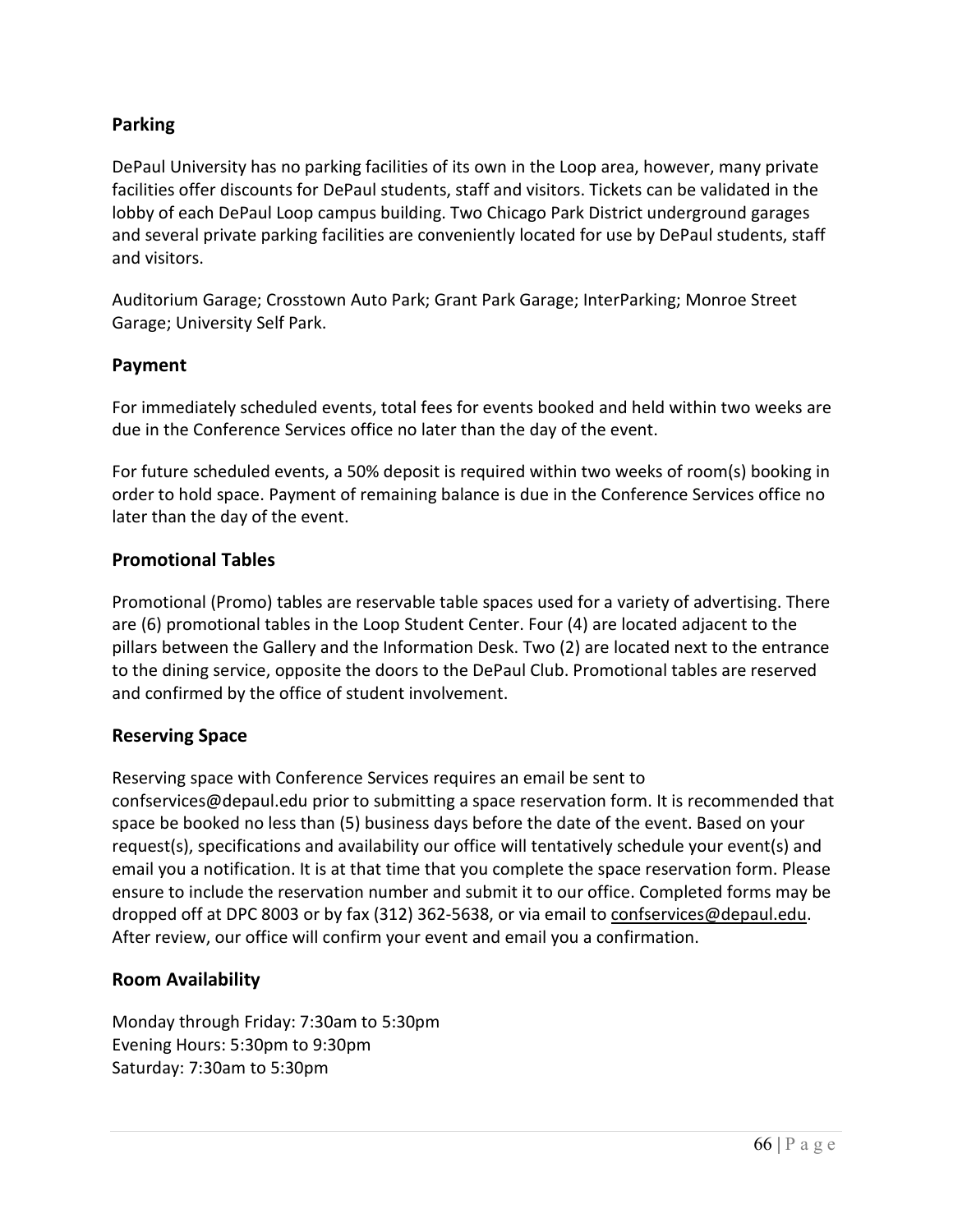## Parking

DePaul University has no parking facilities of its own in the Loop area, however, many private facilities offer discounts for DePaul students, staff and visitors. Tickets can be validated in the lobby of each DePaul Loop campus building. Two Chicago Park District underground garages and several private parking facilities are conveniently located for use by DePaul students, staff and visitors.

Auditorium Garage; Crosstown Auto Park; Grant Park Garage; InterParking; Monroe Street Garage; University Self Park.

## Payment

For immediately scheduled events, total fees for events booked and held within two weeks are due in the Conference Services office no later than the day of the event.

For future scheduled events, a 50% deposit is required within two weeks of room(s) booking in order to hold space. Payment of remaining balance is due in the Conference Services office no later than the day of the event.

## Promotional Tables

Promotional (Promo) tables are reservable table spaces used for a variety of advertising. There are (6) promotional tables in the Loop Student Center. Four (4) are located adjacent to the pillars between the Gallery and the Information Desk. Two (2) are located next to the entrance to the dining service, opposite the doors to the DePaul Club. Promotional tables are reserved and confirmed by the office of student involvement.

## Reserving Space

Reserving space with Conference Services requires an email be sent to confservices@depaul.edu prior to submitting a space reservation form. It is recommended that space be booked no less than (5) business days before the date of the event. Based on your request(s), specifications and availability our office will tentatively schedule your event(s) and email you a notification. It is at that time that you complete the space reservation form. Please ensure to include the reservation number and submit it to our office. Completed forms may be dropped off at DPC 8003 or by fax (312) 362-5638, or via email to confservices@depaul.edu. After review, our office will confirm your event and email you a confirmation.

## Room Availability

Monday through Friday: 7:30am to 5:30pm
Evening Hours: 5:30pm to 9:30pm
Saturday: 7:30am to 5:30pm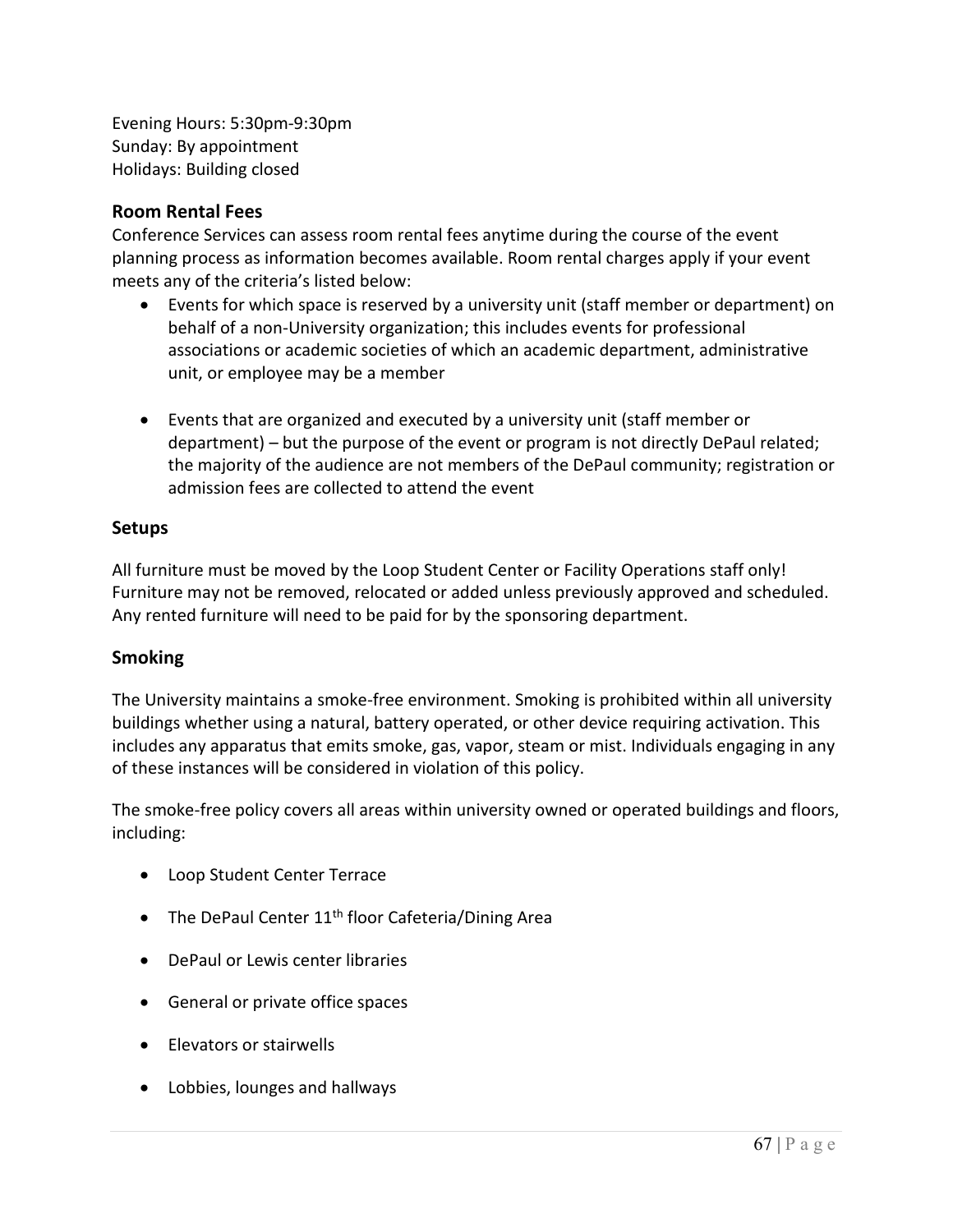Evening Hours: 5:30pm-9:30pm
Sunday: By appointment
Holidays: Building closed

### Room Rental Fees

Conference Services can assess room rental fees anytime during the course of the event planning process as information becomes available. Room rental charges apply if your event meets any of the criteria's listed below:

- Events for which space is reserved by a university unit (staff member or department) on behalf of a non-University organization; this includes events for professional associations or academic societies of which an academic department, administrative unit, or employee may be a member

- Events that are organized and executed by a university unit (staff member or department) – but the purpose of the event or program is not directly DePaul related; the majority of the audience are not members of the DePaul community; registration or admission fees are collected to attend the event

### Setups

All furniture must be moved by the Loop Student Center or Facility Operations staff only! Furniture may not be removed, relocated or added unless previously approved and scheduled. Any rented furniture will need to be paid for by the sponsoring department.

### Smoking

The University maintains a smoke-free environment. Smoking is prohibited within all university buildings whether using a natural, battery operated, or other device requiring activation. This includes any apparatus that emits smoke, gas, vapor, steam or mist. Individuals engaging in any of these instances will be considered in violation of this policy.

The smoke-free policy covers all areas within university owned or operated buildings and floors, including:

- Loop Student Center Terrace

- The DePaul Center 11th floor Cafeteria/Dining Area

- DePaul or Lewis center libraries

- General or private office spaces

- Elevators or stairwells

- Lobbies, lounges and hallways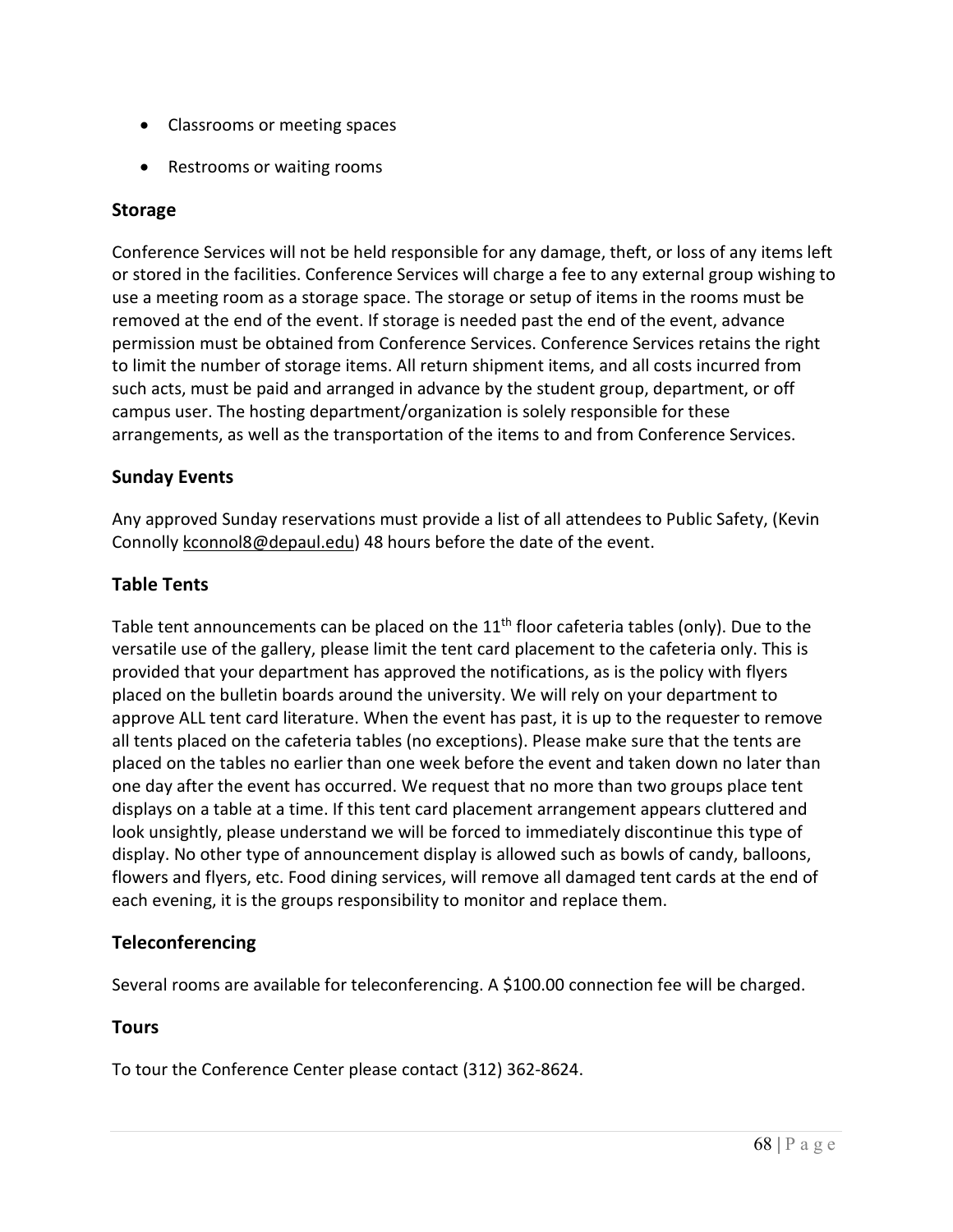- Classrooms or meeting spaces
- Restrooms or waiting rooms

## Storage

Conference Services will not be held responsible for any damage, theft, or loss of any items left or stored in the facilities. Conference Services will charge a fee to any external group wishing to use a meeting room as a storage space. The storage or setup of items in the rooms must be removed at the end of the event. If storage is needed past the end of the event, advance permission must be obtained from Conference Services. Conference Services retains the right to limit the number of storage items. All return shipment items, and all costs incurred from such acts, must be paid and arranged in advance by the student group, department, or off campus user. The hosting department/organization is solely responsible for these arrangements, as well as the transportation of the items to and from Conference Services.

## Sunday Events

Any approved Sunday reservations must provide a list of all attendees to Public Safety, (Kevin Connolly kconnol8@depaul.edu) 48 hours before the date of the event.

## Table Tents

Table tent announcements can be placed on the 11th floor cafeteria tables (only). Due to the versatile use of the gallery, please limit the tent card placement to the cafeteria only. This is provided that your department has approved the notifications, as is the policy with flyers placed on the bulletin boards around the university. We will rely on your department to approve ALL tent card literature. When the event has past, it is up to the requester to remove all tents placed on the cafeteria tables (no exceptions). Please make sure that the tents are placed on the tables no earlier than one week before the event and taken down no later than one day after the event has occurred. We request that no more than two groups place tent displays on a table at a time. If this tent card placement arrangement appears cluttered and look unsightly, please understand we will be forced to immediately discontinue this type of display. No other type of announcement display is allowed such as bowls of candy, balloons, flowers and flyers, etc. Food dining services, will remove all damaged tent cards at the end of each evening, it is the groups responsibility to monitor and replace them.

## Teleconferencing

Several rooms are available for teleconferencing. A $100.00 connection fee will be charged.

## Tours

To tour the Conference Center please contact (312) 362-8624.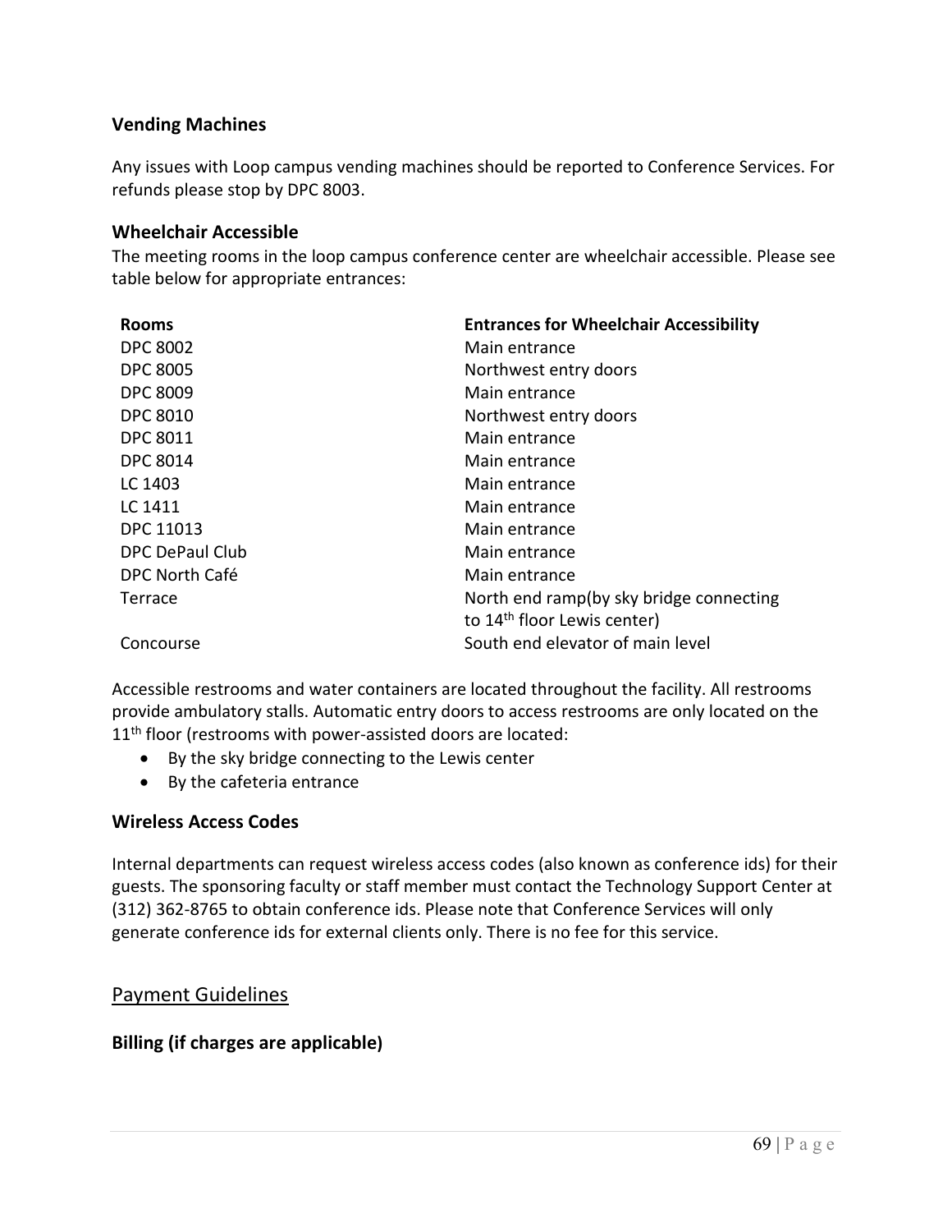### Vending Machines

Any issues with Loop campus vending machines should be reported to Conference Services. For refunds please stop by DPC 8003.

### Wheelchair Accessible

The meeting rooms in the loop campus conference center are wheelchair accessible. Please see table below for appropriate entrances:

| Rooms | Entrances for Wheelchair Accessibility |
|---|---|
| DPC 8002 | Main entrance |
| DPC 8005 | Northwest entry doors |
| DPC 8009 | Main entrance |
| DPC 8010 | Northwest entry doors |
| DPC 8011 | Main entrance |
| DPC 8014 | Main entrance |
| LC 1403 | Main entrance |
| LC 1411 | Main entrance |
| DPC 11013 | Main entrance |
| DPC DePaul Club | Main entrance |
| DPC North Café | Main entrance |
| Terrace | North end ramp(by sky bridge connecting to 14th floor Lewis center) |
| Concourse | South end elevator of main level |

Accessible restrooms and water containers are located throughout the facility. All restrooms provide ambulatory stalls. Automatic entry doors to access restrooms are only located on the 11th floor (restrooms with power-assisted doors are located:

- By the sky bridge connecting to the Lewis center
- By the cafeteria entrance

### Wireless Access Codes

Internal departments can request wireless access codes (also known as conference ids) for their guests. The sponsoring faculty or staff member must contact the Technology Support Center at (312) 362-8765 to obtain conference ids. Please note that Conference Services will only generate conference ids for external clients only. There is no fee for this service.

## Payment Guidelines

### Billing (if charges are applicable)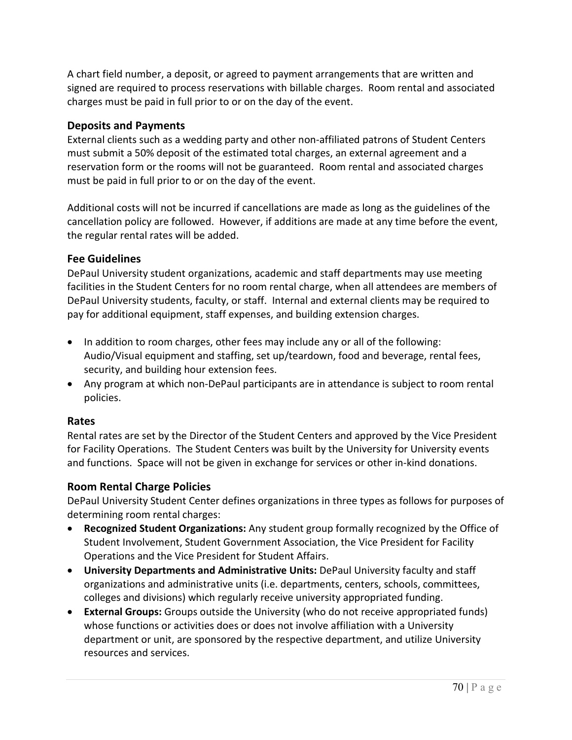A chart field number, a deposit, or agreed to payment arrangements that are written and signed are required to process reservations with billable charges. Room rental and associated charges must be paid in full prior to or on the day of the event.

### Deposits and Payments

External clients such as a wedding party and other non-affiliated patrons of Student Centers must submit a 50% deposit of the estimated total charges, an external agreement and a reservation form or the rooms will not be guaranteed. Room rental and associated charges must be paid in full prior to or on the day of the event.

Additional costs will not be incurred if cancellations are made as long as the guidelines of the cancellation policy are followed. However, if additions are made at any time before the event, the regular rental rates will be added.

### Fee Guidelines

DePaul University student organizations, academic and staff departments may use meeting facilities in the Student Centers for no room rental charge, when all attendees are members of DePaul University students, faculty, or staff. Internal and external clients may be required to pay for additional equipment, staff expenses, and building extension charges.

- In addition to room charges, other fees may include any or all of the following: Audio/Visual equipment and staffing, set up/teardown, food and beverage, rental fees, security, and building hour extension fees.
- Any program at which non-DePaul participants are in attendance is subject to room rental policies.

### Rates

Rental rates are set by the Director of the Student Centers and approved by the Vice President for Facility Operations. The Student Centers was built by the University for University events and functions. Space will not be given in exchange for services or other in-kind donations.

### Room Rental Charge Policies

DePaul University Student Center defines organizations in three types as follows for purposes of determining room rental charges:

- **Recognized Student Organizations:** Any student group formally recognized by the Office of Student Involvement, Student Government Association, the Vice President for Facility Operations and the Vice President for Student Affairs.
- **University Departments and Administrative Units:** DePaul University faculty and staff organizations and administrative units (i.e. departments, centers, schools, committees, colleges and divisions) which regularly receive university appropriated funding.
- **External Groups:** Groups outside the University (who do not receive appropriated funds) whose functions or activities does or does not involve affiliation with a University department or unit, are sponsored by the respective department, and utilize University resources and services.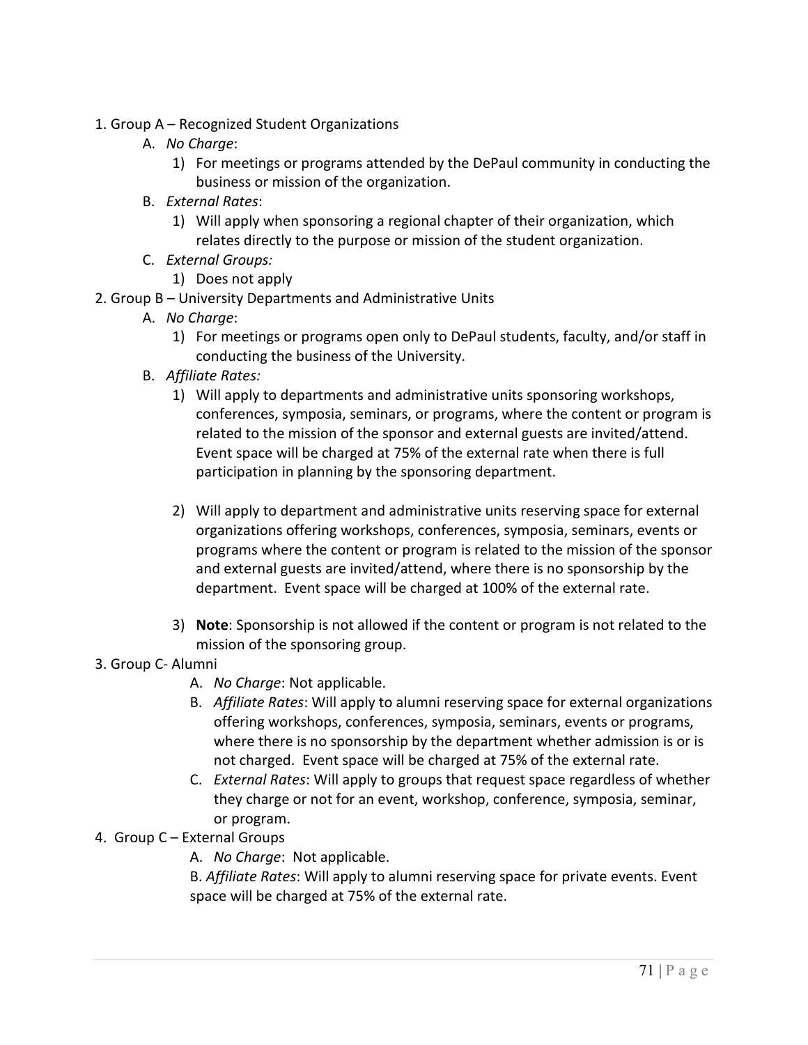1. Group A – Recognized Student Organizations
    A. *No Charge*:
        1) For meetings or programs attended by the DePaul community in conducting the business or mission of the organization.
    B. *External Rates*:
        1) Will apply when sponsoring a regional chapter of their organization, which relates directly to the purpose or mission of the student organization.
    C. *External Groups:*
        1) Does not apply
2. Group B – University Departments and Administrative Units
    A. *No Charge*:
        1) For meetings or programs open only to DePaul students, faculty, and/or staff in conducting the business of the University.
    B. *Affiliate Rates:*
        1) Will apply to departments and administrative units sponsoring workshops, conferences, symposia, seminars, or programs, where the content or program is related to the mission of the sponsor and external guests are invited/attend. Event space will be charged at 75% of the external rate when there is full participation in planning by the sponsoring department.

        2) Will apply to department and administrative units reserving space for external organizations offering workshops, conferences, symposia, seminars, events or programs where the content or program is related to the mission of the sponsor and external guests are invited/attend, where there is no sponsorship by the department. Event space will be charged at 100% of the external rate.

        3) **Note**: Sponsorship is not allowed if the content or program is not related to the mission of the sponsoring group.
3. Group C- Alumni
    A. *No Charge*: Not applicable.
    B. *Affiliate Rates*: Will apply to alumni reserving space for external organizations offering workshops, conferences, symposia, seminars, events or programs, where there is no sponsorship by the department whether admission is or is not charged. Event space will be charged at 75% of the external rate.
    C. *External Rates*: Will apply to groups that request space regardless of whether they charge or not for an event, workshop, conference, symposia, seminar, or program.
4. Group C – External Groups
    A. *No Charge*: Not applicable.
    B. *Affiliate Rates*: Will apply to alumni reserving space for private events. Event space will be charged at 75% of the external rate.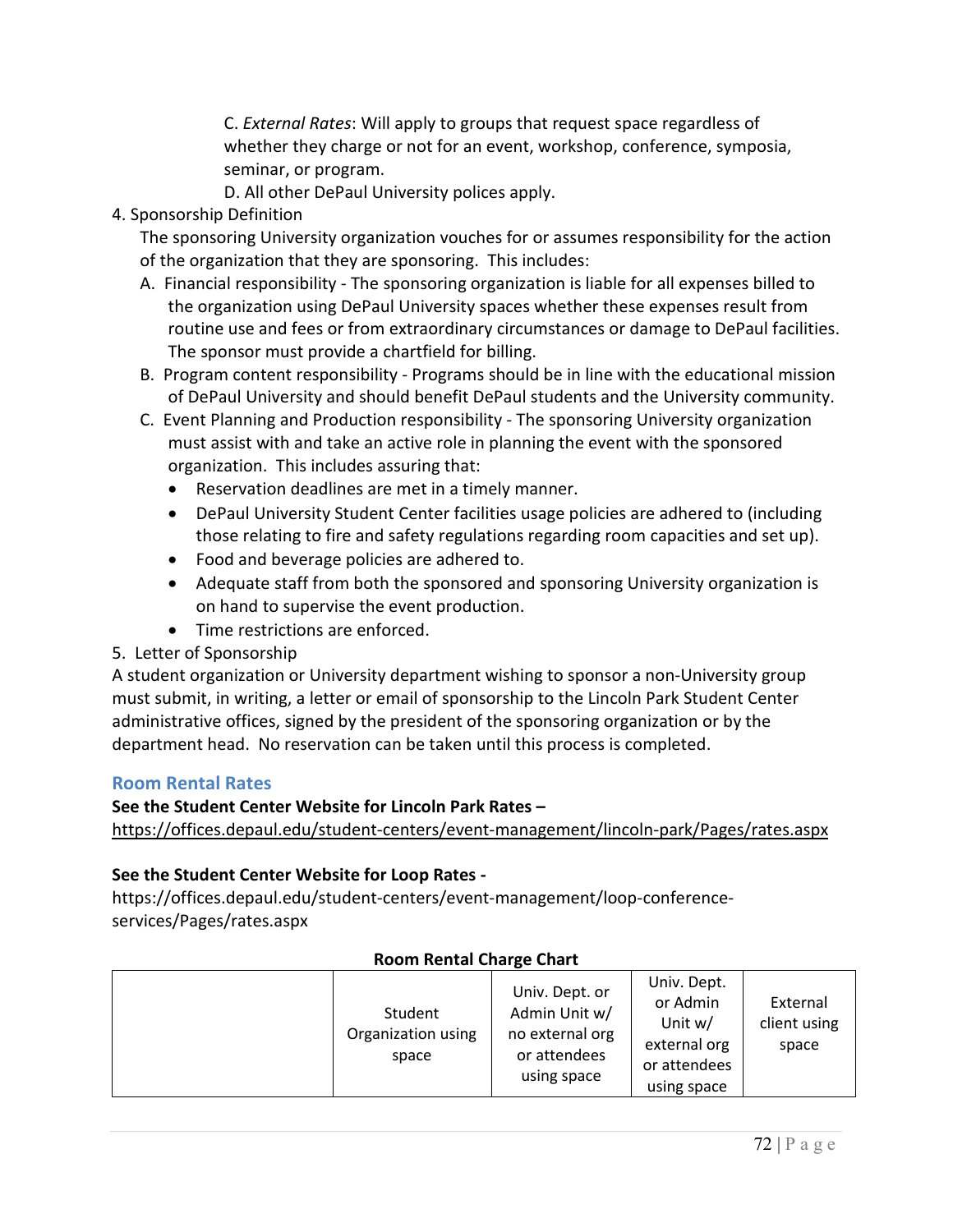C. *External Rates*: Will apply to groups that request space regardless of whether they charge or not for an event, workshop, conference, symposia, seminar, or program.

D. All other DePaul University polices apply.

4. Sponsorship Definition

The sponsoring University organization vouches for or assumes responsibility for the action of the organization that they are sponsoring. This includes:

A. Financial responsibility - The sponsoring organization is liable for all expenses billed to the organization using DePaul University spaces whether these expenses result from routine use and fees or from extraordinary circumstances or damage to DePaul facilities. The sponsor must provide a chartfield for billing.

B. Program content responsibility - Programs should be in line with the educational mission of DePaul University and should benefit DePaul students and the University community.

C. Event Planning and Production responsibility - The sponsoring University organization must assist with and take an active role in planning the event with the sponsored organization. This includes assuring that:

- Reservation deadlines are met in a timely manner.
- DePaul University Student Center facilities usage policies are adhered to (including those relating to fire and safety regulations regarding room capacities and set up).
- Food and beverage policies are adhered to.
- Adequate staff from both the sponsored and sponsoring University organization is on hand to supervise the event production.
- Time restrictions are enforced.

5. Letter of Sponsorship

A student organization or University department wishing to sponsor a non-University group must submit, in writing, a letter or email of sponsorship to the Lincoln Park Student Center administrative offices, signed by the president of the sponsoring organization or by the department head. No reservation can be taken until this process is completed.

## Room Rental Rates

**See the Student Center Website for Lincoln Park Rates –**
https://offices.depaul.edu/student-centers/event-management/lincoln-park/Pages/rates.aspx

**See the Student Center Website for Loop Rates -**
https://offices.depaul.edu/student-centers/event-management/loop-conference-services/Pages/rates.aspx

**Room Rental Charge Chart**

| | Student Organization using space | Univ. Dept. or Admin Unit w/ no external org or attendees using space | Univ. Dept. or Admin Unit w/ external org or attendees using space | External client using space |
|---|---|---|---|---|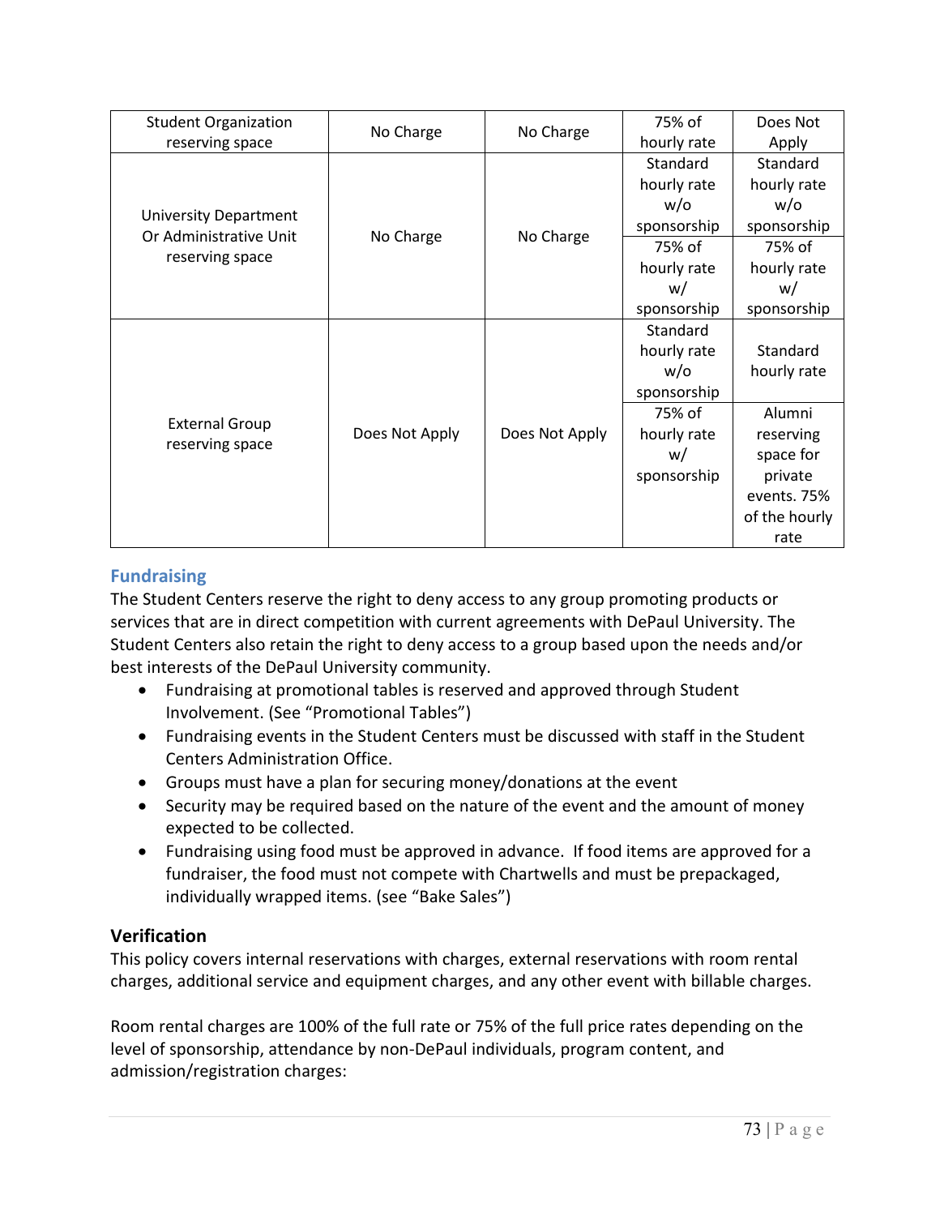| Student Organization reserving space | No Charge | No Charge | 75% of hourly rate | Does Not Apply |
|---|---|---|---|---|
| University Department Or Administrative Unit reserving space | No Charge | No Charge | Standard hourly rate w/o sponsorship | Standard hourly rate w/o sponsorship |
| | | | 75% of hourly rate w/ sponsorship | 75% of hourly rate w/ sponsorship |
| External Group reserving space | Does Not Apply | Does Not Apply | Standard hourly rate w/o sponsorship | Standard hourly rate |
| | | | 75% of hourly rate w/ sponsorship | Alumni reserving space for private events. 75% of the hourly rate |

## Fundraising

The Student Centers reserve the right to deny access to any group promoting products or services that are in direct competition with current agreements with DePaul University. The Student Centers also retain the right to deny access to a group based upon the needs and/or best interests of the DePaul University community.

- Fundraising at promotional tables is reserved and approved through Student Involvement. (See "Promotional Tables")
- Fundraising events in the Student Centers must be discussed with staff in the Student Centers Administration Office.
- Groups must have a plan for securing money/donations at the event
- Security may be required based on the nature of the event and the amount of money expected to be collected.
- Fundraising using food must be approved in advance. If food items are approved for a fundraiser, the food must not compete with Chartwells and must be prepackaged, individually wrapped items. (see "Bake Sales")

## Verification

This policy covers internal reservations with charges, external reservations with room rental charges, additional service and equipment charges, and any other event with billable charges.

Room rental charges are 100% of the full rate or 75% of the full price rates depending on the level of sponsorship, attendance by non-DePaul individuals, program content, and admission/registration charges: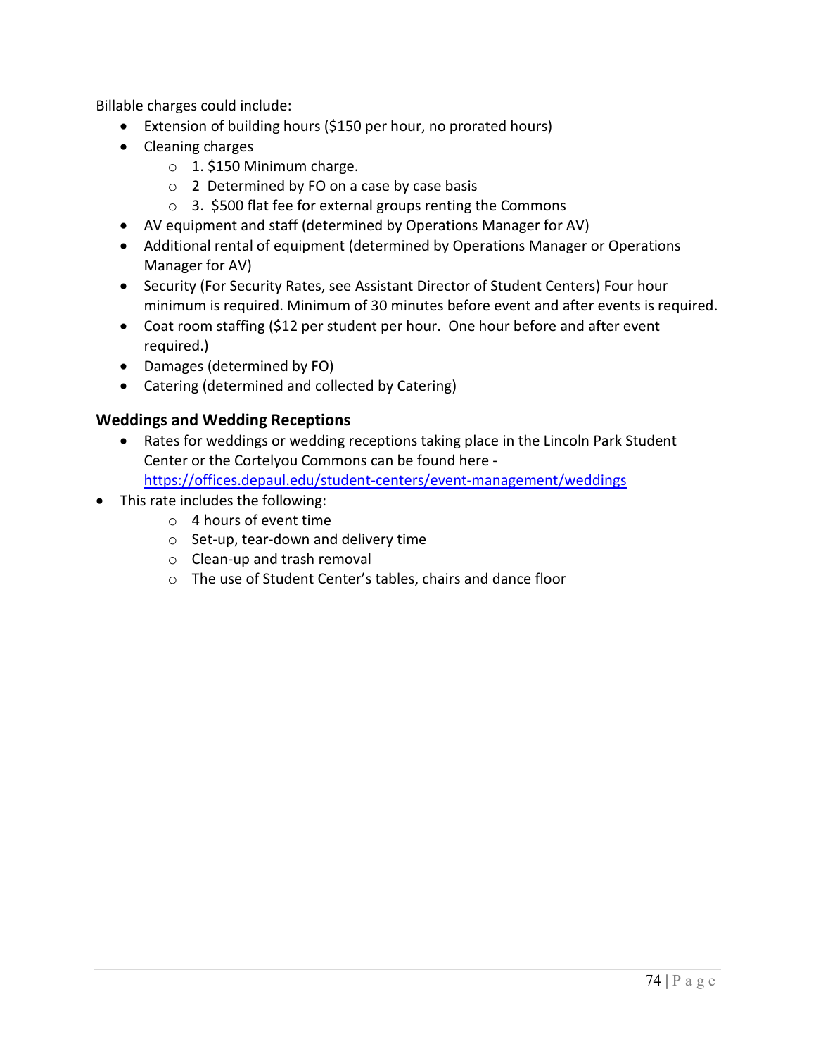Billable charges could include:

- Extension of building hours ($150 per hour, no prorated hours)
- Cleaning charges
    - 1. $150 Minimum charge.
    - 2 Determined by FO on a case by case basis
    - 3. $500 flat fee for external groups renting the Commons
- AV equipment and staff (determined by Operations Manager for AV)
- Additional rental of equipment (determined by Operations Manager or Operations Manager for AV)
- Security (For Security Rates, see Assistant Director of Student Centers) Four hour minimum is required. Minimum of 30 minutes before event and after events is required.
- Coat room staffing ($12 per student per hour. One hour before and after event required.)
- Damages (determined by FO)
- Catering (determined and collected by Catering)

### Weddings and Wedding Receptions

- Rates for weddings or wedding receptions taking place in the Lincoln Park Student Center or the Cortelyou Commons can be found here - https://offices.depaul.edu/student-centers/event-management/weddings
- This rate includes the following:
    - 4 hours of event time
    - Set-up, tear-down and delivery time
    - Clean-up and trash removal
    - The use of Student Center's tables, chairs and dance floor